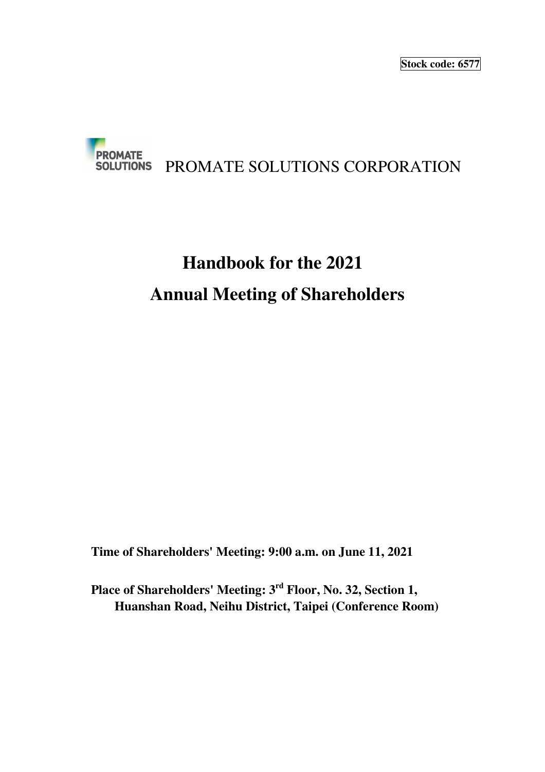**Stock code: 6577**

PROMATE SOLUTIONS CORPORATION

# Handbook for the 2021 Annual Meeting of Shareholders

**Time of Shareholders' Meeting: 9:00 a.m. on June 11, 2021**

**Place of Shareholders' Meeting: 3rd Floor, No. 32, Section 1, Huanshan Road, Neihu District, Taipei (Conference Room)**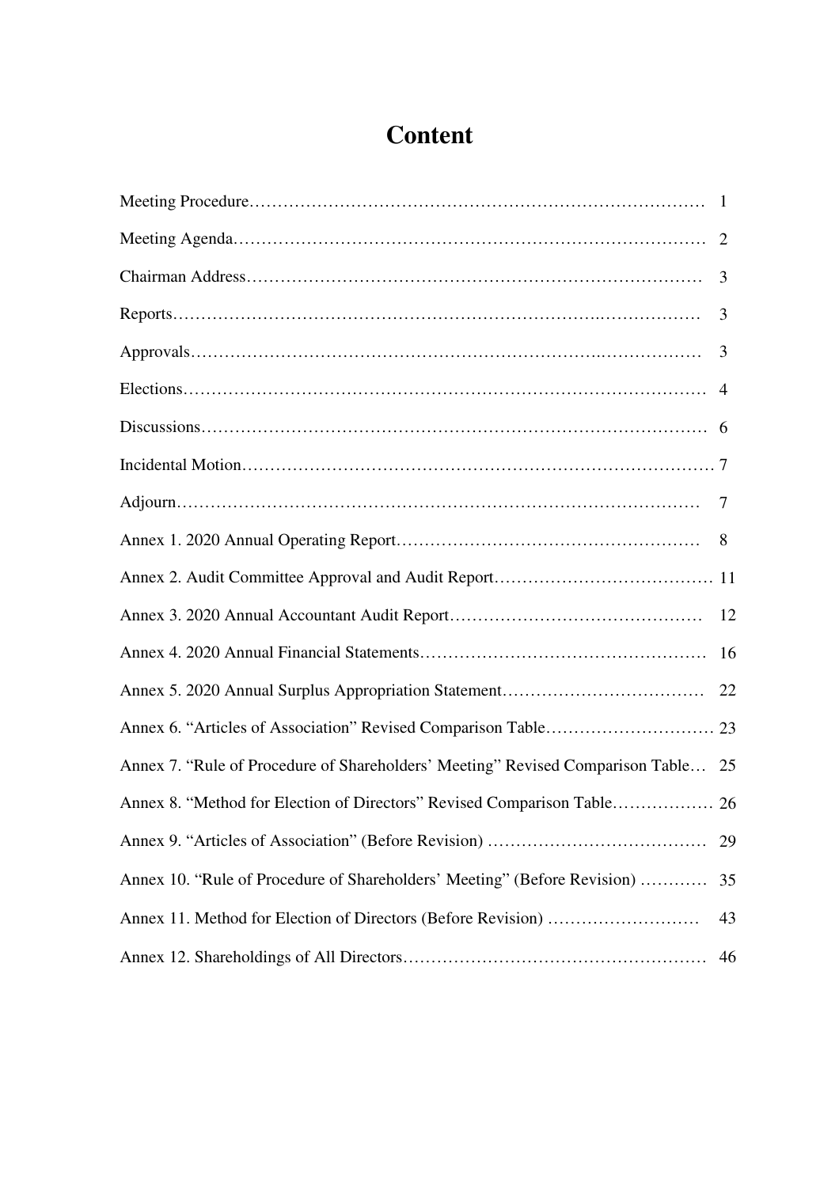# Content

| | |
|---|---|
| Meeting Procedure | 1 |
| Meeting Agenda | 2 |
| Chairman Address | 3 |
| Reports | 3 |
| Approvals | 3 |
| Elections | 4 |
| Discussions | 6 |
| Incidental Motion | 7 |
| Adjourn | 7 |
| Annex 1. 2020 Annual Operating Report | 8 |
| Annex 2. Audit Committee Approval and Audit Report | 11 |
| Annex 3. 2020 Annual Accountant Audit Report | 12 |
| Annex 4. 2020 Annual Financial Statements | 16 |
| Annex 5. 2020 Annual Surplus Appropriation Statement | 22 |
| Annex 6. "Articles of Association" Revised Comparison Table | 23 |
| Annex 7. "Rule of Procedure of Shareholders' Meeting" Revised Comparison Table | 25 |
| Annex 8. "Method for Election of Directors" Revised Comparison Table | 26 |
| Annex 9. "Articles of Association" (Before Revision) | 29 |
| Annex 10. "Rule of Procedure of Shareholders' Meeting" (Before Revision) | 35 |
| Annex 11. Method for Election of Directors (Before Revision) | 43 |
| Annex 12. Shareholdings of All Directors | 46 |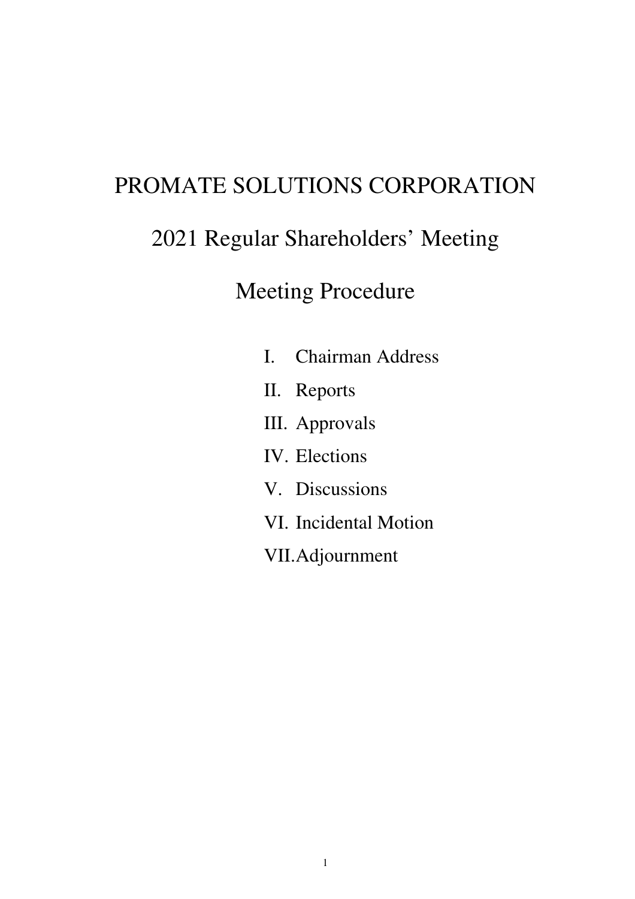# PROMATE SOLUTIONS CORPORATION

# 2021 Regular Shareholders' Meeting

# Meeting Procedure

I. Chairman Address

II. Reports

III. Approvals

IV. Elections

V. Discussions

VI. Incidental Motion

VII. Adjournment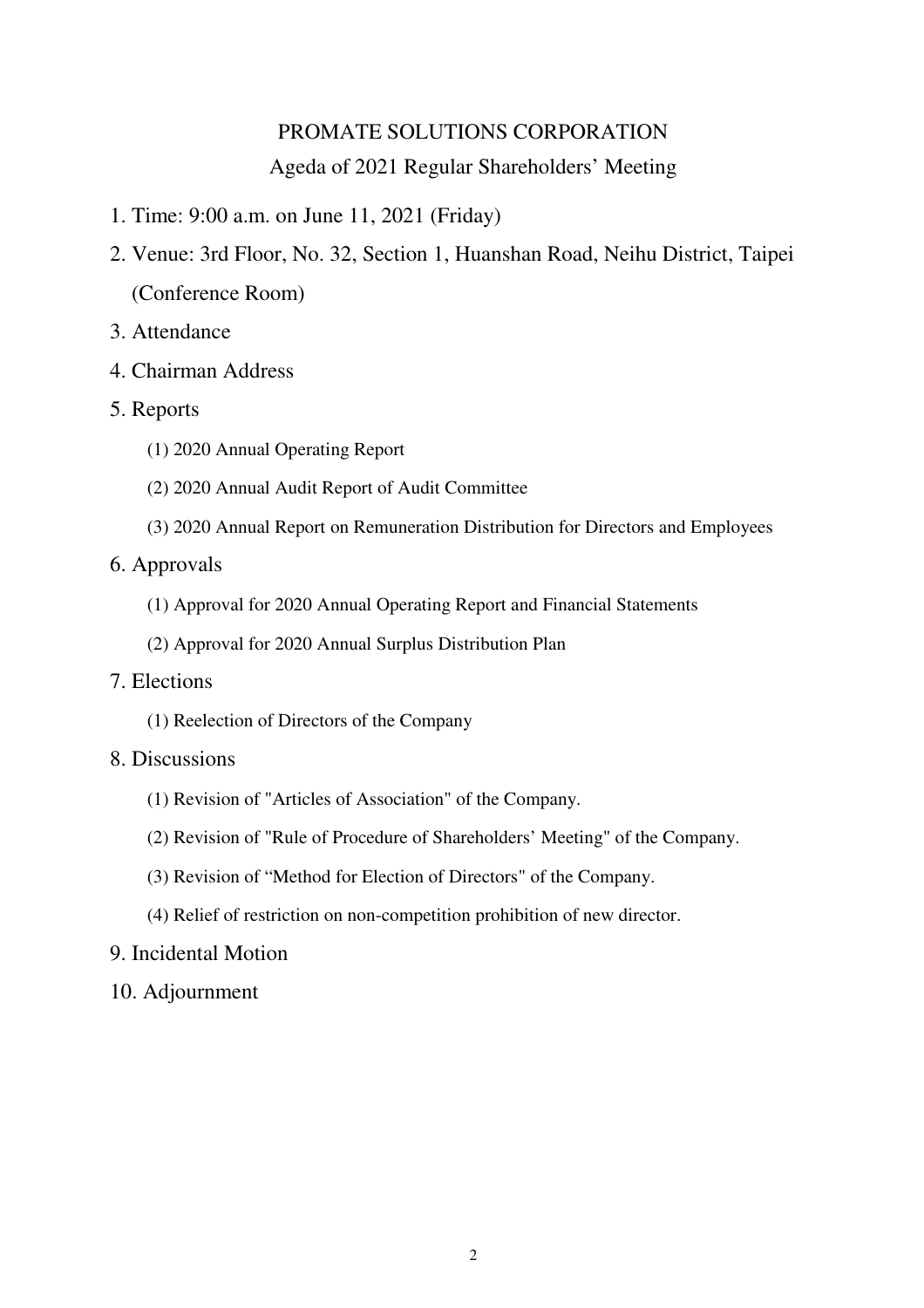# PROMATE SOLUTIONS CORPORATION

## Ageda of 2021 Regular Shareholders' Meeting

1. Time: 9:00 a.m. on June 11, 2021 (Friday)
2. Venue: 3rd Floor, No. 32, Section 1, Huanshan Road, Neihu District, Taipei (Conference Room)
3. Attendance
4. Chairman Address
5. Reports
   - (1) 2020 Annual Operating Report
   - (2) 2020 Annual Audit Report of Audit Committee
   - (3) 2020 Annual Report on Remuneration Distribution for Directors and Employees
6. Approvals
   - (1) Approval for 2020 Annual Operating Report and Financial Statements
   - (2) Approval for 2020 Annual Surplus Distribution Plan
7. Elections
   - (1) Reelection of Directors of the Company
8. Discussions
   - (1) Revision of "Articles of Association" of the Company.
   - (2) Revision of "Rule of Procedure of Shareholders' Meeting" of the Company.
   - (3) Revision of "Method for Election of Directors" of the Company.
   - (4) Relief of restriction on non-competition prohibition of new director.
9. Incidental Motion
10. Adjournment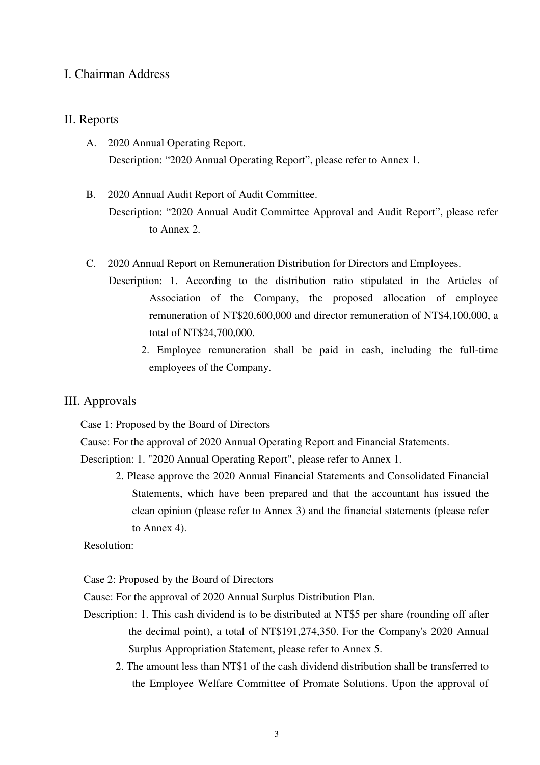## I. Chairman Address

## II. Reports

A. 2020 Annual Operating Report.

Description: “2020 Annual Operating Report”, please refer to Annex 1.

B. 2020 Annual Audit Report of Audit Committee.

Description: “2020 Annual Audit Committee Approval and Audit Report”, please refer to Annex 2.

C. 2020 Annual Report on Remuneration Distribution for Directors and Employees.

Description: 1. According to the distribution ratio stipulated in the Articles of Association of the Company, the proposed allocation of employee remuneration of NT$20,600,000 and director remuneration of NT$4,100,000, a total of NT$24,700,000.

2. Employee remuneration shall be paid in cash, including the full-time employees of the Company.

## III. Approvals

Case 1: Proposed by the Board of Directors

Cause: For the approval of 2020 Annual Operating Report and Financial Statements.

Description: 1. "2020 Annual Operating Report", please refer to Annex 1.

2. Please approve the 2020 Annual Financial Statements and Consolidated Financial Statements, which have been prepared and that the accountant has issued the clean opinion (please refer to Annex 3) and the financial statements (please refer to Annex 4).

Resolution:

Case 2: Proposed by the Board of Directors

Cause: For the approval of 2020 Annual Surplus Distribution Plan.

Description: 1. This cash dividend is to be distributed at NT$5 per share (rounding off after the decimal point), a total of NT$191,274,350. For the Company's 2020 Annual Surplus Appropriation Statement, please refer to Annex 5.

2. The amount less than NT$1 of the cash dividend distribution shall be transferred to the Employee Welfare Committee of Promate Solutions. Upon the approval of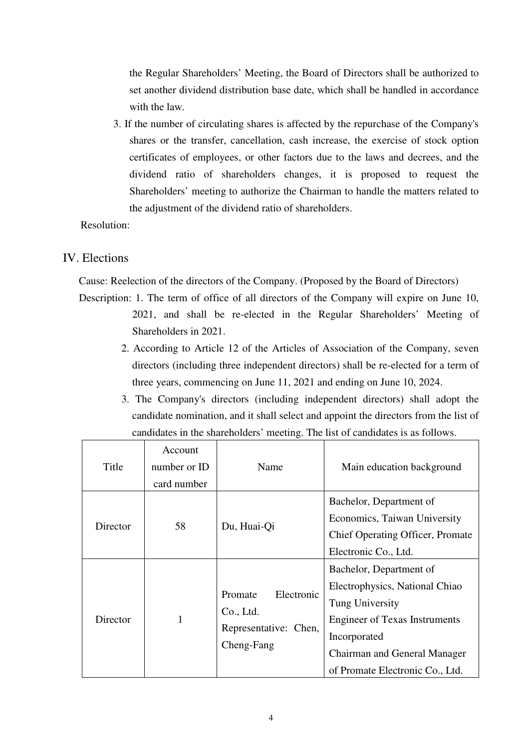the Regular Shareholders' Meeting, the Board of Directors shall be authorized to set another dividend distribution base date, which shall be handled in accordance with the law.

3. If the number of circulating shares is affected by the repurchase of the Company's shares or the transfer, cancellation, cash increase, the exercise of stock option certificates of employees, or other factors due to the laws and decrees, and the dividend ratio of shareholders changes, it is proposed to request the Shareholders' meeting to authorize the Chairman to handle the matters related to the adjustment of the dividend ratio of shareholders.

Resolution:

## IV. Elections

Cause: Reelection of the directors of the Company. (Proposed by the Board of Directors)

Description: 1. The term of office of all directors of the Company will expire on June 10, 2021, and shall be re-elected in the Regular Shareholders' Meeting of Shareholders in 2021.

2. According to Article 12 of the Articles of Association of the Company, seven directors (including three independent directors) shall be re-elected for a term of three years, commencing on June 11, 2021 and ending on June 10, 2024.

3. The Company's directors (including independent directors) shall adopt the candidate nomination, and it shall select and appoint the directors from the list of candidates in the shareholders' meeting. The list of candidates is as follows.

| Title | Account number or ID card number | Name | Main education background |
|---|---|---|---|
| Director | 58 | Du, Huai-Qi | Bachelor, Department of Economics, Taiwan University<br>Chief Operating Officer, Promate Electronic Co., Ltd. |
| Director | 1 | Promate Electronic Co., Ltd.<br>Representative: Chen, Cheng-Fang | Bachelor, Department of Electrophysics, National Chiao Tung University<br>Engineer of Texas Instruments Incorporated<br>Chairman and General Manager of Promate Electronic Co., Ltd. |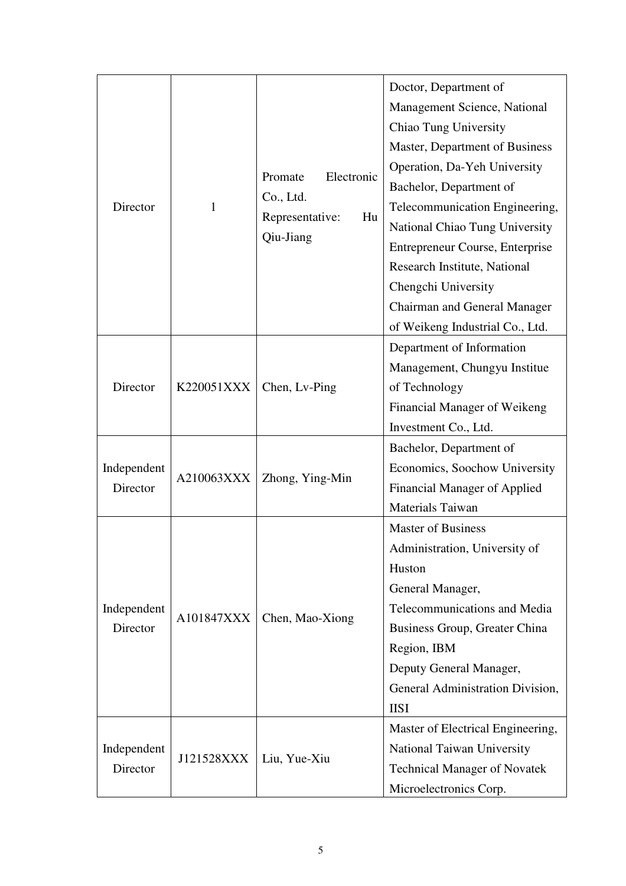| Director | 1 | Promate Electronic Co., Ltd. Representative: Hu Qiu-Jiang | Doctor, Department of Management Science, National Chiao Tung University<br>Master, Department of Business Operation, Da-Yeh University<br>Bachelor, Department of Telecommunication Engineering, National Chiao Tung University<br>Entrepreneur Course, Enterprise Research Institute, National Chengchi University<br>Chairman and General Manager of Weikeng Industrial Co., Ltd. |
|---|---|---|---|
| Director | K220051XXX | Chen, Lv-Ping | Department of Information Management, Chungyu Institue of Technology<br>Financial Manager of Weikeng Investment Co., Ltd. |
| Independent Director | A210063XXX | Zhong, Ying-Min | Bachelor, Department of Economics, Soochow University<br>Financial Manager of Applied Materials Taiwan |
| Independent Director | A101847XXX | Chen, Mao-Xiong | Master of Business Administration, University of Huston<br>General Manager, Telecommunications and Media Business Group, Greater China Region, IBM<br>Deputy General Manager, General Administration Division, IISI |
| Independent Director | J121528XXX | Liu, Yue-Xiu | Master of Electrical Engineering, National Taiwan University<br>Technical Manager of Novatek Microelectronics Corp. |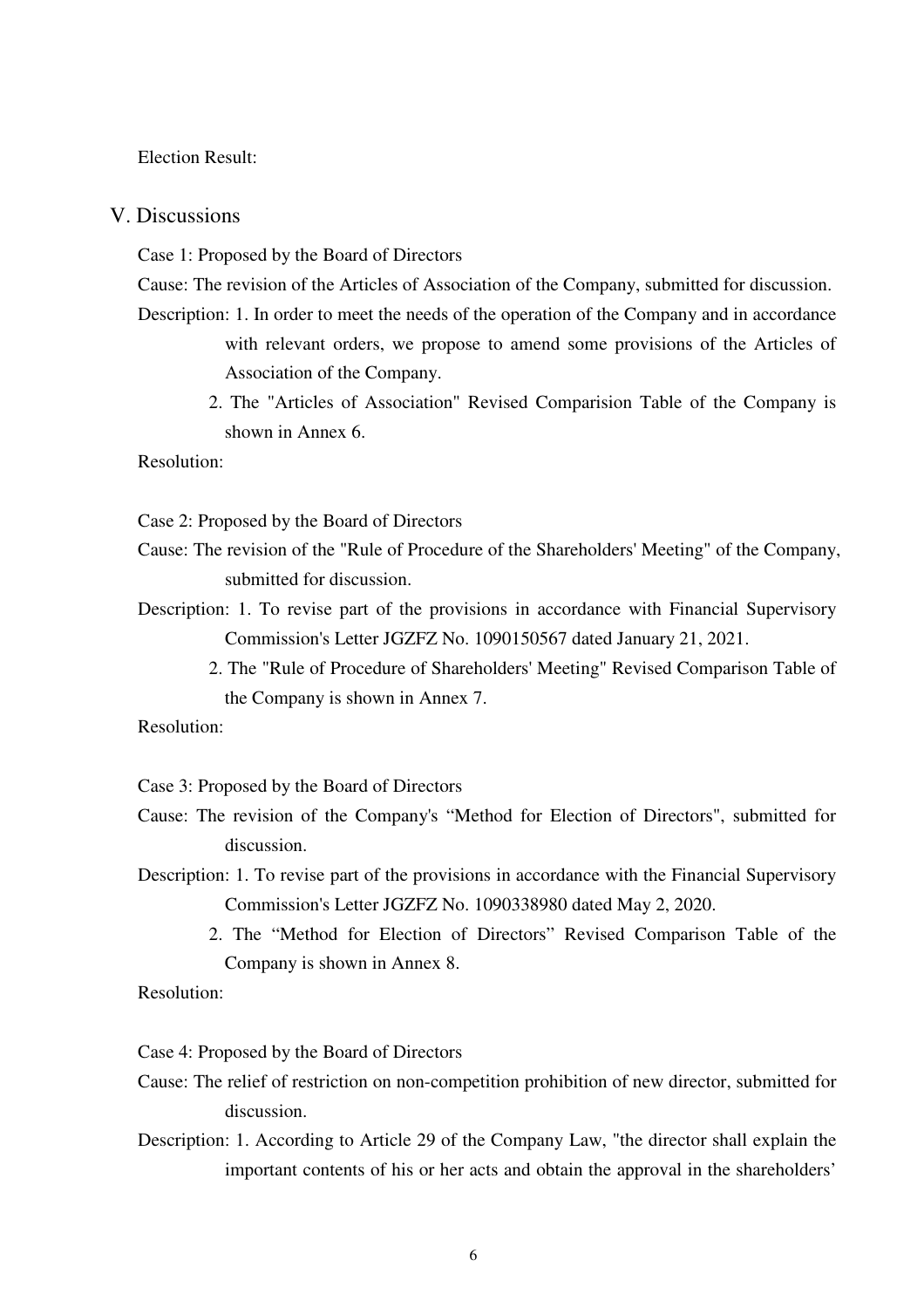Election Result:

## V. Discussions

Case 1: Proposed by the Board of Directors

Cause: The revision of the Articles of Association of the Company, submitted for discussion.

Description: 1. In order to meet the needs of the operation of the Company and in accordance with relevant orders, we propose to amend some provisions of the Articles of Association of the Company.

2. The "Articles of Association" Revised Comparision Table of the Company is shown in Annex 6.

Resolution:

Case 2: Proposed by the Board of Directors

Cause: The revision of the "Rule of Procedure of the Shareholders' Meeting" of the Company, submitted for discussion.

Description: 1. To revise part of the provisions in accordance with Financial Supervisory Commission's Letter JGZFZ No. 1090150567 dated January 21, 2021.

2. The "Rule of Procedure of Shareholders' Meeting" Revised Comparison Table of the Company is shown in Annex 7.

Resolution:

Case 3: Proposed by the Board of Directors

Cause: The revision of the Company's “Method for Election of Directors", submitted for discussion.

Description: 1. To revise part of the provisions in accordance with the Financial Supervisory Commission's Letter JGZFZ No. 1090338980 dated May 2, 2020.

2. The “Method for Election of Directors” Revised Comparison Table of the Company is shown in Annex 8.

Resolution:

Case 4: Proposed by the Board of Directors

Cause: The relief of restriction on non-competition prohibition of new director, submitted for discussion.

Description: 1. According to Article 29 of the Company Law, "the director shall explain the important contents of his or her acts and obtain the approval in the shareholders’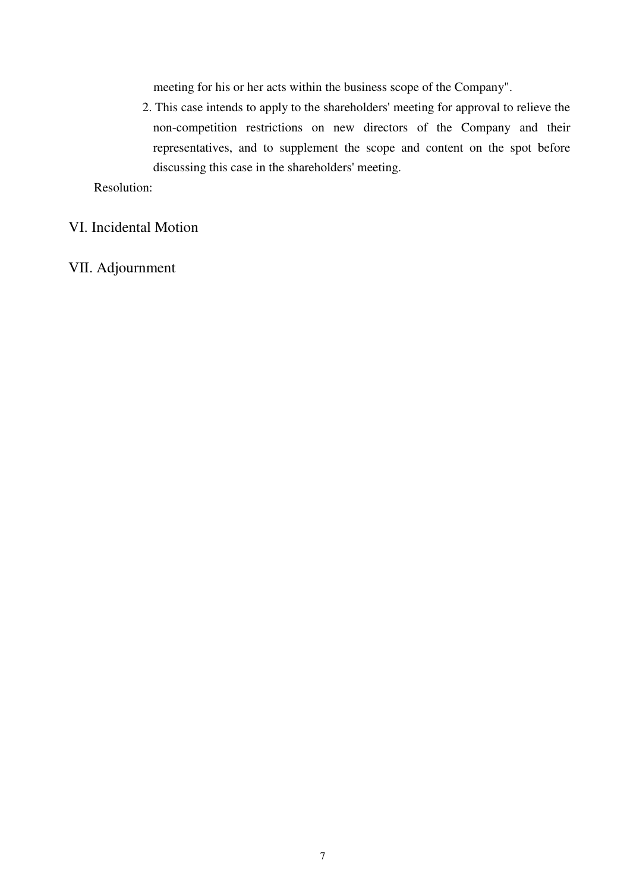meeting for his or her acts within the business scope of the Company".

2. This case intends to apply to the shareholders' meeting for approval to relieve the non-competition restrictions on new directors of the Company and their representatives, and to supplement the scope and content on the spot before discussing this case in the shareholders' meeting.

Resolution:

## VI. Incidental Motion

## VII. Adjournment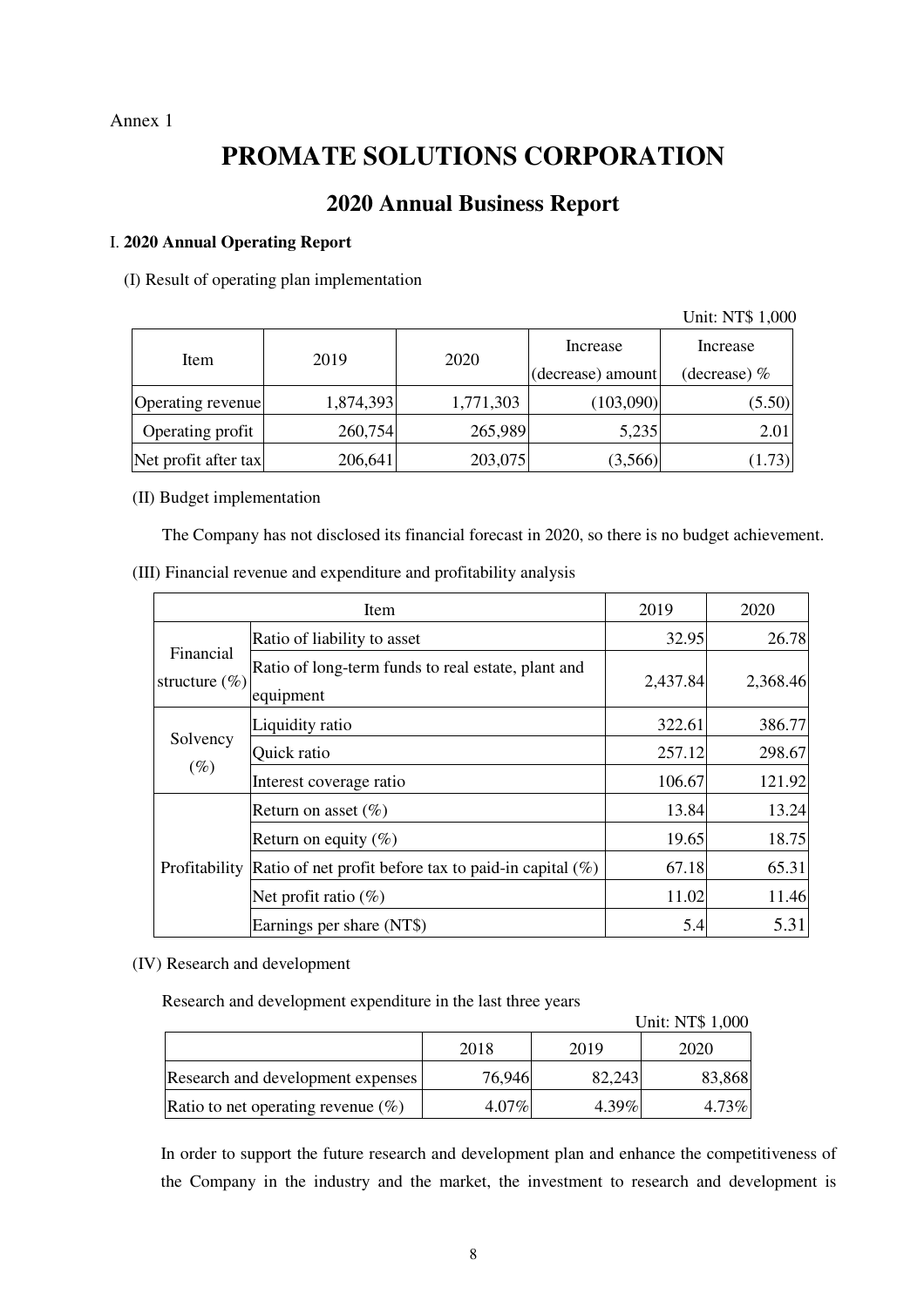Annex 1

# PROMATE SOLUTIONS CORPORATION

## 2020 Annual Business Report

### I. 2020 Annual Operating Report

(I) Result of operating plan implementation

Unit: NT$ 1,000

| Item | 2019 | 2020 | Increase (decrease) amount | Increase (decrease) % |
|---|---|---|---|---|
| Operating revenue | 1,874,393 | 1,771,303 | (103,090) | (5.50) |
| Operating profit | 260,754 | 265,989 | 5,235 | 2.01 |
| Net profit after tax | 206,641 | 203,075 | (3,566) | (1.73) |

(II) Budget implementation

The Company has not disclosed its financial forecast in 2020, so there is no budget achievement.

(III) Financial revenue and expenditure and profitability analysis

| Item | | 2019 | 2020 |
|---|---|---|---|
| Financial structure (%) | Ratio of liability to asset | 32.95 | 26.78 |
| | Ratio of long-term funds to real estate, plant and equipment | 2,437.84 | 2,368.46 |
| Solvency (%) | Liquidity ratio | 322.61 | 386.77 |
| | Quick ratio | 257.12 | 298.67 |
| | Interest coverage ratio | 106.67 | 121.92 |
| Profitability | Return on asset (%) | 13.84 | 13.24 |
| | Return on equity (%) | 19.65 | 18.75 |
| | Ratio of net profit before tax to paid-in capital (%) | 67.18 | 65.31 |
| | Net profit ratio (%) | 11.02 | 11.46 |
| | Earnings per share (NT$) | 5.4 | 5.31 |

(IV) Research and development

Research and development expenditure in the last three years

Unit: NT$ 1,000

| | 2018 | 2019 | 2020 |
|---|---|---|---|
| Research and development expenses | 76,946 | 82,243 | 83,868 |
| Ratio to net operating revenue (%) | 4.07% | 4.39% | 4.73% |

In order to support the future research and development plan and enhance the competitiveness of the Company in the industry and the market, the investment to research and development is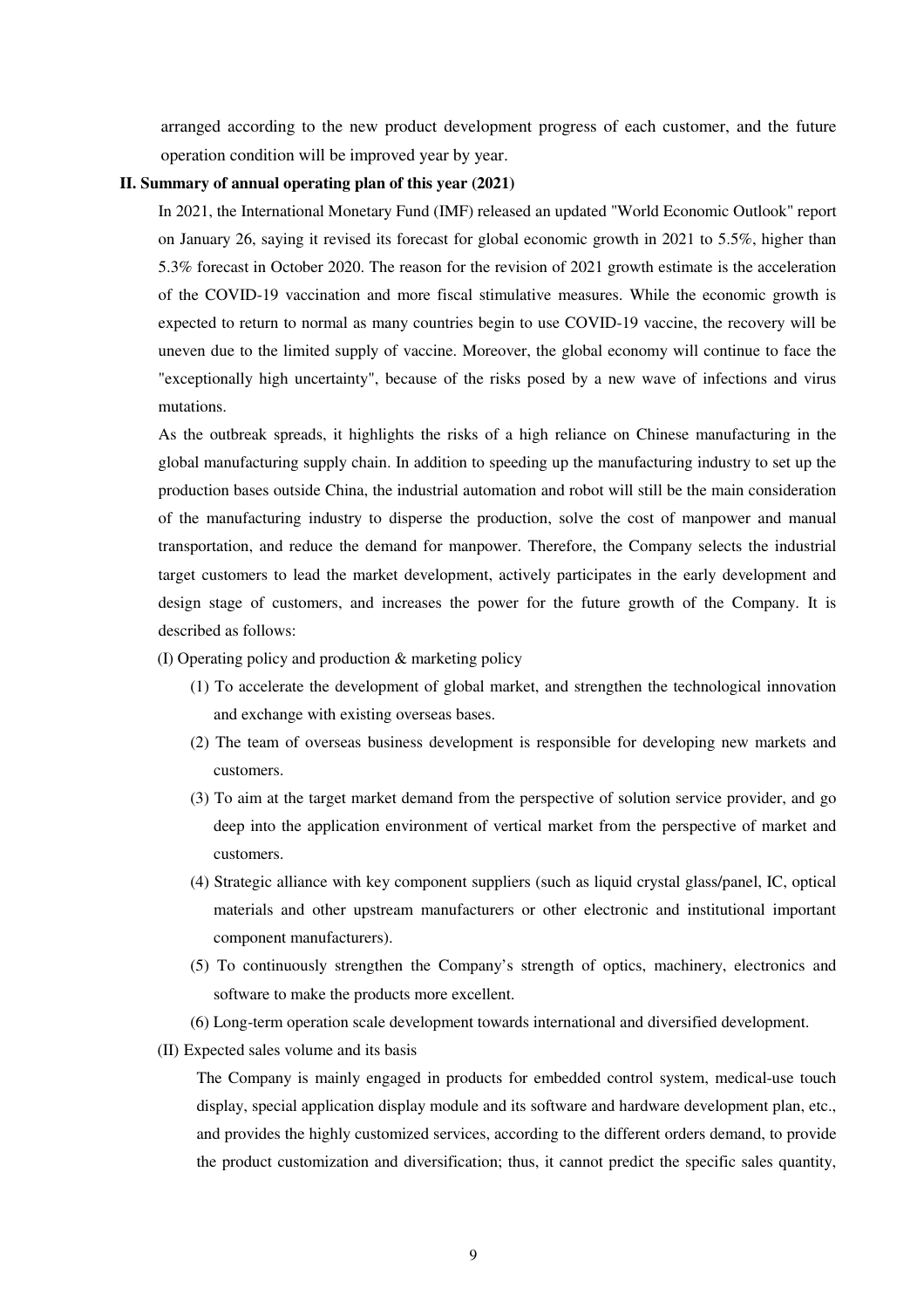arranged according to the new product development progress of each customer, and the future operation condition will be improved year by year.

**II. Summary of annual operating plan of this year (2021)**

In 2021, the International Monetary Fund (IMF) released an updated "World Economic Outlook" report on January 26, saying it revised its forecast for global economic growth in 2021 to 5.5%, higher than 5.3% forecast in October 2020. The reason for the revision of 2021 growth estimate is the acceleration of the COVID-19 vaccination and more fiscal stimulative measures. While the economic growth is expected to return to normal as many countries begin to use COVID-19 vaccine, the recovery will be uneven due to the limited supply of vaccine. Moreover, the global economy will continue to face the "exceptionally high uncertainty", because of the risks posed by a new wave of infections and virus mutations.

As the outbreak spreads, it highlights the risks of a high reliance on Chinese manufacturing in the global manufacturing supply chain. In addition to speeding up the manufacturing industry to set up the production bases outside China, the industrial automation and robot will still be the main consideration of the manufacturing industry to disperse the production, solve the cost of manpower and manual transportation, and reduce the demand for manpower. Therefore, the Company selects the industrial target customers to lead the market development, actively participates in the early development and design stage of customers, and increases the power for the future growth of the Company. It is described as follows:

(I) Operating policy and production & marketing policy

(1) To accelerate the development of global market, and strengthen the technological innovation and exchange with existing overseas bases.

(2) The team of overseas business development is responsible for developing new markets and customers.

(3) To aim at the target market demand from the perspective of solution service provider, and go deep into the application environment of vertical market from the perspective of market and customers.

(4) Strategic alliance with key component suppliers (such as liquid crystal glass/panel, IC, optical materials and other upstream manufacturers or other electronic and institutional important component manufacturers).

(5) To continuously strengthen the Company's strength of optics, machinery, electronics and software to make the products more excellent.

(6) Long-term operation scale development towards international and diversified development.

(II) Expected sales volume and its basis

The Company is mainly engaged in products for embedded control system, medical-use touch display, special application display module and its software and hardware development plan, etc., and provides the highly customized services, according to the different orders demand, to provide the product customization and diversification; thus, it cannot predict the specific sales quantity,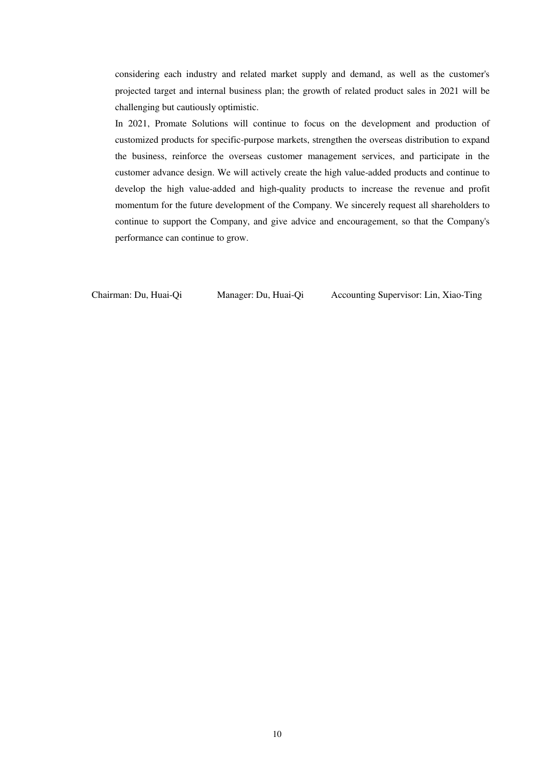considering each industry and related market supply and demand, as well as the customer's projected target and internal business plan; the growth of related product sales in 2021 will be challenging but cautiously optimistic.

In 2021, Promate Solutions will continue to focus on the development and production of customized products for specific-purpose markets, strengthen the overseas distribution to expand the business, reinforce the overseas customer management services, and participate in the customer advance design. We will actively create the high value-added products and continue to develop the high value-added and high-quality products to increase the revenue and profit momentum for the future development of the Company. We sincerely request all shareholders to continue to support the Company, and give advice and encouragement, so that the Company's performance can continue to grow.

Chairman: Du, Huai-Qi Manager: Du, Huai-Qi Accounting Supervisor: Lin, Xiao-Ting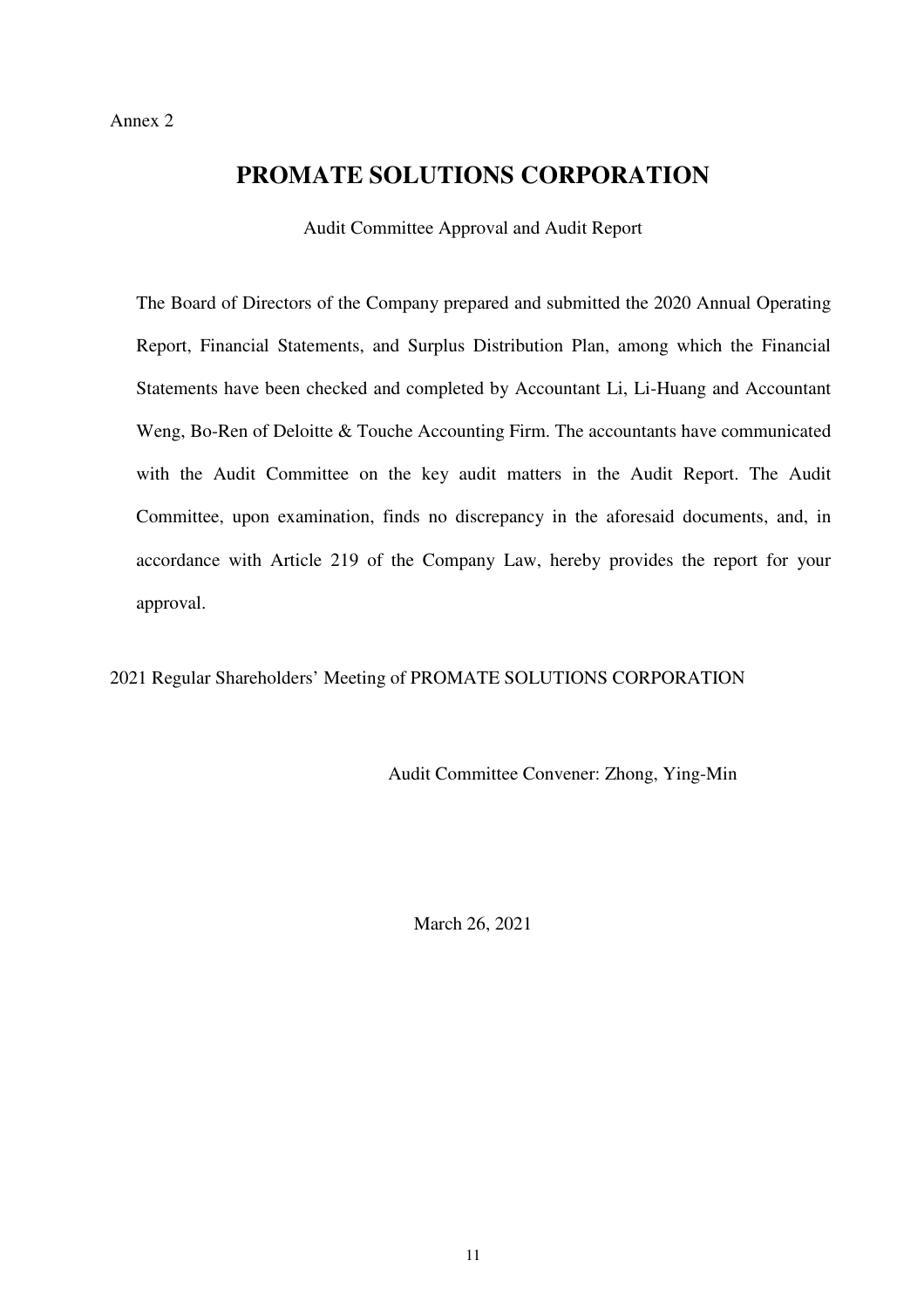Annex 2

# PROMATE SOLUTIONS CORPORATION

Audit Committee Approval and Audit Report

The Board of Directors of the Company prepared and submitted the 2020 Annual Operating Report, Financial Statements, and Surplus Distribution Plan, among which the Financial Statements have been checked and completed by Accountant Li, Li-Huang and Accountant Weng, Bo-Ren of Deloitte & Touche Accounting Firm. The accountants have communicated with the Audit Committee on the key audit matters in the Audit Report. The Audit Committee, upon examination, finds no discrepancy in the aforesaid documents, and, in accordance with Article 219 of the Company Law, hereby provides the report for your approval.

2021 Regular Shareholders' Meeting of PROMATE SOLUTIONS CORPORATION

Audit Committee Convener: Zhong, Ying-Min

March 26, 2021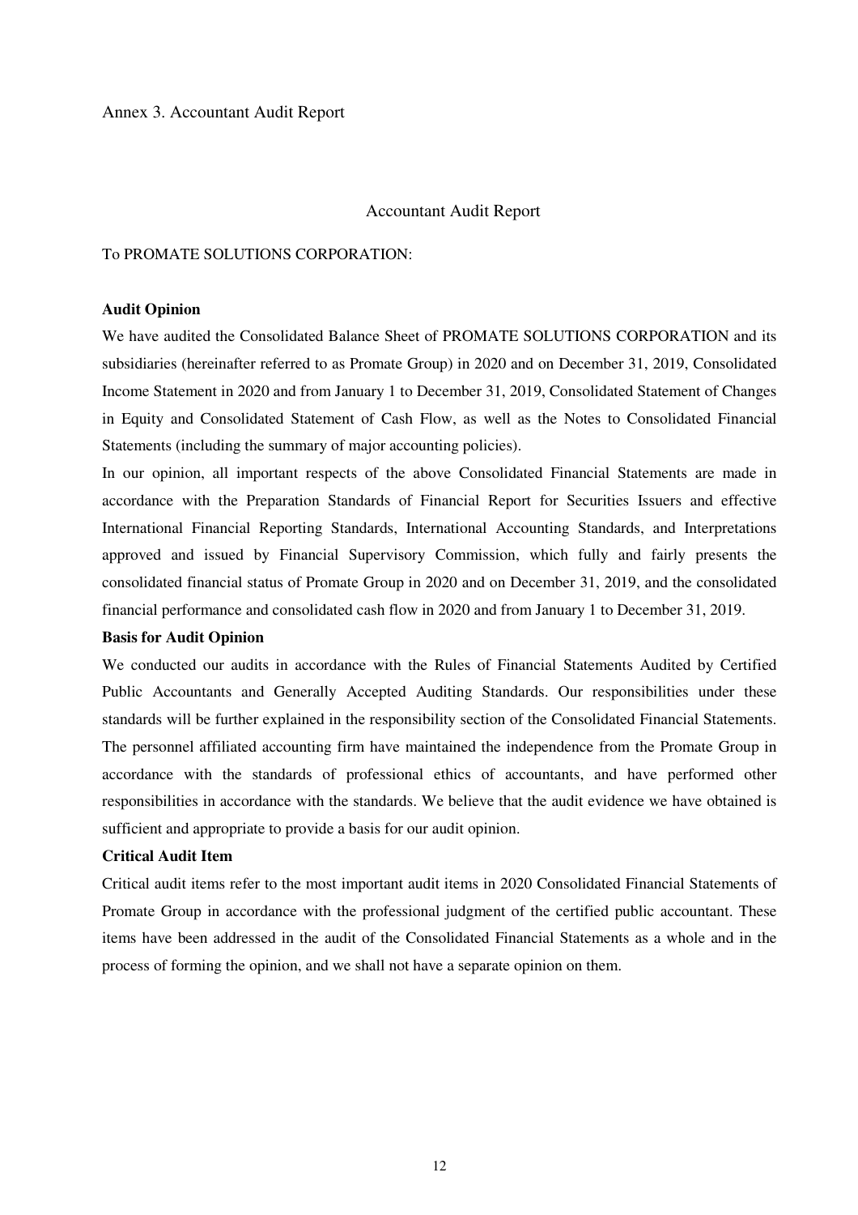Annex 3. Accountant Audit Report

Accountant Audit Report

To PROMATE SOLUTIONS CORPORATION:

**Audit Opinion**

We have audited the Consolidated Balance Sheet of PROMATE SOLUTIONS CORPORATION and its subsidiaries (hereinafter referred to as Promate Group) in 2020 and on December 31, 2019, Consolidated Income Statement in 2020 and from January 1 to December 31, 2019, Consolidated Statement of Changes in Equity and Consolidated Statement of Cash Flow, as well as the Notes to Consolidated Financial Statements (including the summary of major accounting policies).

In our opinion, all important respects of the above Consolidated Financial Statements are made in accordance with the Preparation Standards of Financial Report for Securities Issuers and effective International Financial Reporting Standards, International Accounting Standards, and Interpretations approved and issued by Financial Supervisory Commission, which fully and fairly presents the consolidated financial status of Promate Group in 2020 and on December 31, 2019, and the consolidated financial performance and consolidated cash flow in 2020 and from January 1 to December 31, 2019.

**Basis for Audit Opinion**

We conducted our audits in accordance with the Rules of Financial Statements Audited by Certified Public Accountants and Generally Accepted Auditing Standards. Our responsibilities under these standards will be further explained in the responsibility section of the Consolidated Financial Statements. The personnel affiliated accounting firm have maintained the independence from the Promate Group in accordance with the standards of professional ethics of accountants, and have performed other responsibilities in accordance with the standards. We believe that the audit evidence we have obtained is sufficient and appropriate to provide a basis for our audit opinion.

**Critical Audit Item**

Critical audit items refer to the most important audit items in 2020 Consolidated Financial Statements of Promate Group in accordance with the professional judgment of the certified public accountant. These items have been addressed in the audit of the Consolidated Financial Statements as a whole and in the process of forming the opinion, and we shall not have a separate opinion on them.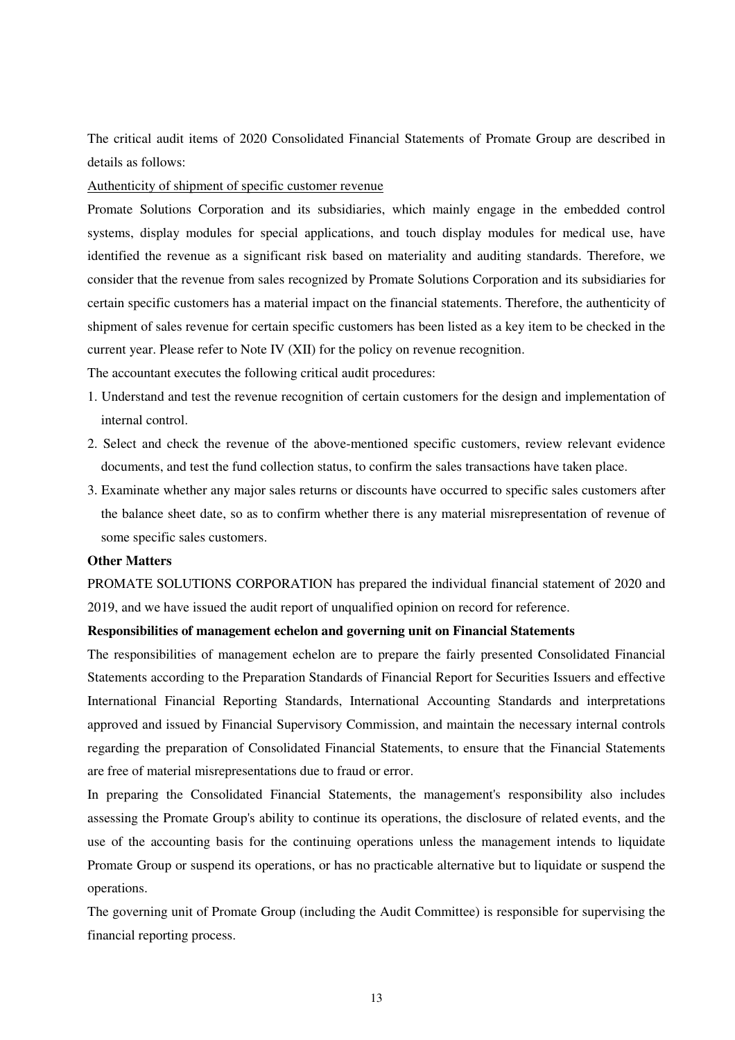The critical audit items of 2020 Consolidated Financial Statements of Promate Group are described in details as follows:

Authenticity of shipment of specific customer revenue

Promate Solutions Corporation and its subsidiaries, which mainly engage in the embedded control systems, display modules for special applications, and touch display modules for medical use, have identified the revenue as a significant risk based on materiality and auditing standards. Therefore, we consider that the revenue from sales recognized by Promate Solutions Corporation and its subsidiaries for certain specific customers has a material impact on the financial statements. Therefore, the authenticity of shipment of sales revenue for certain specific customers has been listed as a key item to be checked in the current year. Please refer to Note IV (XII) for the policy on revenue recognition.

The accountant executes the following critical audit procedures:

1. Understand and test the revenue recognition of certain customers for the design and implementation of internal control.
2. Select and check the revenue of the above-mentioned specific customers, review relevant evidence documents, and test the fund collection status, to confirm the sales transactions have taken place.
3. Examinate whether any major sales returns or discounts have occurred to specific sales customers after the balance sheet date, so as to confirm whether there is any material misrepresentation of revenue of some specific sales customers.

**Other Matters**

PROMATE SOLUTIONS CORPORATION has prepared the individual financial statement of 2020 and 2019, and we have issued the audit report of unqualified opinion on record for reference.

**Responsibilities of management echelon and governing unit on Financial Statements**

The responsibilities of management echelon are to prepare the fairly presented Consolidated Financial Statements according to the Preparation Standards of Financial Report for Securities Issuers and effective International Financial Reporting Standards, International Accounting Standards and interpretations approved and issued by Financial Supervisory Commission, and maintain the necessary internal controls regarding the preparation of Consolidated Financial Statements, to ensure that the Financial Statements are free of material misrepresentations due to fraud or error.

In preparing the Consolidated Financial Statements, the management's responsibility also includes assessing the Promate Group's ability to continue its operations, the disclosure of related events, and the use of the accounting basis for the continuing operations unless the management intends to liquidate Promate Group or suspend its operations, or has no practicable alternative but to liquidate or suspend the operations.

The governing unit of Promate Group (including the Audit Committee) is responsible for supervising the financial reporting process.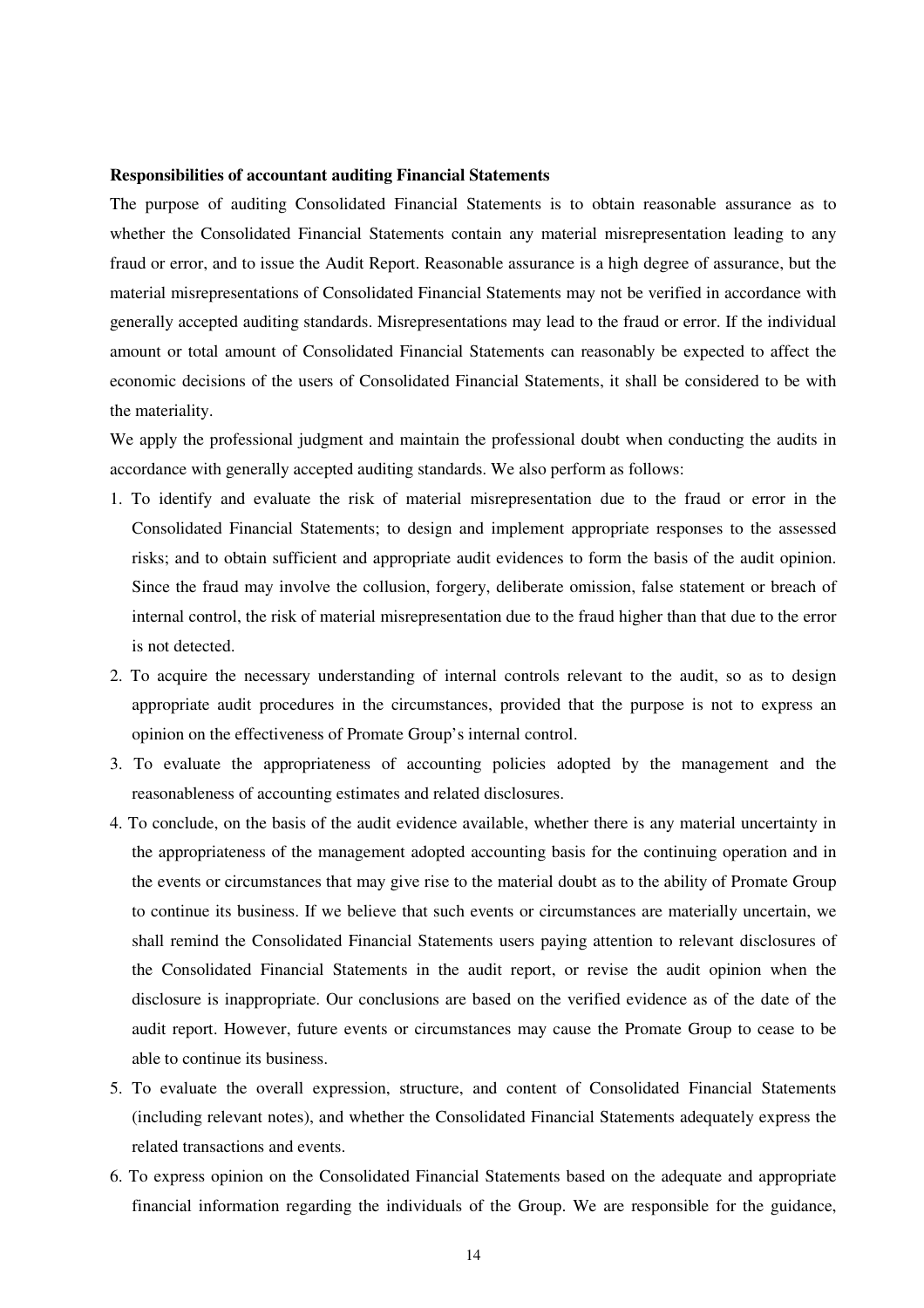**Responsibilities of accountant auditing Financial Statements**

The purpose of auditing Consolidated Financial Statements is to obtain reasonable assurance as to whether the Consolidated Financial Statements contain any material misrepresentation leading to any fraud or error, and to issue the Audit Report. Reasonable assurance is a high degree of assurance, but the material misrepresentations of Consolidated Financial Statements may not be verified in accordance with generally accepted auditing standards. Misrepresentations may lead to the fraud or error. If the individual amount or total amount of Consolidated Financial Statements can reasonably be expected to affect the economic decisions of the users of Consolidated Financial Statements, it shall be considered to be with the materiality.

We apply the professional judgment and maintain the professional doubt when conducting the audits in accordance with generally accepted auditing standards. We also perform as follows:

1. To identify and evaluate the risk of material misrepresentation due to the fraud or error in the Consolidated Financial Statements; to design and implement appropriate responses to the assessed risks; and to obtain sufficient and appropriate audit evidences to form the basis of the audit opinion. Since the fraud may involve the collusion, forgery, deliberate omission, false statement or breach of internal control, the risk of material misrepresentation due to the fraud higher than that due to the error is not detected.
2. To acquire the necessary understanding of internal controls relevant to the audit, so as to design appropriate audit procedures in the circumstances, provided that the purpose is not to express an opinion on the effectiveness of Promate Group's internal control.
3. To evaluate the appropriateness of accounting policies adopted by the management and the reasonableness of accounting estimates and related disclosures.
4. To conclude, on the basis of the audit evidence available, whether there is any material uncertainty in the appropriateness of the management adopted accounting basis for the continuing operation and in the events or circumstances that may give rise to the material doubt as to the ability of Promate Group to continue its business. If we believe that such events or circumstances are materially uncertain, we shall remind the Consolidated Financial Statements users paying attention to relevant disclosures of the Consolidated Financial Statements in the audit report, or revise the audit opinion when the disclosure is inappropriate. Our conclusions are based on the verified evidence as of the date of the audit report. However, future events or circumstances may cause the Promate Group to cease to be able to continue its business.
5. To evaluate the overall expression, structure, and content of Consolidated Financial Statements (including relevant notes), and whether the Consolidated Financial Statements adequately express the related transactions and events.
6. To express opinion on the Consolidated Financial Statements based on the adequate and appropriate financial information regarding the individuals of the Group. We are responsible for the guidance,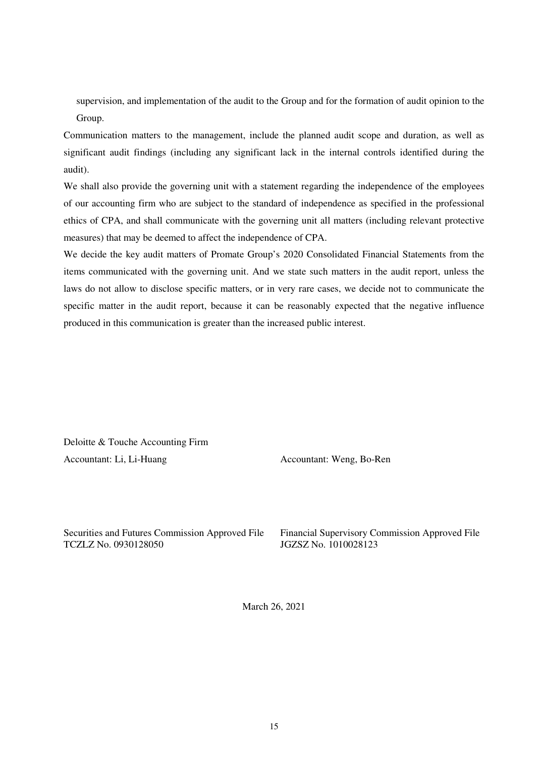supervision, and implementation of the audit to the Group and for the formation of audit opinion to the Group.

Communication matters to the management, include the planned audit scope and duration, as well as significant audit findings (including any significant lack in the internal controls identified during the audit).

We shall also provide the governing unit with a statement regarding the independence of the employees of our accounting firm who are subject to the standard of independence as specified in the professional ethics of CPA, and shall communicate with the governing unit all matters (including relevant protective measures) that may be deemed to affect the independence of CPA.

We decide the key audit matters of Promate Group's 2020 Consolidated Financial Statements from the items communicated with the governing unit. And we state such matters in the audit report, unless the laws do not allow to disclose specific matters, or in very rare cases, we decide not to communicate the specific matter in the audit report, because it can be reasonably expected that the negative influence produced in this communication is greater than the increased public interest.

Deloitte & Touche Accounting Firm

Accountant: Li, Li-Huang

Accountant: Weng, Bo-Ren

Securities and Futures Commission Approved File TCZLZ No. 0930128050

Financial Supervisory Commission Approved File JGZSZ No. 1010028123

March 26, 2021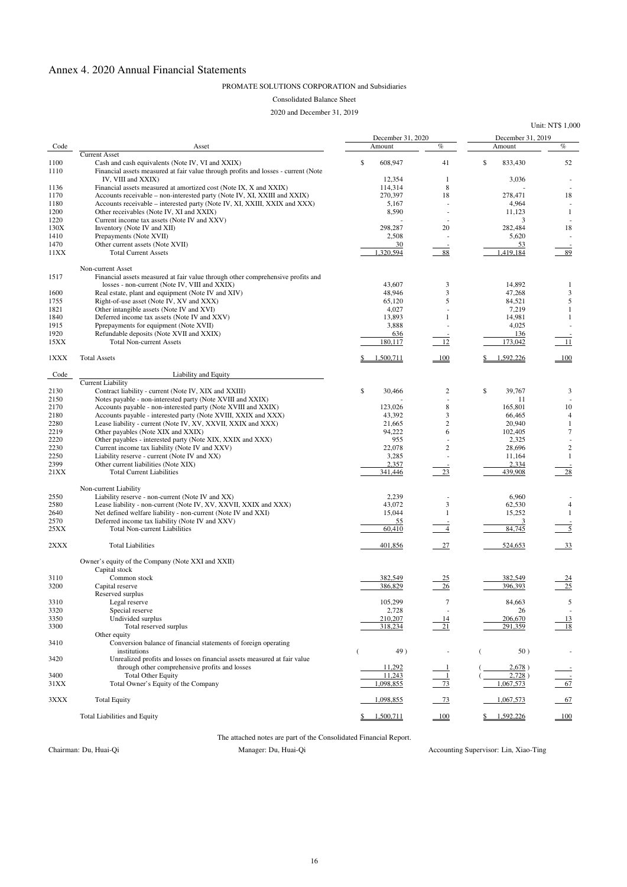# Annex 4. 2020 Annual Financial Statements

PROMATE SOLUTIONS CORPORATION and Subsidiaries

Consolidated Balance Sheet

2020 and December 31, 2019

Unit: NT$ 1,000

| Code | Asset | December 31, 2020 Amount | % | December 31, 2019 Amount | % |
|---|---|---|---|---|---|
| | Current Asset | | | | |
| 1100 | Cash and cash equivalents (Note IV, VI and XXIX) | $ 608,947 | 41 | $ 833,430 | 52 |
| 1110 | Financial assets measured at fair value through profits and losses - current (Note IV, VIII and XXIX) | 12,354 | 1 | 3,036 | - |
| 1136 | Financial assets measured at amortized cost (Note IX, X and XXIX) | 114,314 | 8 | - | - |
| 1170 | Accounts receivable – non-interested party (Note IV, XI, XXIII and XXIX) | 270,397 | 18 | 278,471 | 18 |
| 1180 | Accounts receivable – interested party (Note IV, XI, XXIII, XXIX and XXX) | 5,167 | - | 4,964 | - |
| 1200 | Other receivables (Note IV, XI and XXIX) | 8,590 | - | 11,123 | 1 |
| 1220 | Current income tax assets (Note IV and XXV) | - | - | 3 | - |
| 130X | Inventory (Note IV and XII) | 298,287 | 20 | 282,484 | 18 |
| 1410 | Prepayments (Note XVII) | 2,508 | - | 5,620 | - |
| 1470 | Other current assets (Note XVII) | 30 | - | 53 | - |
| 11XX | Total Current Assets | 1,320,594 | 88 | 1,419,184 | 89 |
| | Non-current Asset | | | | |
| 1517 | Financial assets measured at fair value through other comprehensive profits and losses - non-current (Note IV, VIII and XXIX) | 43,607 | 3 | 14,892 | 1 |
| 1600 | Real estate, plant and equipment (Note IV and XIV) | 48,946 | 3 | 47,268 | 3 |
| 1755 | Right-of-use asset (Note IV, XV and XXX) | 65,120 | 5 | 84,521 | 5 |
| 1821 | Other intangible assets (Note IV and XVI) | 4,027 | - | 7,219 | 1 |
| 1840 | Deferred income tax assets (Note IV and XXV) | 13,893 | 1 | 14,981 | 1 |
| 1915 | Pprepayments for equipment (Note XVII) | 3,888 | - | 4,025 | - |
| 1920 | Refundable deposits (Note XVII and XXIX) | 636 | - | 136 | - |
| 15XX | Total Non-current Assets | 180,117 | 12 | 173,042 | 11 |
| 1XXX | Total Assets | $ 1,500,711 | 100 | $ 1,592,226 | 100 |

| Code | Liability and Equity | December 31, 2020 Amount | % | December 31, 2019 Amount | % |
|---|---|---|---|---|---|
| | Current Liability | | | | |
| 2130 | Contract liability - current (Note IV, XIX and XXIII) | $ 30,466 | 2 | $ 39,767 | 3 |
| 2150 | Notes payable - non-interested party (Note XVIII and XXIX) | - | - | 11 | - |
| 2170 | Accounts payable - non-interested party (Note XVIII and XXIX) | 123,026 | 8 | 165,801 | 10 |
| 2180 | Accounts payable - interested party (Note XVIII, XXIX and XXX) | 43,392 | 3 | 66,465 | 4 |
| 2280 | Lease liability - current (Note IV, XV, XXVII, XXIX and XXX) | 21,665 | 2 | 20,940 | 1 |
| 2219 | Other payables (Note XIX and XXIX) | 94,222 | 6 | 102,405 | 7 |
| 2220 | Other payables - interested party (Note XIX, XXIX and XXX) | 955 | - | 2,325 | - |
| 2230 | Current income tax liability (Note IV and XXV) | 22,078 | 2 | 28,696 | 2 |
| 2250 | Liability reserve - current (Note IV and XX) | 3,285 | - | 11,164 | 1 |
| 2399 | Other current liabilities (Note XIX) | 2,357 | - | 2,334 | - |
| 21XX | Total Current Liabilities | 341,446 | 23 | 439,908 | 28 |
| | Non-current Liability | | | | |
| 2550 | Liability reserve - non-current (Note IV and XX) | 2,239 | - | 6,960 | - |
| 2580 | Lease liability - non-current (Note IV, XV, XXVII, XXIX and XXX) | 43,072 | 3 | 62,530 | 4 |
| 2640 | Net defined welfare liability - non-current (Note IV and XXI) | 15,044 | 1 | 15,252 | 1 |
| 2570 | Deferred income tax liability (Note IV and XXV) | 55 | - | 3 | - |
| 25XX | Total Non-current Liabilities | 60,410 | 4 | 84,745 | 5 |
| 2XXX | Total Liabilities | 401,856 | 27 | 524,653 | 33 |
| | Owner's equity of the Company (Note XXI and XXII) | | | | |
| | Capital stock | | | | |
| 3110 | Common stock | 382,549 | 25 | 382,549 | 24 |
| 3200 | Capital reserve | 386,829 | 26 | 396,393 | 25 |
| | Reserved surplus | | | | |
| 3310 | Legal reserve | 105,299 | 7 | 84,663 | 5 |
| 3320 | Special reserve | 2,728 | - | 26 | - |
| 3350 | Undivided surplus | 210,207 | 14 | 206,670 | 13 |
| 3300 | Total reserved surplus | 318,234 | 21 | 291,359 | 18 |
| | Other equity | | | | |
| 3410 | Conversion balance of financial statements of foreign operating institutions | ( 49 ) | - | ( 50 ) | - |
| 3420 | Unrealized profits and losses on financial assets measured at fair value through other comprehensive profits and losses | 11,292 | 1 | ( 2,678 ) | - |
| 3400 | Total Other Equity | 11,243 | 1 | ( 2,728 ) | - |
| 31XX | Total Owner's Equity of the Company | 1,098,855 | 73 | 1,067,573 | 67 |
| 3XXX | Total Equity | 1,098,855 | 73 | 1,067,573 | 67 |
| | Total Liabilities and Equity | $ 1,500,711 | 100 | $ 1,592,226 | 100 |

The attached notes are part of the Consolidated Financial Report.

Chairman: Du, Huai-Qi Manager: Du, Huai-Qi Accounting Supervisor: Lin, Xiao-Ting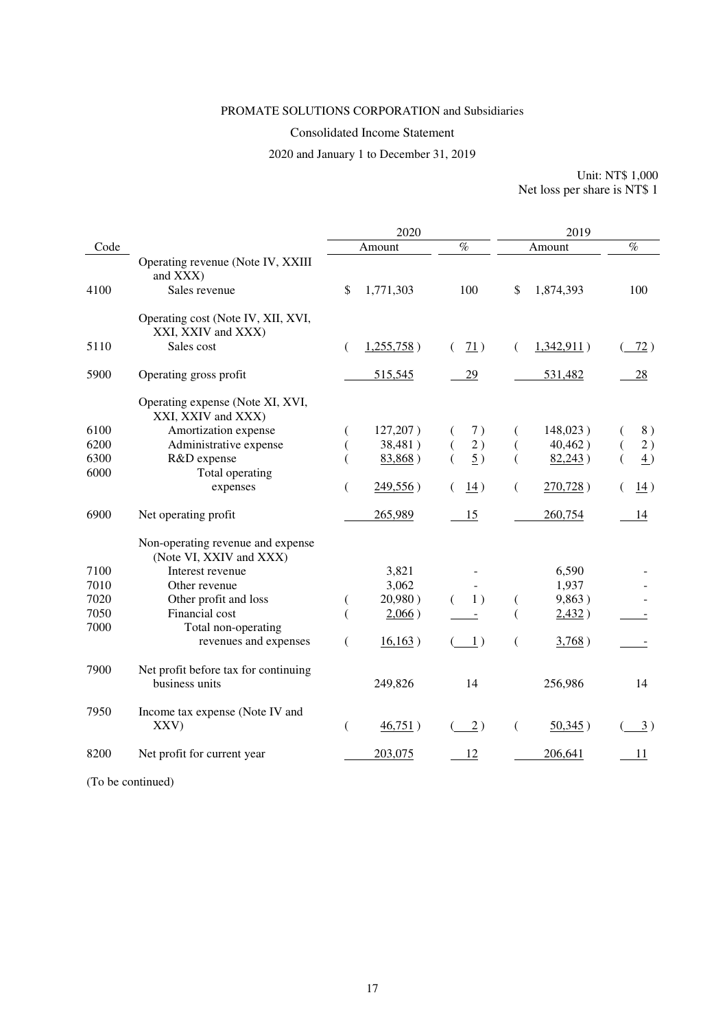PROMATE SOLUTIONS CORPORATION and Subsidiaries

Consolidated Income Statement

2020 and January 1 to December 31, 2019

Unit: NT$ 1,000
Net loss per share is NT$ 1

| Code | | 2020 Amount | % | 2019 Amount | % |
|---|---|---|---|---|---|
| | Operating revenue (Note IV, XXIII and XXX) | | | | |
| 4100 | Sales revenue | $ 1,771,303 | 100 | $ 1,874,393 | 100 |
| | Operating cost (Note IV, XII, XVI, XXI, XXIV and XXX) | | | | |
| 5110 | Sales cost | ( 1,255,758 ) | ( 71 ) | ( 1,342,911 ) | ( 72 ) |
| 5900 | Operating gross profit | 515,545 | 29 | 531,482 | 28 |
| | Operating expense (Note XI, XVI, XXI, XXIV and XXX) | | | | |
| 6100 | Amortization expense | ( 127,207 ) | ( 7 ) | ( 148,023 ) | ( 8 ) |
| 6200 | Administrative expense | ( 38,481 ) | ( 2 ) | ( 40,462 ) | ( 2 ) |
| 6300 | R&D expense | ( 83,868 ) | ( 5 ) | ( 82,243 ) | ( 4 ) |
| 6000 | Total operating expenses | ( 249,556 ) | ( 14 ) | ( 270,728 ) | ( 14 ) |
| 6900 | Net operating profit | 265,989 | 15 | 260,754 | 14 |
| | Non-operating revenue and expense (Note VI, XXIV and XXX) | | | | |
| 7100 | Interest revenue | 3,821 | - | 6,590 | - |
| 7010 | Other revenue | 3,062 | - | 1,937 | - |
| 7020 | Other profit and loss | ( 20,980 ) | ( 1 ) | ( 9,863 ) | - |
| 7050 | Financial cost | ( 2,066 ) | - | ( 2,432 ) | - |
| 7000 | Total non-operating revenues and expenses | ( 16,163 ) | ( 1 ) | ( 3,768 ) | - |
| 7900 | Net profit before tax for continuing business units | 249,826 | 14 | 256,986 | 14 |
| 7950 | Income tax expense (Note IV and XXV) | ( 46,751 ) | ( 2 ) | ( 50,345 ) | ( 3 ) |
| 8200 | Net profit for current year | 203,075 | 12 | 206,641 | 11 |

(To be continued)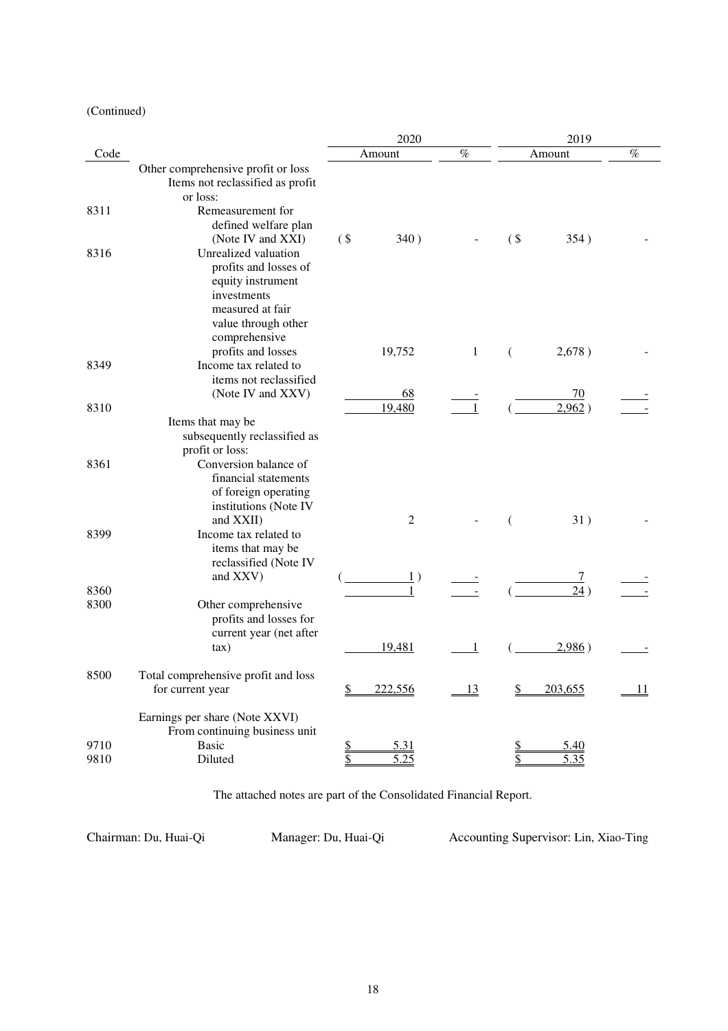(Continued)

| Code | | 2020 | | 2019 | |
|---|---|---|---|---|---|
| | | Amount | % | Amount | % |
| | Other comprehensive profit or loss | | | | |
| | Items not reclassified as profit or loss: | | | | |
| 8311 | Remeasurement for defined welfare plan (Note IV and XXI) | ($ 340) | - | ($ 354) | - |
| 8316 | Unrealized valuation profits and losses of equity instrument investments measured at fair value through other comprehensive profits and losses | 19,752 | 1 | ( 2,678) | - |
| 8349 | Income tax related to items not reclassified (Note IV and XXV) | 68 | - | 70 | - |
| 8310 | | 19,480 | 1 | ( 2,962) | - |
| | Items that may be subsequently reclassified as profit or loss: | | | | |
| 8361 | Conversion balance of financial statements of foreign operating institutions (Note IV and XXII) | 2 | - | ( 31) | - |
| 8399 | Income tax related to items that may be reclassified (Note IV and XXV) | ( 1) | - | 7 | - |
| 8360 | | 1 | - | ( 24) | - |
| 8300 | Other comprehensive profits and losses for current year (net after tax) | 19,481 | 1 | ( 2,986) | - |
| 8500 | Total comprehensive profit and loss for current year | $ 222,556 | 13 | $ 203,655 | 11 |
| | Earnings per share (Note XXVI) | | | | |
| | From continuing business unit | | | | |
| 9710 | Basic | $ 5.31 | | $ 5.40 | |
| 9810 | Diluted | $ 5.25 | | $ 5.35 | |

The attached notes are part of the Consolidated Financial Report.

Chairman: Du, Huai-Qi    Manager: Du, Huai-Qi    Accounting Supervisor: Lin, Xiao-Ting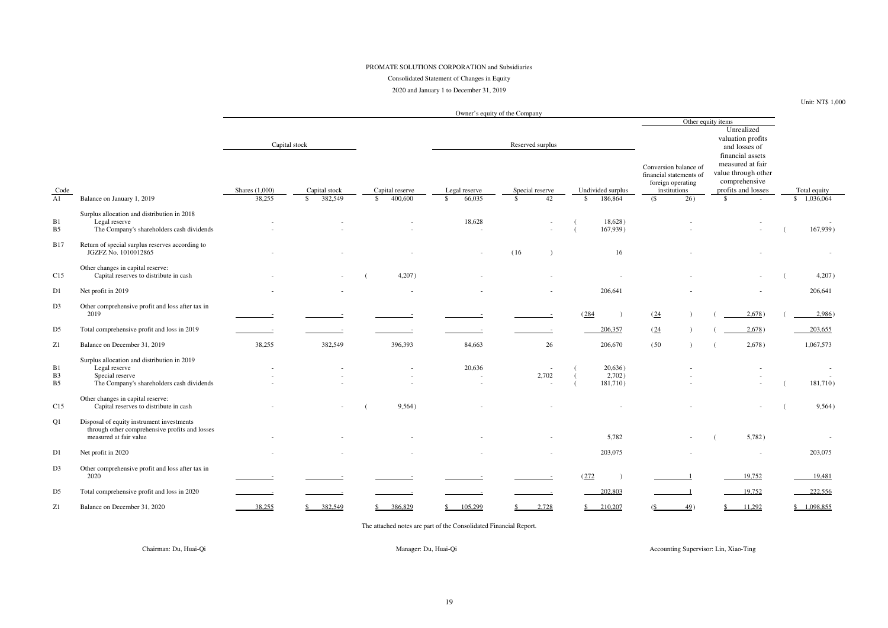PROMATE SOLUTIONS CORPORATION and Subsidiaries

Consolidated Statement of Changes in Equity

2020 and January 1 to December 31, 2019

Unit: NT$ 1,000

| Code | | Owner's equity of the Company | | | | | | | | | |
|---|---|---|---|---|---|---|---|---|---|---|---|
| | | Capital stock | | | Reserved surplus | | | Other equity items | | | |
| | | Shares (1,000) | Capital stock | Capital reserve | Legal reserve | Special reserve | Undivided surplus | Conversion balance of financial statements of foreign operating institutions | Unrealized valuation profits and losses of financial assets measured at fair value through other comprehensive profits and losses | Total equity |
| A1 | Balance on January 1, 2019 | 38,255 | $ 382,549 | $ 400,600 | $ 66,035 | $ 42 | $ 186,864 | ($ 26) | $ - | $ 1,036,064 |
| | Surplus allocation and distribution in 2018 | | | | | | | | | |
| B1 | Legal reserve | - | - | - | 18,628 | - | ( 18,628) | - | - | - |
| B5 | The Company's shareholders cash dividends | - | - | - | - | - | ( 167,939) | - | - | ( 167,939) |
| B17 | Return of special surplus reserves according to JGZFZ No. 1010012865 | - | - | - | - | ( 16 ) | 16 | - | - | - |
| | Other changes in capital reserve: | | | | | | | | | |
| C15 | Capital reserves to distribute in cash | - | - | ( 4,207) | - | - | - | - | - | ( 4,207) |
| D1 | Net profit in 2019 | - | - | - | - | - | 206,641 | - | - | 206,641 |
| D3 | Other comprehensive profit and loss after tax in 2019 | - | - | - | - | - | ( 284 ) | ( 24 ) | ( 2,678) | ( 2,986) |
| D5 | Total comprehensive profit and loss in 2019 | - | - | - | - | - | 206,357 | ( 24 ) | ( 2,678) | 203,655 |
| Z1 | Balance on December 31, 2019 | 38,255 | 382,549 | 396,393 | 84,663 | 26 | 206,670 | ( 50 ) | ( 2,678) | 1,067,573 |
| | Surplus allocation and distribution in 2019 | | | | | | | | | |
| B1 | Legal reserve | - | - | - | 20,636 | - | ( 20,636) | - | - | - |
| B3 | Special reserve | - | - | - | - | 2,702 | ( 2,702) | - | - | - |
| B5 | The Company's shareholders cash dividends | - | - | - | - | - | ( 181,710) | - | - | ( 181,710) |
| | Other changes in capital reserve: | | | | | | | | | |
| C15 | Capital reserves to distribute in cash | - | - | ( 9,564) | - | - | - | - | - | ( 9,564) |
| Q1 | Disposal of equity instrument investments through other comprehensive profits and losses measured at fair value | - | - | - | - | - | 5,782 | - | ( 5,782) | - |
| D1 | Net profit in 2020 | - | - | - | - | - | 203,075 | - | - | 203,075 |
| D3 | Other comprehensive profit and loss after tax in 2020 | - | - | - | - | - | ( 272 ) | 1 | 19,752 | 19,481 |
| D5 | Total comprehensive profit and loss in 2020 | - | - | - | - | - | 202,803 | 1 | 19,752 | 222,556 |
| Z1 | Balance on December 31, 2020 | 38,255 | $ 382,549 | $ 386,829 | $ 105,299 | $ 2,728 | $ 210,207 | ($ 49) | $ 11,292 | $ 1,098,855 |

The attached notes are part of the Consolidated Financial Report.

Chairman: Du, Huai-Qi Manager: Du, Huai-Qi Accounting Supervisor: Lin, Xiao-Ting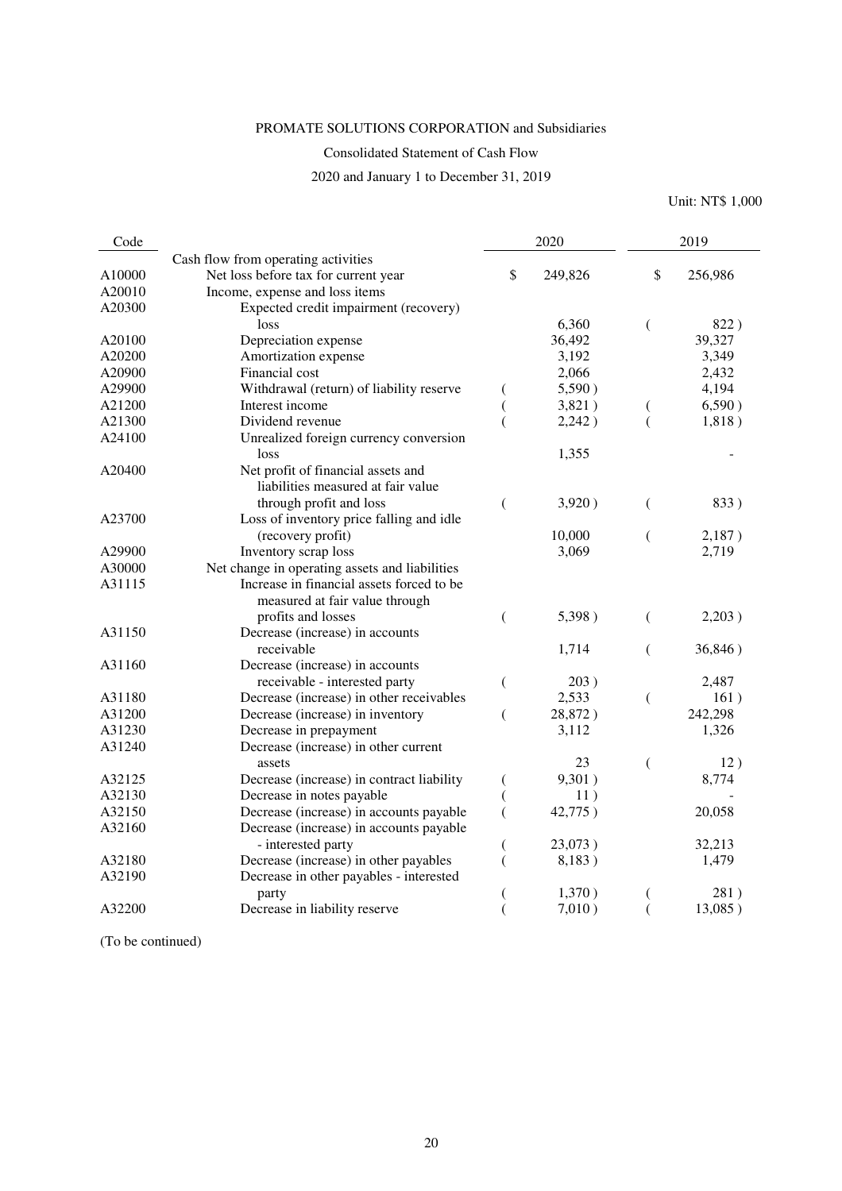PROMATE SOLUTIONS CORPORATION and Subsidiaries

Consolidated Statement of Cash Flow

2020 and January 1 to December 31, 2019

Unit: NT$ 1,000

| Code | | 2020 | 2019 |
|---|---|---|---|
| | Cash flow from operating activities | | |
| A10000 | Net loss before tax for current year | $ 249,826 | $ 256,986 |
| A20010 | Income, expense and loss items | | |
| A20300 | Expected credit impairment (recovery) loss | 6,360 | ( 822 ) |
| A20100 | Depreciation expense | 36,492 | 39,327 |
| A20200 | Amortization expense | 3,192 | 3,349 |
| A20900 | Financial cost | 2,066 | 2,432 |
| A29900 | Withdrawal (return) of liability reserve | ( 5,590 ) | 4,194 |
| A21200 | Interest income | ( 3,821 ) | ( 6,590 ) |
| A21300 | Dividend revenue | ( 2,242 ) | ( 1,818 ) |
| A24100 | Unrealized foreign currency conversion loss | 1,355 | - |
| A20400 | Net profit of financial assets and liabilities measured at fair value through profit and loss | ( 3,920 ) | ( 833 ) |
| A23700 | Loss of inventory price falling and idle (recovery profit) | 10,000 | ( 2,187 ) |
| A29900 | Inventory scrap loss | 3,069 | 2,719 |
| A30000 | Net change in operating assets and liabilities | | |
| A31115 | Increase in financial assets forced to be measured at fair value through profits and losses | ( 5,398 ) | ( 2,203 ) |
| A31150 | Decrease (increase) in accounts receivable | 1,714 | ( 36,846 ) |
| A31160 | Decrease (increase) in accounts receivable - interested party | ( 203 ) | 2,487 |
| A31180 | Decrease (increase) in other receivables | 2,533 | ( 161 ) |
| A31200 | Decrease (increase) in inventory | ( 28,872 ) | 242,298 |
| A31230 | Decrease in prepayment | 3,112 | 1,326 |
| A31240 | Decrease (increase) in other current assets | 23 | ( 12 ) |
| A32125 | Decrease (increase) in contract liability | ( 9,301 ) | 8,774 |
| A32130 | Decrease in notes payable | ( 11 ) | - |
| A32150 | Decrease (increase) in accounts payable | ( 42,775 ) | 20,058 |
| A32160 | Decrease (increase) in accounts payable - interested party | ( 23,073 ) | 32,213 |
| A32180 | Decrease (increase) in other payables | ( 8,183 ) | 1,479 |
| A32190 | Decrease in other payables - interested party | ( 1,370 ) | ( 281 ) |
| A32200 | Decrease in liability reserve | ( 7,010 ) | ( 13,085 ) |

(To be continued)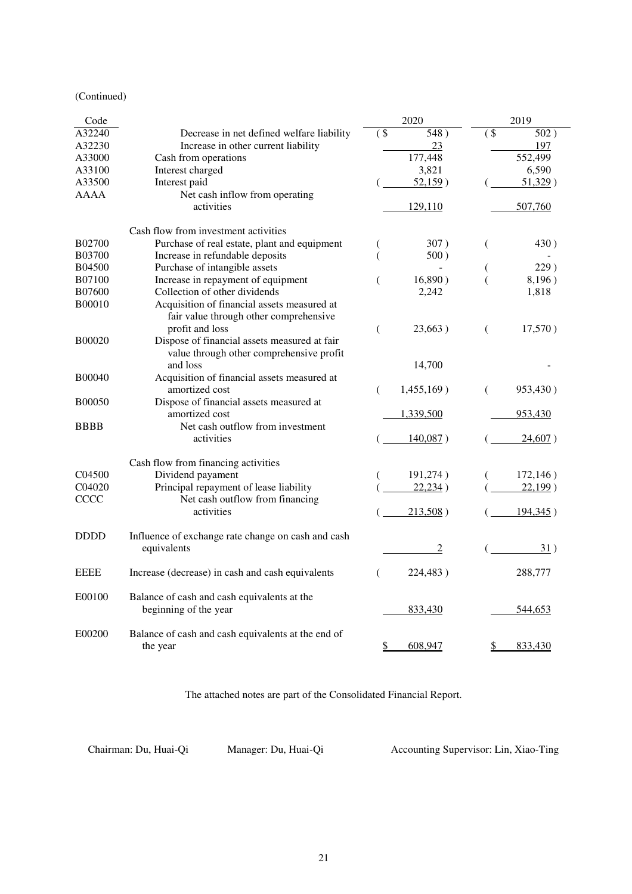(Continued)

| Code | | 2020 | 2019 |
|---|---|---|---|
| A32240 | Decrease in net defined welfare liability | ( $ 548 ) | ( $ 502 ) |
| A32230 | Increase in other current liability | 23 | 197 |
| A33000 | Cash from operations | 177,448 | 552,499 |
| A33100 | Interest charged | 3,821 | 6,590 |
| A33500 | Interest paid | ( 52,159 ) | ( 51,329 ) |
| AAAA | Net cash inflow from operating activities | 129,110 | 507,760 |
| | Cash flow from investment activities | | |
| B02700 | Purchase of real estate, plant and equipment | ( 307 ) | ( 430 ) |
| B03700 | Increase in refundable deposits | ( 500 ) | - |
| B04500 | Purchase of intangible assets | - | ( 229 ) |
| B07100 | Increase in repayment of equipment | ( 16,890 ) | ( 8,196 ) |
| B07600 | Collection of other dividends | 2,242 | 1,818 |
| B00010 | Acquisition of financial assets measured at fair value through other comprehensive profit and loss | ( 23,663 ) | ( 17,570 ) |
| B00020 | Dispose of financial assets measured at fair value through other comprehensive profit and loss | 14,700 | - |
| B00040 | Acquisition of financial assets measured at amortized cost | ( 1,455,169 ) | ( 953,430 ) |
| B00050 | Dispose of financial assets measured at amortized cost | 1,339,500 | 953,430 |
| BBBB | Net cash outflow from investment activities | ( 140,087 ) | ( 24,607 ) |
| | Cash flow from financing activities | | |
| C04500 | Dividend payament | ( 191,274 ) | ( 172,146 ) |
| C04020 | Principal repayment of lease liability | ( 22,234 ) | ( 22,199 ) |
| CCCC | Net cash outflow from financing activities | ( 213,508 ) | ( 194,345 ) |
| DDDD | Influence of exchange rate change on cash and cash equivalents | 2 | ( 31 ) |
| EEEE | Increase (decrease) in cash and cash equivalents | ( 224,483 ) | 288,777 |
| E00100 | Balance of cash and cash equivalents at the beginning of the year | 833,430 | 544,653 |
| E00200 | Balance of cash and cash equivalents at the end of the year | $ 608,947 | $ 833,430 |

The attached notes are part of the Consolidated Financial Report.

Chairman: Du, Huai-Qi Manager: Du, Huai-Qi Accounting Supervisor: Lin, Xiao-Ting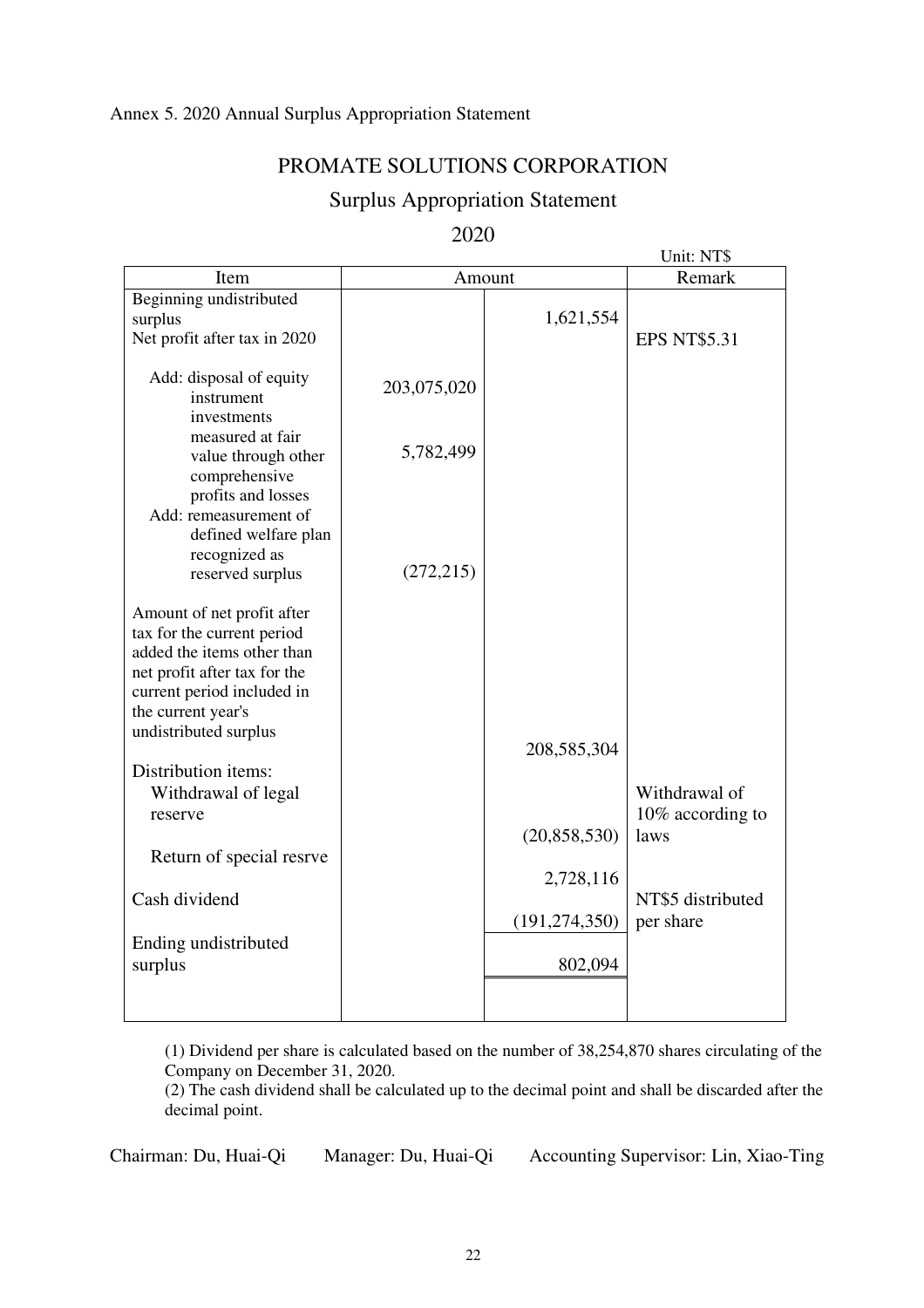Annex 5. 2020 Annual Surplus Appropriation Statement

# PROMATE SOLUTIONS CORPORATION

## Surplus Appropriation Statement

## 2020

Unit: NT$

| Item | Amount | | Remark |
|---|---|---|---|
| Beginning undistributed surplus | | 1,621,554 | |
| Net profit after tax in 2020 | | | EPS NT$5.31 |
| Add: disposal of equity instrument investments measured at fair value through other comprehensive profits and losses | 203,075,020 | | |
| | 5,782,499 | | |
| Add: remeasurement of defined welfare plan recognized as reserved surplus | (272,215) | | |
| Amount of net profit after tax for the current period added the items other than net profit after tax for the current period included in the current year's undistributed surplus | | 208,585,304 | |
| Distribution items: | | | |
| Withdrawal of legal reserve | | (20,858,530) | Withdrawal of 10% according to laws |
| Return of special resrve | | 2,728,116 | |
| Cash dividend | | (191,274,350) | NT$5 distributed per share |
| Ending undistributed surplus | | 802,094 | |

(1) Dividend per share is calculated based on the number of 38,254,870 shares circulating of the Company on December 31, 2020.
(2) The cash dividend shall be calculated up to the decimal point and shall be discarded after the decimal point.

Chairman: Du, Huai-Qi Manager: Du, Huai-Qi Accounting Supervisor: Lin, Xiao-Ting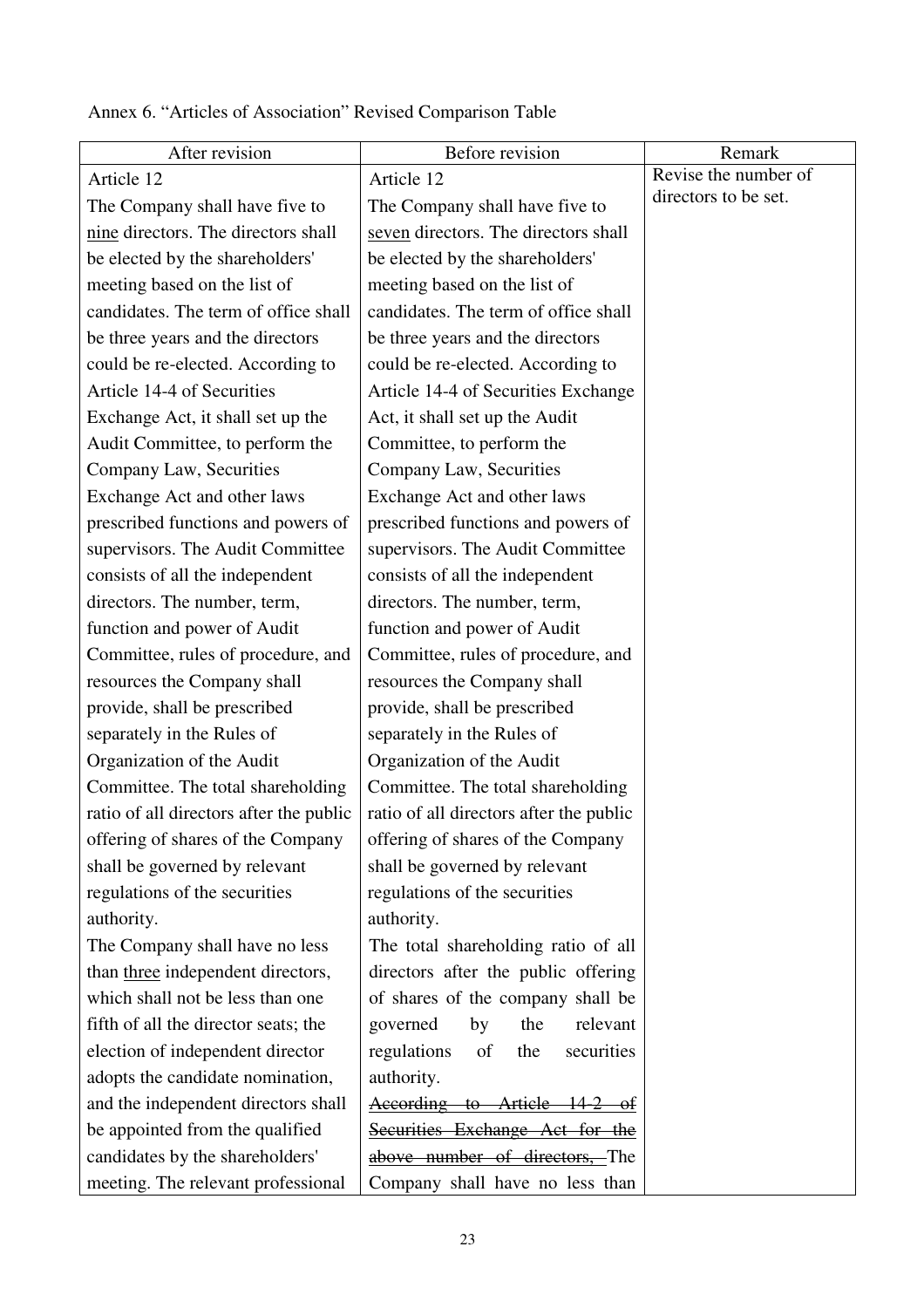Annex 6. "Articles of Association" Revised Comparison Table

| After revision | Before revision | Remark |
|---|---|---|
| Article 12<br>The Company shall have five to <u>nine</u> directors. The directors shall be elected by the shareholders' meeting based on the list of candidates. The term of office shall be three years and the directors could be re-elected. According to Article 14-4 of Securities Exchange Act, it shall set up the Audit Committee, to perform the Company Law, Securities Exchange Act and other laws prescribed functions and powers of supervisors. The Audit Committee consists of all the independent directors. The number, term, function and power of Audit Committee, rules of procedure, and resources the Company shall provide, shall be prescribed separately in the Rules of Organization of the Audit Committee. The total shareholding ratio of all directors after the public offering of shares of the Company shall be governed by relevant regulations of the securities authority.<br>The Company shall have no less than <u>three</u> independent directors, which shall not be less than one fifth of all the director seats; the election of independent director adopts the candidate nomination, and the independent directors shall be appointed from the qualified candidates by the shareholders' meeting. The relevant professional | Article 12<br>The Company shall have five to <u>seven</u> directors. The directors shall be elected by the shareholders' meeting based on the list of candidates. The term of office shall be three years and the directors could be re-elected. According to Article 14-4 of Securities Exchange Act, it shall set up the Audit Committee, to perform the Company Law, Securities Exchange Act and other laws prescribed functions and powers of supervisors. The Audit Committee consists of all the independent directors. The number, term, function and power of Audit Committee, rules of procedure, and resources the Company shall provide, shall be prescribed separately in the Rules of Organization of the Audit Committee. The total shareholding ratio of all directors after the public offering of shares of the Company shall be governed by relevant regulations of the securities authority.<br>The total shareholding ratio of all directors after the public offering of shares of the company shall be governed by the relevant regulations of the securities authority.<br>~~According to Article 14-2 of Securities Exchange Act for the above number of directors,~~ The Company shall have no less than | Revise the number of directors to be set. |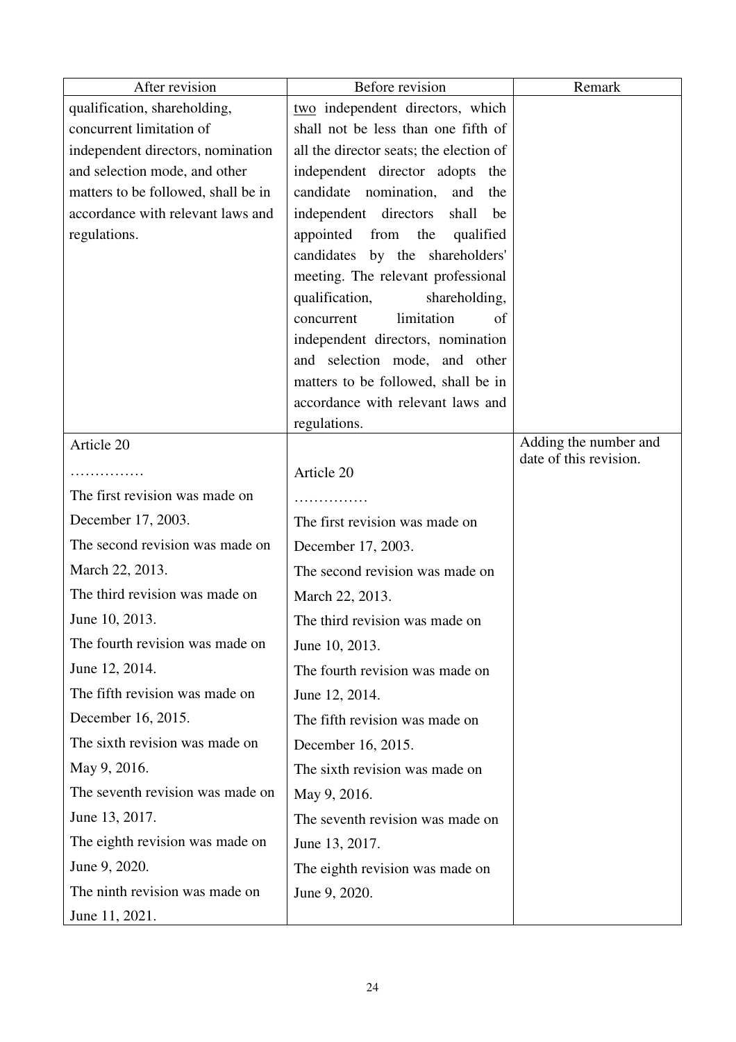| After revision | Before revision | Remark |
|---|---|---|
| qualification, shareholding, concurrent limitation of independent directors, nomination and selection mode, and other matters to be followed, shall be in accordance with relevant laws and regulations. | <u>two</u> independent directors, which shall not be less than one fifth of all the director seats; the election of independent director adopts the candidate nomination, and the independent directors shall be appointed from the qualified candidates by the shareholders' meeting. The relevant professional qualification, shareholding, concurrent limitation of independent directors, nomination and selection mode, and other matters to be followed, shall be in accordance with relevant laws and regulations. | |
| Article 20<br>……………<br>The first revision was made on December 17, 2003.<br>The second revision was made on March 22, 2013.<br>The third revision was made on June 10, 2013.<br>The fourth revision was made on June 12, 2014.<br>The fifth revision was made on December 16, 2015.<br>The sixth revision was made on May 9, 2016.<br>The seventh revision was made on June 13, 2017.<br>The eighth revision was made on June 9, 2020.<br>The ninth revision was made on June 11, 2021. | Article 20<br>……………<br>The first revision was made on December 17, 2003.<br>The second revision was made on March 22, 2013.<br>The third revision was made on June 10, 2013.<br>The fourth revision was made on June 12, 2014.<br>The fifth revision was made on December 16, 2015.<br>The sixth revision was made on May 9, 2016.<br>The seventh revision was made on June 13, 2017.<br>The eighth revision was made on June 9, 2020. | Adding the number and date of this revision. |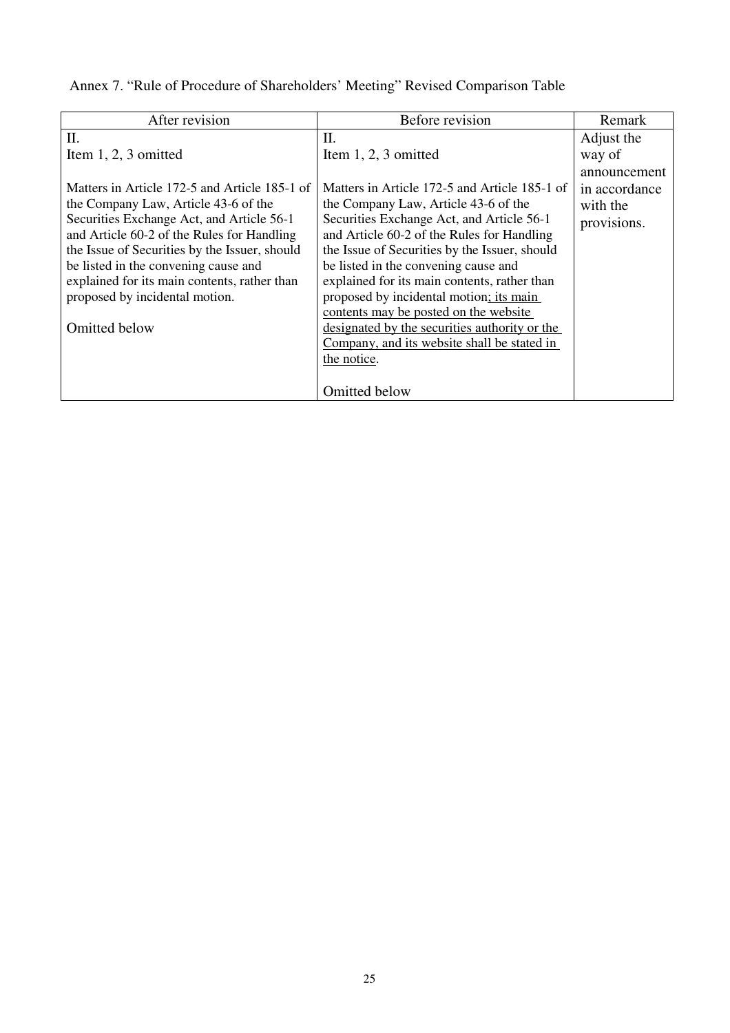Annex 7. "Rule of Procedure of Shareholders' Meeting" Revised Comparison Table

| After revision | Before revision | Remark |
|---|---|---|
| II.<br>Item 1, 2, 3 omitted<br><br>Matters in Article 172-5 and Article 185-1 of the Company Law, Article 43-6 of the Securities Exchange Act, and Article 56-1 and Article 60-2 of the Rules for Handling the Issue of Securities by the Issuer, should be listed in the convening cause and explained for its main contents, rather than proposed by incidental motion.<br><br>Omitted below | II.<br>Item 1, 2, 3 omitted<br><br>Matters in Article 172-5 and Article 185-1 of the Company Law, Article 43-6 of the Securities Exchange Act, and Article 56-1 and Article 60-2 of the Rules for Handling the Issue of Securities by the Issuer, should be listed in the convening cause and explained for its main contents, rather than proposed by incidental motion<u>; its main contents may be posted on the website designated by the securities authority or the Company, and its website shall be stated in the notice</u>.<br><br>Omitted below | Adjust the way of announcement in accordance with the provisions. |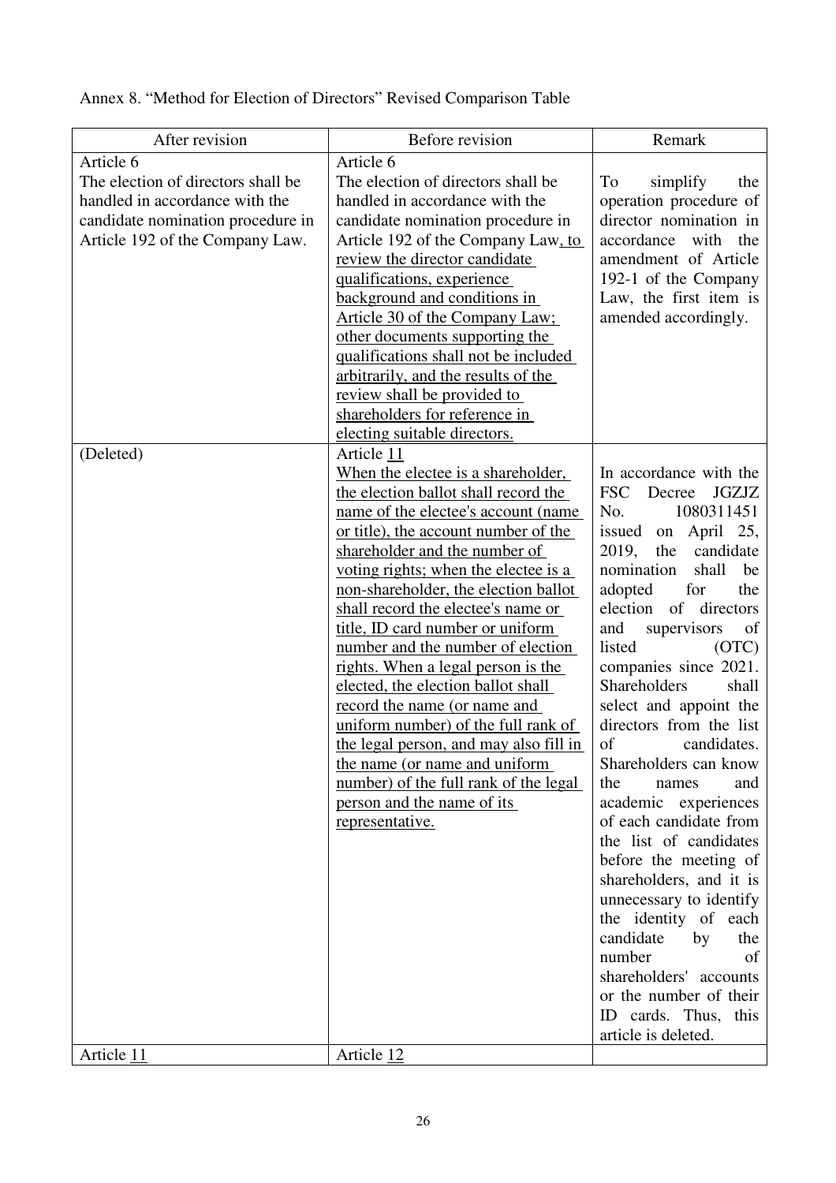Annex 8. "Method for Election of Directors" Revised Comparison Table

| After revision | Before revision | Remark |
|---|---|---|
| Article 6<br>The election of directors shall be handled in accordance with the candidate nomination procedure in Article 192 of the Company Law. | Article 6<br>The election of directors shall be handled in accordance with the candidate nomination procedure in Article 192 of the Company Law, to review the director candidate qualifications, experience background and conditions in Article 30 of the Company Law; other documents supporting the qualifications shall not be included arbitrarily, and the results of the review shall be provided to shareholders for reference in electing suitable directors. | To simplify the operation procedure of director nomination in accordance with the amendment of Article 192-1 of the Company Law, the first item is amended accordingly. |
| (Deleted) | Article 11<br>When the electee is a shareholder, the election ballot shall record the name of the electee's account (name or title), the account number of the shareholder and the number of voting rights; when the electee is a non-shareholder, the election ballot shall record the electee's name or title, ID card number or uniform number and the number of election rights. When a legal person is the elected, the election ballot shall record the name (or name and uniform number) of the full rank of the legal person, and may also fill in the name (or name and uniform number) of the full rank of the legal person and the name of its representative. | In accordance with the FSC Decree JGZJZ No. 1080311451 issued on April 25, 2019, the candidate nomination shall be adopted for the election of directors and supervisors of listed (OTC) companies since 2021. Shareholders shall select and appoint the directors from the list of candidates. Shareholders can know the names and academic experiences of each candidate from the list of candidates before the meeting of shareholders, and it is unnecessary to identify the identity of each candidate by the number of shareholders' accounts or the number of their ID cards. Thus, this article is deleted. |
| Article 11 | Article 12 | |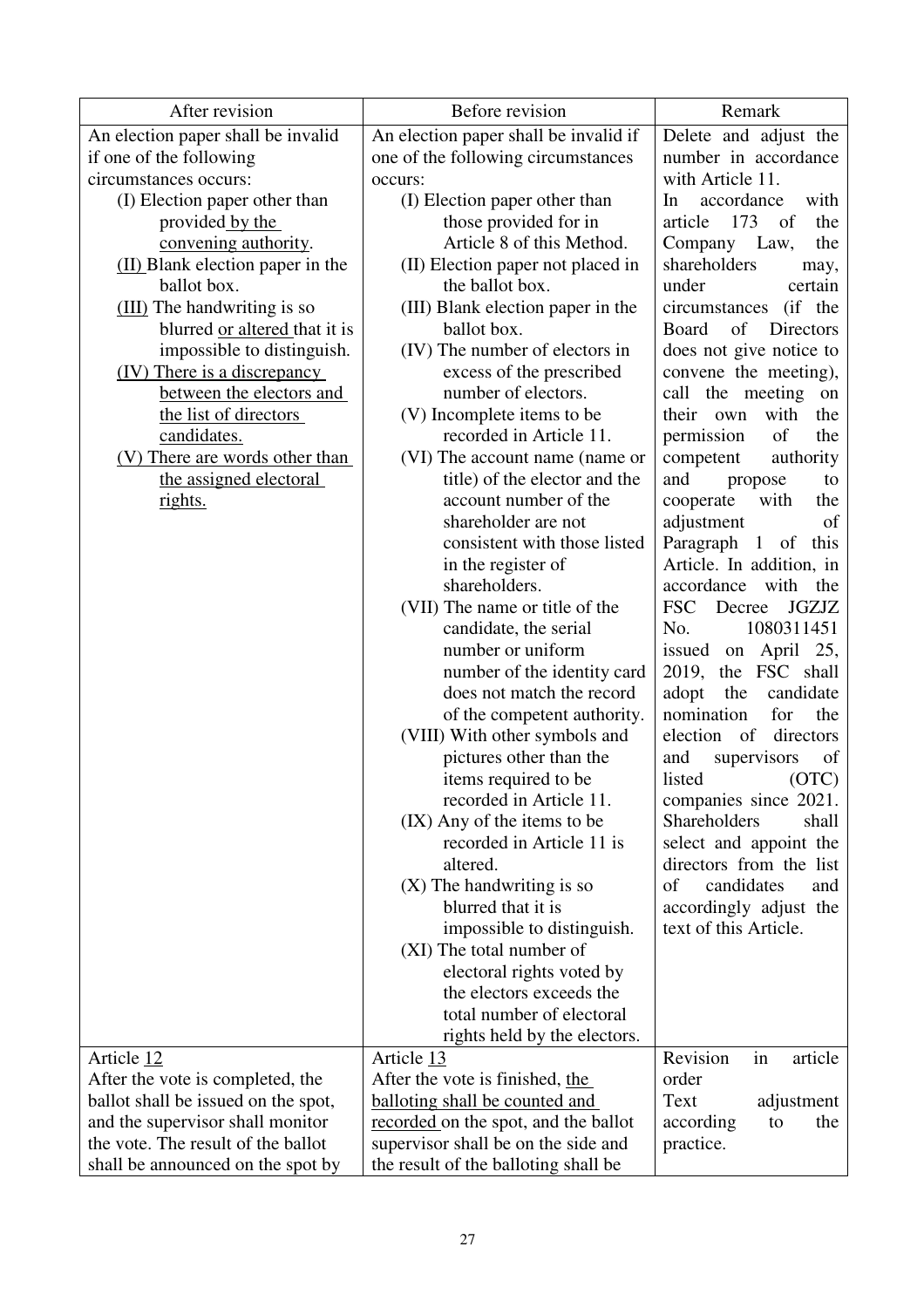| After revision | Before revision | Remark |
|---|---|---|
| An election paper shall be invalid if one of the following circumstances occurs:<br>(I) Election paper other than provided by the convening authority.<br>(II) Blank election paper in the ballot box.<br>(III) The handwriting is so blurred or altered that it is impossible to distinguish.<br>(IV) There is a discrepancy between the electors and the list of directors candidates.<br>(V) There are words other than the assigned electoral rights. | An election paper shall be invalid if one of the following circumstances occurs:<br>(I) Election paper other than those provided for in Article 8 of this Method.<br>(II) Election paper not placed in the ballot box.<br>(III) Blank election paper in the ballot box.<br>(IV) The number of electors in excess of the prescribed number of electors.<br>(V) Incomplete items to be recorded in Article 11.<br>(VI) The account name (name or title) of the elector and the account number of the shareholder are not consistent with those listed in the register of shareholders.<br>(VII) The name or title of the candidate, the serial number or uniform number of the identity card does not match the record of the competent authority.<br>(VIII) With other symbols and pictures other than the items required to be recorded in Article 11.<br>(IX) Any of the items to be recorded in Article 11 is altered.<br>(X) The handwriting is so blurred that it is impossible to distinguish.<br>(XI) The total number of electoral rights voted by the electors exceeds the total number of electoral rights held by the electors. | Delete and adjust the number in accordance with Article 11.<br>In accordance with article 173 of the Company Law, the shareholders may, under certain circumstances (if the Board of Directors does not give notice to convene the meeting), call the meeting on their own with the permission of the competent authority and propose to cooperate with the adjustment of Paragraph 1 of this Article. In addition, in accordance with the FSC Decree JGZJZ No. 1080311451 issued on April 25, 2019, the FSC shall adopt the candidate nomination for the election of directors and supervisors of listed (OTC) companies since 2021. Shareholders shall select and appoint the directors from the list of candidates and accordingly adjust the text of this Article. |
| Article 12<br>After the vote is completed, the ballot shall be issued on the spot, and the supervisor shall monitor the vote. The result of the ballot shall be announced on the spot by | Article 13<br>After the vote is finished, the balloting shall be counted and recorded on the spot, and the ballot supervisor shall be on the side and the result of the balloting shall be | Revision in article order<br>Text adjustment according to the practice. |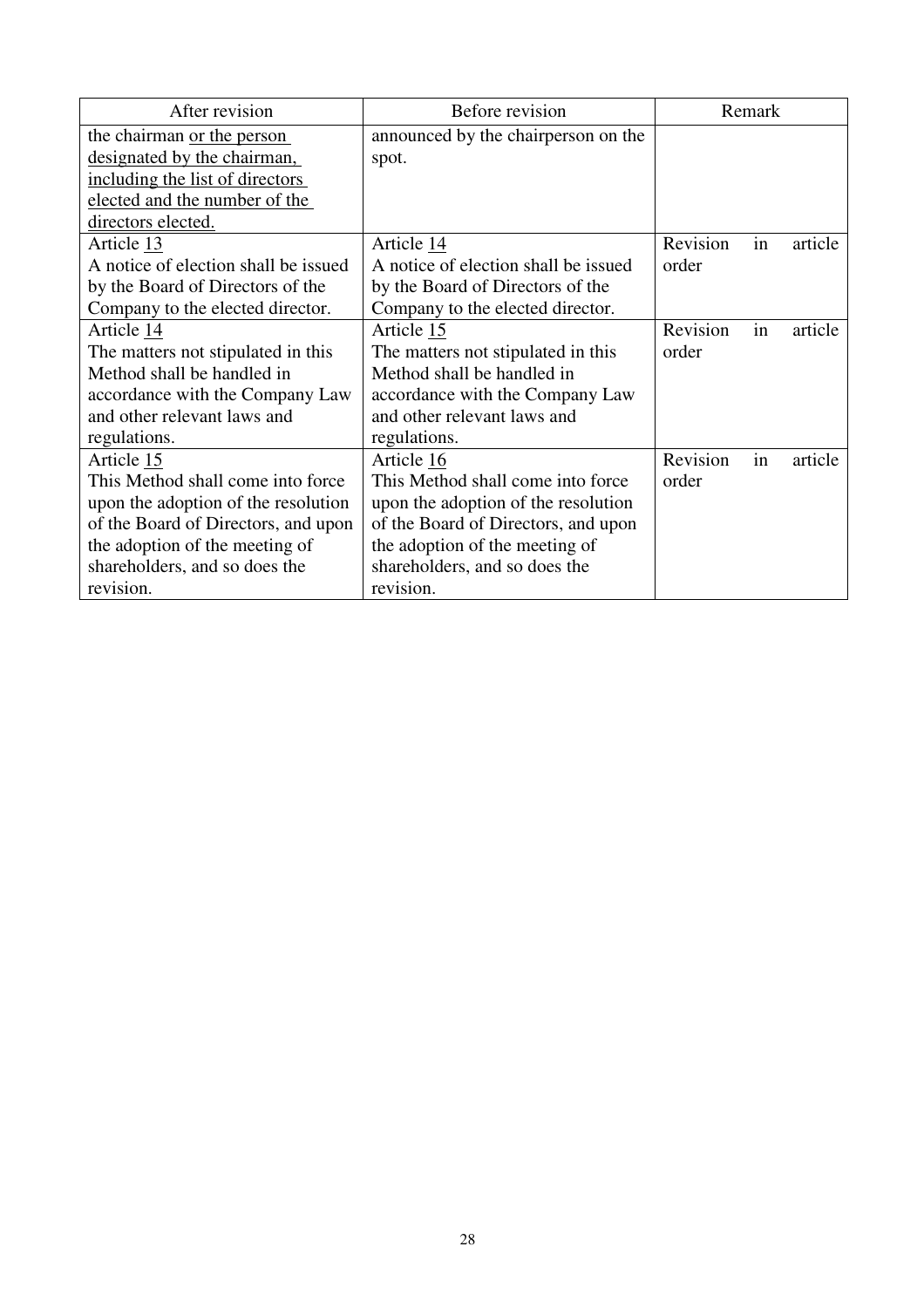| After revision | Before revision | Remark |
|---|---|---|
| the chairman <u>or the person designated by the chairman, including the list of directors elected and the number of the directors elected.</u> | announced by the chairperson on the spot. | |
| Article <u>13</u><br>A notice of election shall be issued by the Board of Directors of the Company to the elected director. | Article <u>14</u><br>A notice of election shall be issued by the Board of Directors of the Company to the elected director. | Revision in article order |
| Article <u>14</u><br>The matters not stipulated in this Method shall be handled in accordance with the Company Law and other relevant laws and regulations. | Article <u>15</u><br>The matters not stipulated in this Method shall be handled in accordance with the Company Law and other relevant laws and regulations. | Revision in article order |
| Article <u>15</u><br>This Method shall come into force upon the adoption of the resolution of the Board of Directors, and upon the adoption of the meeting of shareholders, and so does the revision. | Article <u>16</u><br>This Method shall come into force upon the adoption of the resolution of the Board of Directors, and upon the adoption of the meeting of shareholders, and so does the revision. | Revision in article order |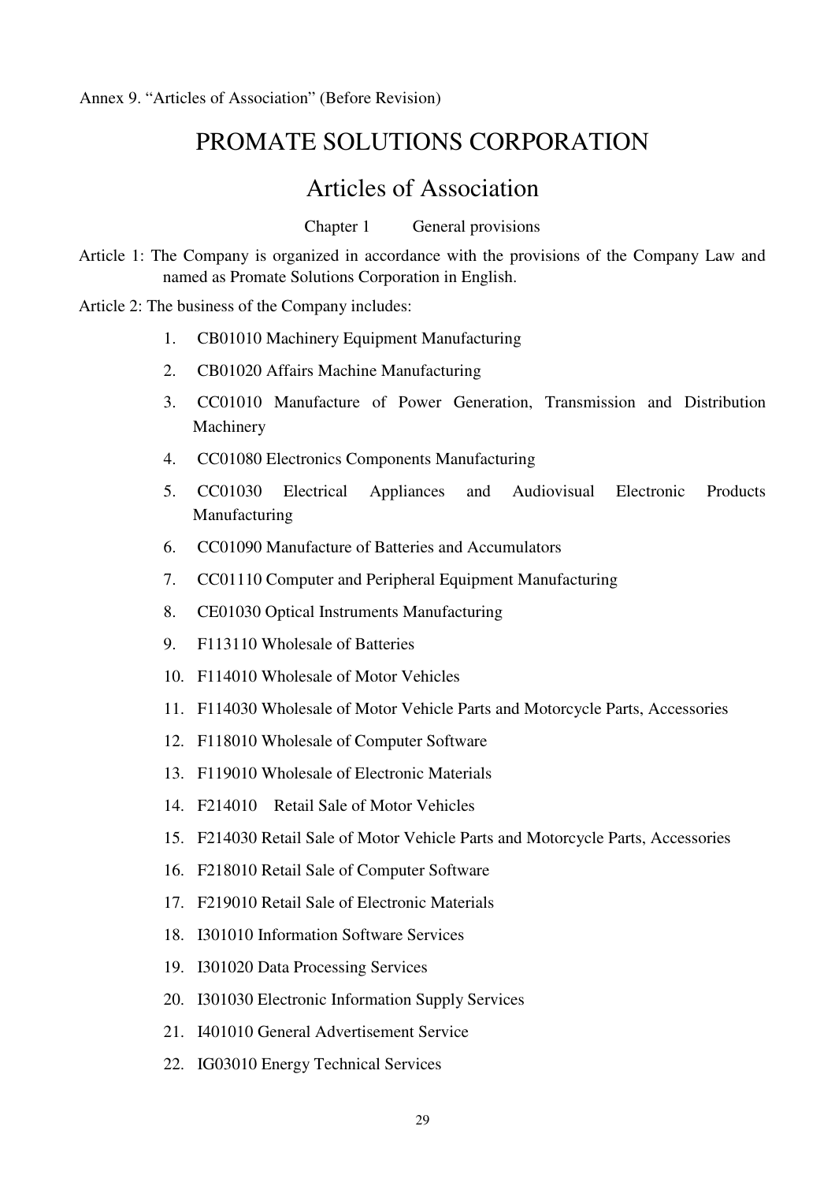Annex 9. “Articles of Association” (Before Revision)

# PROMATE SOLUTIONS CORPORATION

# Articles of Association

## Chapter 1 General provisions

Article 1: The Company is organized in accordance with the provisions of the Company Law and named as Promate Solutions Corporation in English.

Article 2: The business of the Company includes:

1. CB01010 Machinery Equipment Manufacturing
2. CB01020 Affairs Machine Manufacturing
3. CC01010 Manufacture of Power Generation, Transmission and Distribution Machinery
4. CC01080 Electronics Components Manufacturing
5. CC01030 Electrical Appliances and Audiovisual Electronic Products Manufacturing
6. CC01090 Manufacture of Batteries and Accumulators
7. CC01110 Computer and Peripheral Equipment Manufacturing
8. CE01030 Optical Instruments Manufacturing
9. F113110 Wholesale of Batteries
10. F114010 Wholesale of Motor Vehicles
11. F114030 Wholesale of Motor Vehicle Parts and Motorcycle Parts, Accessories
12. F118010 Wholesale of Computer Software
13. F119010 Wholesale of Electronic Materials
14. F214010 Retail Sale of Motor Vehicles
15. F214030 Retail Sale of Motor Vehicle Parts and Motorcycle Parts, Accessories
16. F218010 Retail Sale of Computer Software
17. F219010 Retail Sale of Electronic Materials
18. I301010 Information Software Services
19. I301020 Data Processing Services
20. I301030 Electronic Information Supply Services
21. I401010 General Advertisement Service
22. IG03010 Energy Technical Services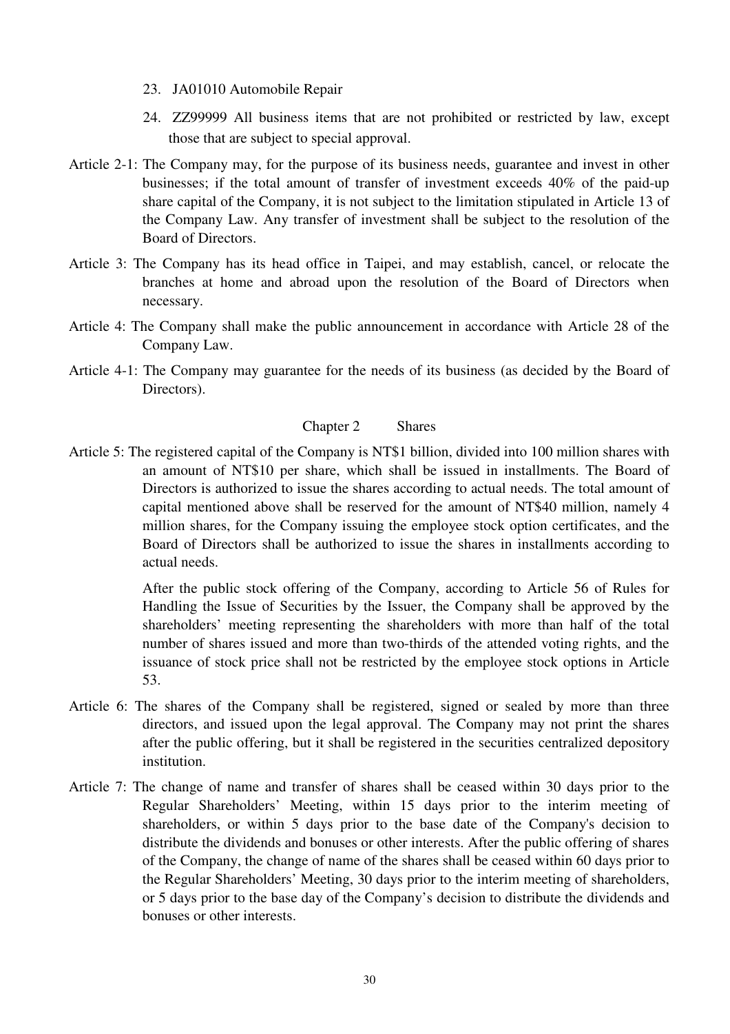23. JA01010 Automobile Repair

24. ZZ99999 All business items that are not prohibited or restricted by law, except those that are subject to special approval.

Article 2-1: The Company may, for the purpose of its business needs, guarantee and invest in other businesses; if the total amount of transfer of investment exceeds 40% of the paid-up share capital of the Company, it is not subject to the limitation stipulated in Article 13 of the Company Law. Any transfer of investment shall be subject to the resolution of the Board of Directors.

Article 3: The Company has its head office in Taipei, and may establish, cancel, or relocate the branches at home and abroad upon the resolution of the Board of Directors when necessary.

Article 4: The Company shall make the public announcement in accordance with Article 28 of the Company Law.

Article 4-1: The Company may guarantee for the needs of its business (as decided by the Board of Directors).

## Chapter 2 Shares

Article 5: The registered capital of the Company is NT$1 billion, divided into 100 million shares with an amount of NT$10 per share, which shall be issued in installments. The Board of Directors is authorized to issue the shares according to actual needs. The total amount of capital mentioned above shall be reserved for the amount of NT$40 million, namely 4 million shares, for the Company issuing the employee stock option certificates, and the Board of Directors shall be authorized to issue the shares in installments according to actual needs.

After the public stock offering of the Company, according to Article 56 of Rules for Handling the Issue of Securities by the Issuer, the Company shall be approved by the shareholders' meeting representing the shareholders with more than half of the total number of shares issued and more than two-thirds of the attended voting rights, and the issuance of stock price shall not be restricted by the employee stock options in Article 53.

Article 6: The shares of the Company shall be registered, signed or sealed by more than three directors, and issued upon the legal approval. The Company may not print the shares after the public offering, but it shall be registered in the securities centralized depository institution.

Article 7: The change of name and transfer of shares shall be ceased within 30 days prior to the Regular Shareholders' Meeting, within 15 days prior to the interim meeting of shareholders, or within 5 days prior to the base date of the Company's decision to distribute the dividends and bonuses or other interests. After the public offering of shares of the Company, the change of name of the shares shall be ceased within 60 days prior to the Regular Shareholders' Meeting, 30 days prior to the interim meeting of shareholders, or 5 days prior to the base day of the Company's decision to distribute the dividends and bonuses or other interests.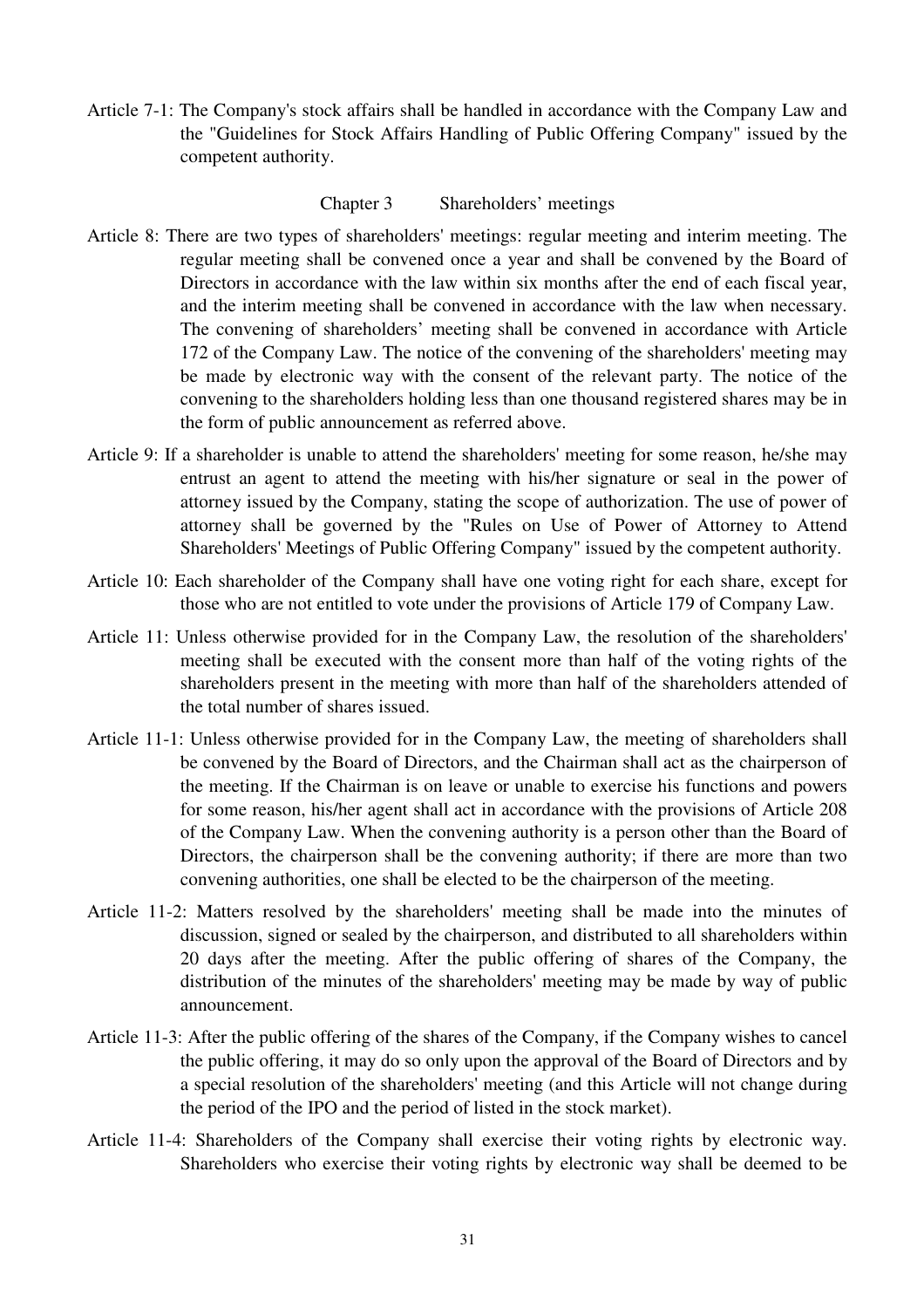Article 7-1: The Company's stock affairs shall be handled in accordance with the Company Law and the "Guidelines for Stock Affairs Handling of Public Offering Company" issued by the competent authority.

## Chapter 3 Shareholders' meetings

Article 8: There are two types of shareholders' meetings: regular meeting and interim meeting. The regular meeting shall be convened once a year and shall be convened by the Board of Directors in accordance with the law within six months after the end of each fiscal year, and the interim meeting shall be convened in accordance with the law when necessary. The convening of shareholders' meeting shall be convened in accordance with Article 172 of the Company Law. The notice of the convening of the shareholders' meeting may be made by electronic way with the consent of the relevant party. The notice of the convening to the shareholders holding less than one thousand registered shares may be in the form of public announcement as referred above.

Article 9: If a shareholder is unable to attend the shareholders' meeting for some reason, he/she may entrust an agent to attend the meeting with his/her signature or seal in the power of attorney issued by the Company, stating the scope of authorization. The use of power of attorney shall be governed by the "Rules on Use of Power of Attorney to Attend Shareholders' Meetings of Public Offering Company" issued by the competent authority.

Article 10: Each shareholder of the Company shall have one voting right for each share, except for those who are not entitled to vote under the provisions of Article 179 of Company Law.

Article 11: Unless otherwise provided for in the Company Law, the resolution of the shareholders' meeting shall be executed with the consent more than half of the voting rights of the shareholders present in the meeting with more than half of the shareholders attended of the total number of shares issued.

Article 11-1: Unless otherwise provided for in the Company Law, the meeting of shareholders shall be convened by the Board of Directors, and the Chairman shall act as the chairperson of the meeting. If the Chairman is on leave or unable to exercise his functions and powers for some reason, his/her agent shall act in accordance with the provisions of Article 208 of the Company Law. When the convening authority is a person other than the Board of Directors, the chairperson shall be the convening authority; if there are more than two convening authorities, one shall be elected to be the chairperson of the meeting.

Article 11-2: Matters resolved by the shareholders' meeting shall be made into the minutes of discussion, signed or sealed by the chairperson, and distributed to all shareholders within 20 days after the meeting. After the public offering of shares of the Company, the distribution of the minutes of the shareholders' meeting may be made by way of public announcement.

Article 11-3: After the public offering of the shares of the Company, if the Company wishes to cancel the public offering, it may do so only upon the approval of the Board of Directors and by a special resolution of the shareholders' meeting (and this Article will not change during the period of the IPO and the period of listed in the stock market).

Article 11-4: Shareholders of the Company shall exercise their voting rights by electronic way. Shareholders who exercise their voting rights by electronic way shall be deemed to be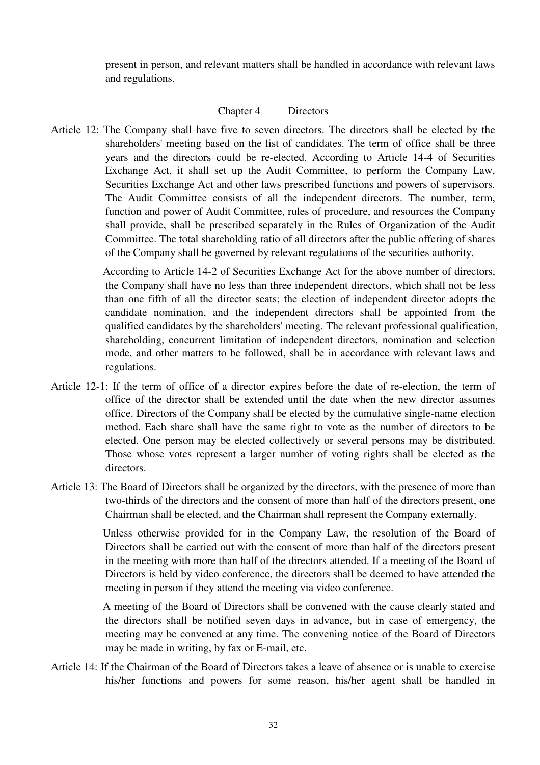present in person, and relevant matters shall be handled in accordance with relevant laws and regulations.

## Chapter 4 Directors

Article 12: The Company shall have five to seven directors. The directors shall be elected by the shareholders' meeting based on the list of candidates. The term of office shall be three years and the directors could be re-elected. According to Article 14-4 of Securities Exchange Act, it shall set up the Audit Committee, to perform the Company Law, Securities Exchange Act and other laws prescribed functions and powers of supervisors. The Audit Committee consists of all the independent directors. The number, term, function and power of Audit Committee, rules of procedure, and resources the Company shall provide, shall be prescribed separately in the Rules of Organization of the Audit Committee. The total shareholding ratio of all directors after the public offering of shares of the Company shall be governed by relevant regulations of the securities authority.

According to Article 14-2 of Securities Exchange Act for the above number of directors, the Company shall have no less than three independent directors, which shall not be less than one fifth of all the director seats; the election of independent director adopts the candidate nomination, and the independent directors shall be appointed from the qualified candidates by the shareholders' meeting. The relevant professional qualification, shareholding, concurrent limitation of independent directors, nomination and selection mode, and other matters to be followed, shall be in accordance with relevant laws and regulations.

Article 12-1: If the term of office of a director expires before the date of re-election, the term of office of the director shall be extended until the date when the new director assumes office. Directors of the Company shall be elected by the cumulative single-name election method. Each share shall have the same right to vote as the number of directors to be elected. One person may be elected collectively or several persons may be distributed. Those whose votes represent a larger number of voting rights shall be elected as the directors.

Article 13: The Board of Directors shall be organized by the directors, with the presence of more than two-thirds of the directors and the consent of more than half of the directors present, one Chairman shall be elected, and the Chairman shall represent the Company externally.

Unless otherwise provided for in the Company Law, the resolution of the Board of Directors shall be carried out with the consent of more than half of the directors present in the meeting with more than half of the directors attended. If a meeting of the Board of Directors is held by video conference, the directors shall be deemed to have attended the meeting in person if they attend the meeting via video conference.

A meeting of the Board of Directors shall be convened with the cause clearly stated and the directors shall be notified seven days in advance, but in case of emergency, the meeting may be convened at any time. The convening notice of the Board of Directors may be made in writing, by fax or E-mail, etc.

Article 14: If the Chairman of the Board of Directors takes a leave of absence or is unable to exercise his/her functions and powers for some reason, his/her agent shall be handled in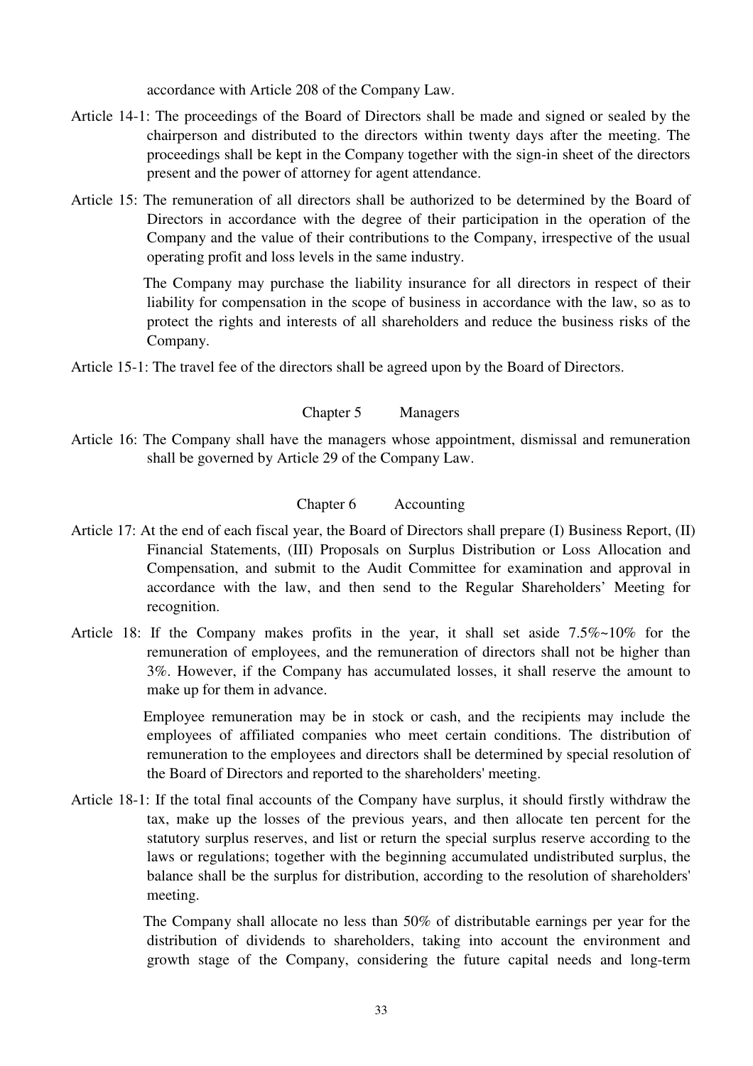accordance with Article 208 of the Company Law.

Article 14-1: The proceedings of the Board of Directors shall be made and signed or sealed by the chairperson and distributed to the directors within twenty days after the meeting. The proceedings shall be kept in the Company together with the sign-in sheet of the directors present and the power of attorney for agent attendance.

Article 15: The remuneration of all directors shall be authorized to be determined by the Board of Directors in accordance with the degree of their participation in the operation of the Company and the value of their contributions to the Company, irrespective of the usual operating profit and loss levels in the same industry.

The Company may purchase the liability insurance for all directors in respect of their liability for compensation in the scope of business in accordance with the law, so as to protect the rights and interests of all shareholders and reduce the business risks of the Company.

Article 15-1: The travel fee of the directors shall be agreed upon by the Board of Directors.

## Chapter 5 Managers

Article 16: The Company shall have the managers whose appointment, dismissal and remuneration shall be governed by Article 29 of the Company Law.

## Chapter 6 Accounting

Article 17: At the end of each fiscal year, the Board of Directors shall prepare (I) Business Report, (II) Financial Statements, (III) Proposals on Surplus Distribution or Loss Allocation and Compensation, and submit to the Audit Committee for examination and approval in accordance with the law, and then send to the Regular Shareholders' Meeting for recognition.

Article 18: If the Company makes profits in the year, it shall set aside 7.5%~10% for the remuneration of employees, and the remuneration of directors shall not be higher than 3%. However, if the Company has accumulated losses, it shall reserve the amount to make up for them in advance.

Employee remuneration may be in stock or cash, and the recipients may include the employees of affiliated companies who meet certain conditions. The distribution of remuneration to the employees and directors shall be determined by special resolution of the Board of Directors and reported to the shareholders' meeting.

Article 18-1: If the total final accounts of the Company have surplus, it should firstly withdraw the tax, make up the losses of the previous years, and then allocate ten percent for the statutory surplus reserves, and list or return the special surplus reserve according to the laws or regulations; together with the beginning accumulated undistributed surplus, the balance shall be the surplus for distribution, according to the resolution of shareholders' meeting.

The Company shall allocate no less than 50% of distributable earnings per year for the distribution of dividends to shareholders, taking into account the environment and growth stage of the Company, considering the future capital needs and long-term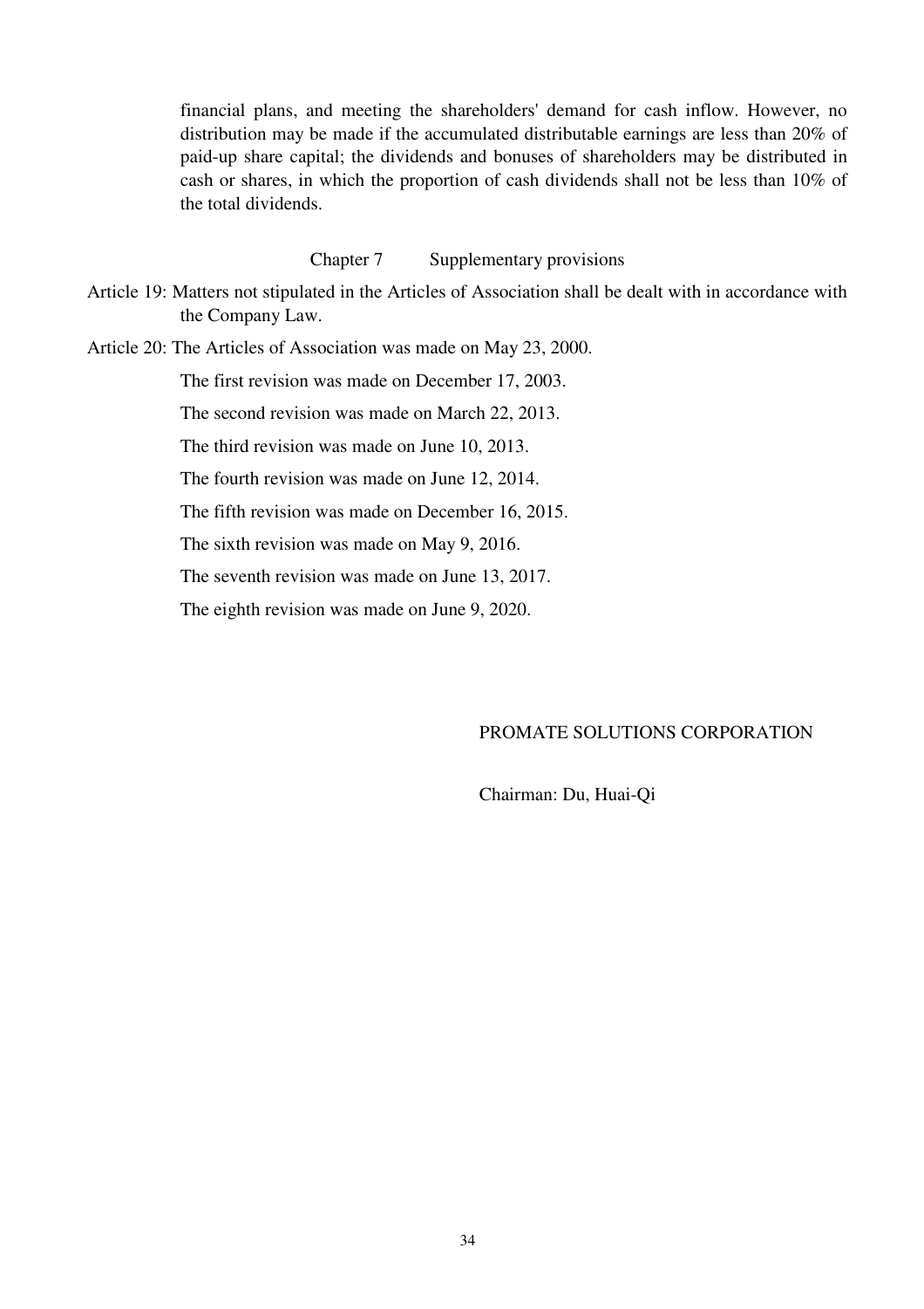financial plans, and meeting the shareholders' demand for cash inflow. However, no distribution may be made if the accumulated distributable earnings are less than 20% of paid-up share capital; the dividends and bonuses of shareholders may be distributed in cash or shares, in which the proportion of cash dividends shall not be less than 10% of the total dividends.

## Chapter 7 Supplementary provisions

Article 19: Matters not stipulated in the Articles of Association shall be dealt with in accordance with the Company Law.

Article 20: The Articles of Association was made on May 23, 2000.

The first revision was made on December 17, 2003.

The second revision was made on March 22, 2013.

The third revision was made on June 10, 2013.

The fourth revision was made on June 12, 2014.

The fifth revision was made on December 16, 2015.

The sixth revision was made on May 9, 2016.

The seventh revision was made on June 13, 2017.

The eighth revision was made on June 9, 2020.

PROMATE SOLUTIONS CORPORATION

Chairman: Du, Huai-Qi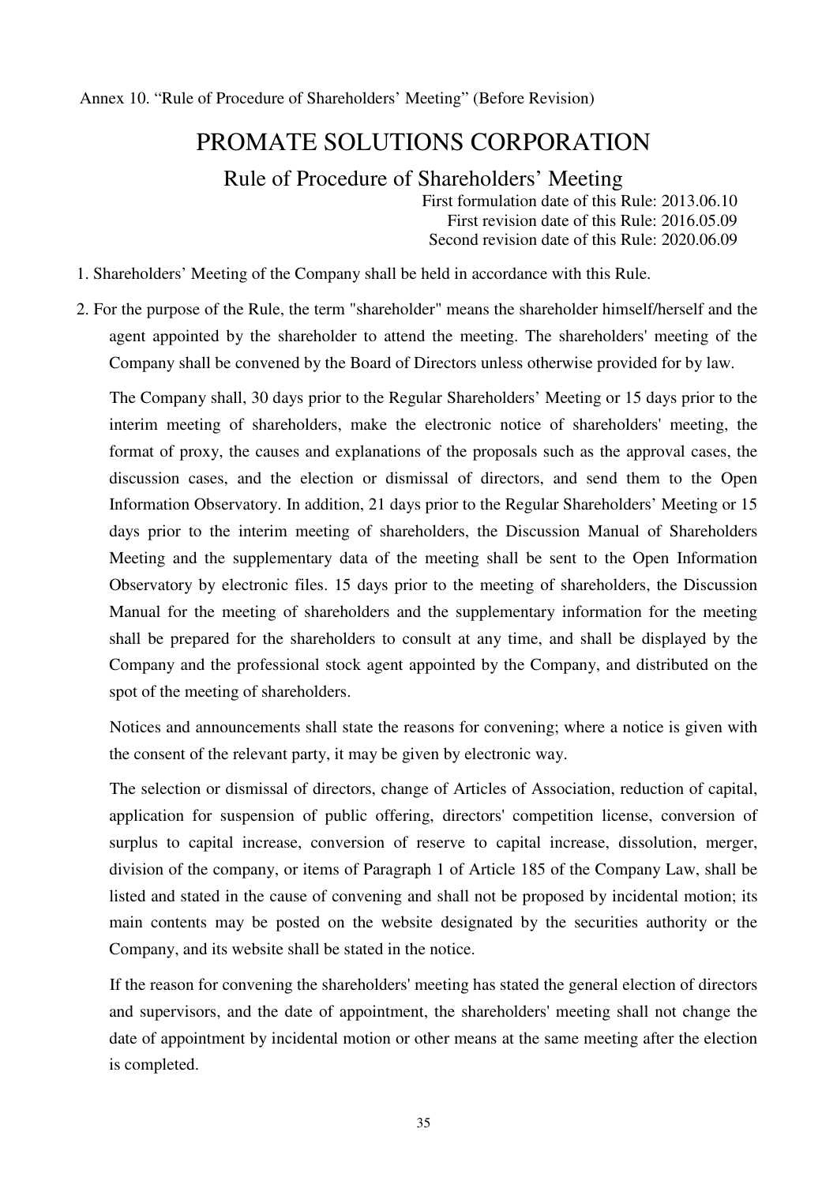Annex 10. “Rule of Procedure of Shareholders’ Meeting” (Before Revision)

# PROMATE SOLUTIONS CORPORATION

## Rule of Procedure of Shareholders’ Meeting

First formulation date of this Rule: 2013.06.10
First revision date of this Rule: 2016.05.09
Second revision date of this Rule: 2020.06.09

1. Shareholders’ Meeting of the Company shall be held in accordance with this Rule.

2. For the purpose of the Rule, the term "shareholder" means the shareholder himself/herself and the agent appointed by the shareholder to attend the meeting. The shareholders' meeting of the Company shall be convened by the Board of Directors unless otherwise provided for by law.

   The Company shall, 30 days prior to the Regular Shareholders’ Meeting or 15 days prior to the interim meeting of shareholders, make the electronic notice of shareholders' meeting, the format of proxy, the causes and explanations of the proposals such as the approval cases, the discussion cases, and the election or dismissal of directors, and send them to the Open Information Observatory. In addition, 21 days prior to the Regular Shareholders’ Meeting or 15 days prior to the interim meeting of shareholders, the Discussion Manual of Shareholders Meeting and the supplementary data of the meeting shall be sent to the Open Information Observatory by electronic files. 15 days prior to the meeting of shareholders, the Discussion Manual for the meeting of shareholders and the supplementary information for the meeting shall be prepared for the shareholders to consult at any time, and shall be displayed by the Company and the professional stock agent appointed by the Company, and distributed on the spot of the meeting of shareholders.

   Notices and announcements shall state the reasons for convening; where a notice is given with the consent of the relevant party, it may be given by electronic way.

   The selection or dismissal of directors, change of Articles of Association, reduction of capital, application for suspension of public offering, directors' competition license, conversion of surplus to capital increase, conversion of reserve to capital increase, dissolution, merger, division of the company, or items of Paragraph 1 of Article 185 of the Company Law, shall be listed and stated in the cause of convening and shall not be proposed by incidental motion; its main contents may be posted on the website designated by the securities authority or the Company, and its website shall be stated in the notice.

   If the reason for convening the shareholders' meeting has stated the general election of directors and supervisors, and the date of appointment, the shareholders' meeting shall not change the date of appointment by incidental motion or other means at the same meeting after the election is completed.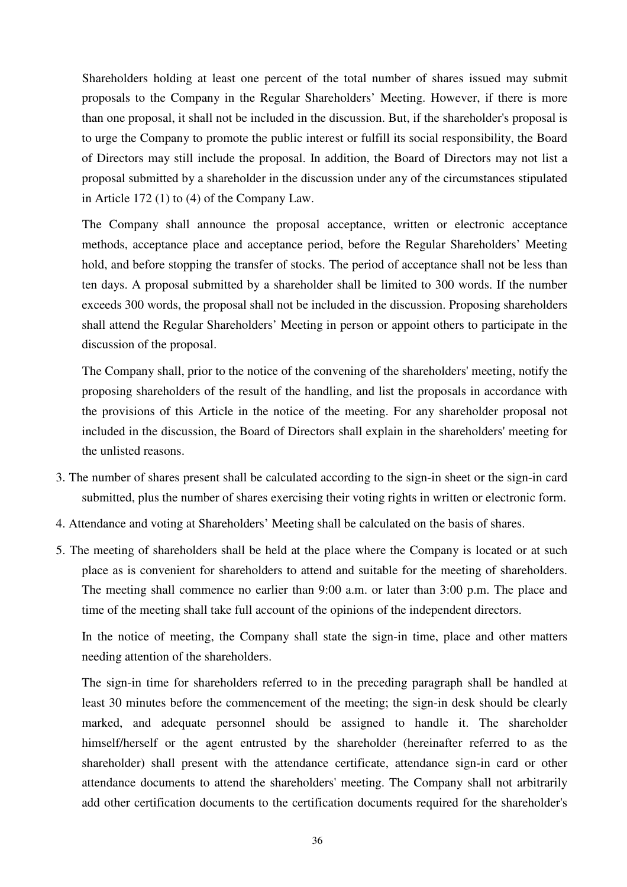Shareholders holding at least one percent of the total number of shares issued may submit proposals to the Company in the Regular Shareholders' Meeting. However, if there is more than one proposal, it shall not be included in the discussion. But, if the shareholder's proposal is to urge the Company to promote the public interest or fulfill its social responsibility, the Board of Directors may still include the proposal. In addition, the Board of Directors may not list a proposal submitted by a shareholder in the discussion under any of the circumstances stipulated in Article 172 (1) to (4) of the Company Law.

The Company shall announce the proposal acceptance, written or electronic acceptance methods, acceptance place and acceptance period, before the Regular Shareholders' Meeting hold, and before stopping the transfer of stocks. The period of acceptance shall not be less than ten days. A proposal submitted by a shareholder shall be limited to 300 words. If the number exceeds 300 words, the proposal shall not be included in the discussion. Proposing shareholders shall attend the Regular Shareholders' Meeting in person or appoint others to participate in the discussion of the proposal.

The Company shall, prior to the notice of the convening of the shareholders' meeting, notify the proposing shareholders of the result of the handling, and list the proposals in accordance with the provisions of this Article in the notice of the meeting. For any shareholder proposal not included in the discussion, the Board of Directors shall explain in the shareholders' meeting for the unlisted reasons.

3. The number of shares present shall be calculated according to the sign-in sheet or the sign-in card submitted, plus the number of shares exercising their voting rights in written or electronic form.
4. Attendance and voting at Shareholders' Meeting shall be calculated on the basis of shares.
5. The meeting of shareholders shall be held at the place where the Company is located or at such place as is convenient for shareholders to attend and suitable for the meeting of shareholders. The meeting shall commence no earlier than 9:00 a.m. or later than 3:00 p.m. The place and time of the meeting shall take full account of the opinions of the independent directors.

   In the notice of meeting, the Company shall state the sign-in time, place and other matters needing attention of the shareholders.

   The sign-in time for shareholders referred to in the preceding paragraph shall be handled at least 30 minutes before the commencement of the meeting; the sign-in desk should be clearly marked, and adequate personnel should be assigned to handle it. The shareholder himself/herself or the agent entrusted by the shareholder (hereinafter referred to as the shareholder) shall present with the attendance certificate, attendance sign-in card or other attendance documents to attend the shareholders' meeting. The Company shall not arbitrarily add other certification documents to the certification documents required for the shareholder's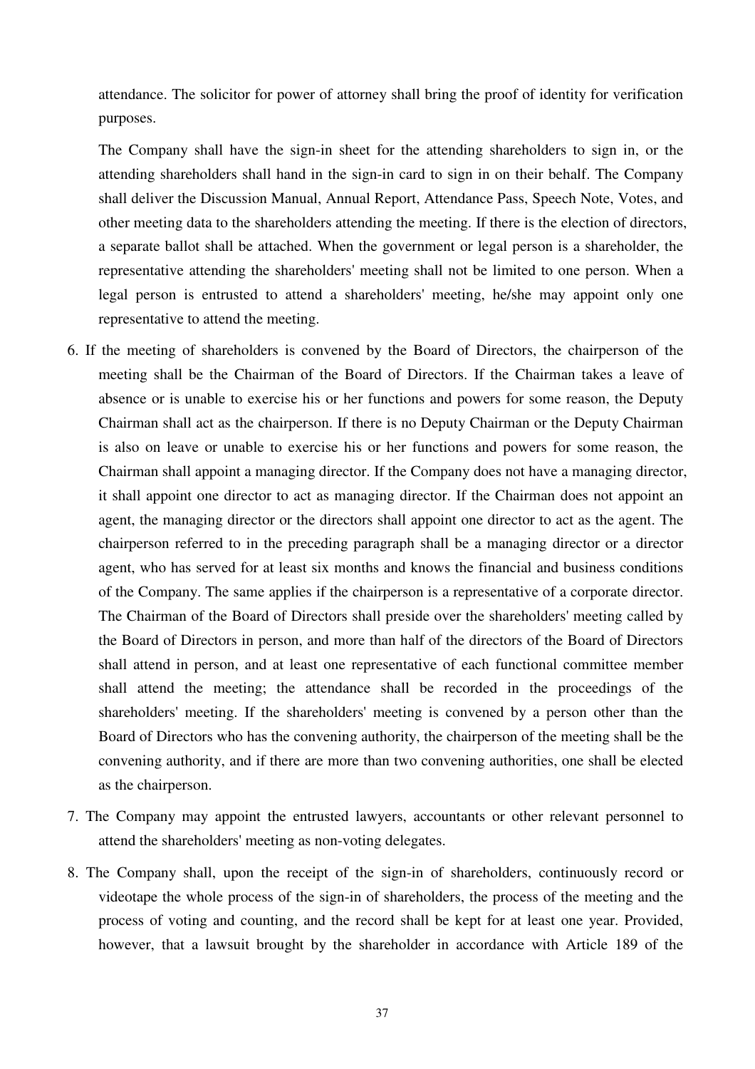attendance. The solicitor for power of attorney shall bring the proof of identity for verification purposes.

The Company shall have the sign-in sheet for the attending shareholders to sign in, or the attending shareholders shall hand in the sign-in card to sign in on their behalf. The Company shall deliver the Discussion Manual, Annual Report, Attendance Pass, Speech Note, Votes, and other meeting data to the shareholders attending the meeting. If there is the election of directors, a separate ballot shall be attached. When the government or legal person is a shareholder, the representative attending the shareholders' meeting shall not be limited to one person. When a legal person is entrusted to attend a shareholders' meeting, he/she may appoint only one representative to attend the meeting.

6. If the meeting of shareholders is convened by the Board of Directors, the chairperson of the meeting shall be the Chairman of the Board of Directors. If the Chairman takes a leave of absence or is unable to exercise his or her functions and powers for some reason, the Deputy Chairman shall act as the chairperson. If there is no Deputy Chairman or the Deputy Chairman is also on leave or unable to exercise his or her functions and powers for some reason, the Chairman shall appoint a managing director. If the Company does not have a managing director, it shall appoint one director to act as managing director. If the Chairman does not appoint an agent, the managing director or the directors shall appoint one director to act as the agent. The chairperson referred to in the preceding paragraph shall be a managing director or a director agent, who has served for at least six months and knows the financial and business conditions of the Company. The same applies if the chairperson is a representative of a corporate director. The Chairman of the Board of Directors shall preside over the shareholders' meeting called by the Board of Directors in person, and more than half of the directors of the Board of Directors shall attend in person, and at least one representative of each functional committee member shall attend the meeting; the attendance shall be recorded in the proceedings of the shareholders' meeting. If the shareholders' meeting is convened by a person other than the Board of Directors who has the convening authority, the chairperson of the meeting shall be the convening authority, and if there are more than two convening authorities, one shall be elected as the chairperson.
7. The Company may appoint the entrusted lawyers, accountants or other relevant personnel to attend the shareholders' meeting as non-voting delegates.
8. The Company shall, upon the receipt of the sign-in of shareholders, continuously record or videotape the whole process of the sign-in of shareholders, the process of the meeting and the process of voting and counting, and the record shall be kept for at least one year. Provided, however, that a lawsuit brought by the shareholder in accordance with Article 189 of the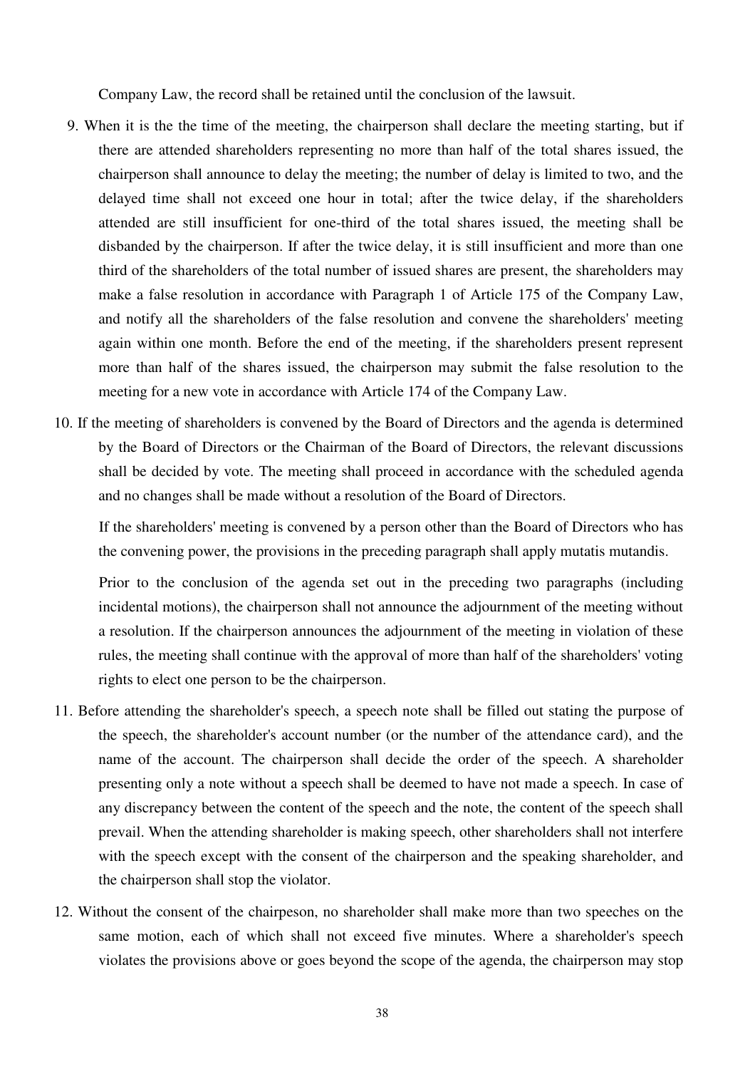Company Law, the record shall be retained until the conclusion of the lawsuit.

9. When it is the the time of the meeting, the chairperson shall declare the meeting starting, but if there are attended shareholders representing no more than half of the total shares issued, the chairperson shall announce to delay the meeting; the number of delay is limited to two, and the delayed time shall not exceed one hour in total; after the twice delay, if the shareholders attended are still insufficient for one-third of the total shares issued, the meeting shall be disbanded by the chairperson. If after the twice delay, it is still insufficient and more than one third of the shareholders of the total number of issued shares are present, the shareholders may make a false resolution in accordance with Paragraph 1 of Article 175 of the Company Law, and notify all the shareholders of the false resolution and convene the shareholders' meeting again within one month. Before the end of the meeting, if the shareholders present represent more than half of the shares issued, the chairperson may submit the false resolution to the meeting for a new vote in accordance with Article 174 of the Company Law.

10. If the meeting of shareholders is convened by the Board of Directors and the agenda is determined by the Board of Directors or the Chairman of the Board of Directors, the relevant discussions shall be decided by vote. The meeting shall proceed in accordance with the scheduled agenda and no changes shall be made without a resolution of the Board of Directors.

    If the shareholders' meeting is convened by a person other than the Board of Directors who has the convening power, the provisions in the preceding paragraph shall apply mutatis mutandis.

    Prior to the conclusion of the agenda set out in the preceding two paragraphs (including incidental motions), the chairperson shall not announce the adjournment of the meeting without a resolution. If the chairperson announces the adjournment of the meeting in violation of these rules, the meeting shall continue with the approval of more than half of the shareholders' voting rights to elect one person to be the chairperson.

11. Before attending the shareholder's speech, a speech note shall be filled out stating the purpose of the speech, the shareholder's account number (or the number of the attendance card), and the name of the account. The chairperson shall decide the order of the speech. A shareholder presenting only a note without a speech shall be deemed to have not made a speech. In case of any discrepancy between the content of the speech and the note, the content of the speech shall prevail. When the attending shareholder is making speech, other shareholders shall not interfere with the speech except with the consent of the chairperson and the speaking shareholder, and the chairperson shall stop the violator.

12. Without the consent of the chairpeson, no shareholder shall make more than two speeches on the same motion, each of which shall not exceed five minutes. Where a shareholder's speech violates the provisions above or goes beyond the scope of the agenda, the chairperson may stop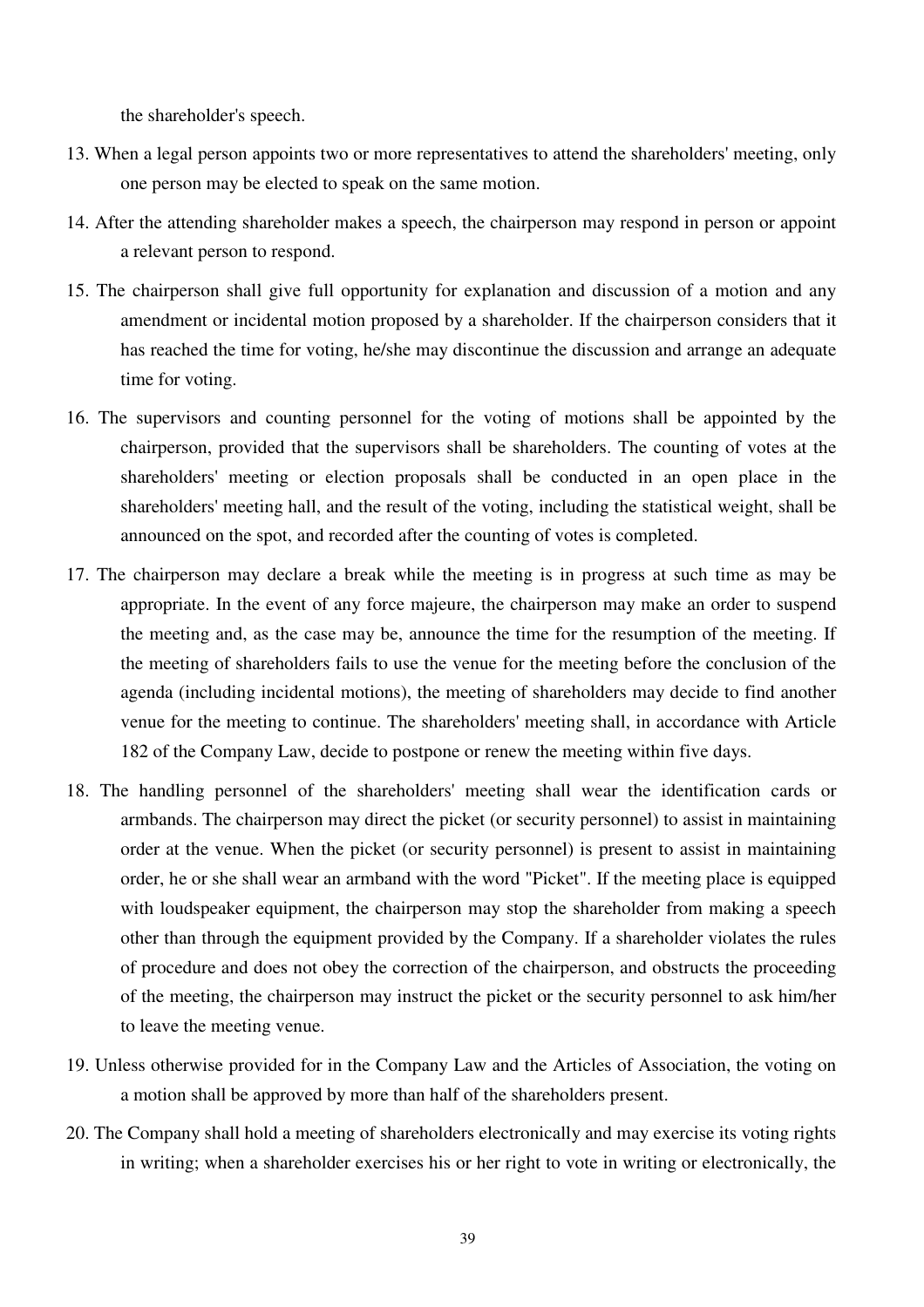the shareholder's speech.

13. When a legal person appoints two or more representatives to attend the shareholders' meeting, only one person may be elected to speak on the same motion.

14. After the attending shareholder makes a speech, the chairperson may respond in person or appoint a relevant person to respond.

15. The chairperson shall give full opportunity for explanation and discussion of a motion and any amendment or incidental motion proposed by a shareholder. If the chairperson considers that it has reached the time for voting, he/she may discontinue the discussion and arrange an adequate time for voting.

16. The supervisors and counting personnel for the voting of motions shall be appointed by the chairperson, provided that the supervisors shall be shareholders. The counting of votes at the shareholders' meeting or election proposals shall be conducted in an open place in the shareholders' meeting hall, and the result of the voting, including the statistical weight, shall be announced on the spot, and recorded after the counting of votes is completed.

17. The chairperson may declare a break while the meeting is in progress at such time as may be appropriate. In the event of any force majeure, the chairperson may make an order to suspend the meeting and, as the case may be, announce the time for the resumption of the meeting. If the meeting of shareholders fails to use the venue for the meeting before the conclusion of the agenda (including incidental motions), the meeting of shareholders may decide to find another venue for the meeting to continue. The shareholders' meeting shall, in accordance with Article 182 of the Company Law, decide to postpone or renew the meeting within five days.

18. The handling personnel of the shareholders' meeting shall wear the identification cards or armbands. The chairperson may direct the picket (or security personnel) to assist in maintaining order at the venue. When the picket (or security personnel) is present to assist in maintaining order, he or she shall wear an armband with the word "Picket". If the meeting place is equipped with loudspeaker equipment, the chairperson may stop the shareholder from making a speech other than through the equipment provided by the Company. If a shareholder violates the rules of procedure and does not obey the correction of the chairperson, and obstructs the proceeding of the meeting, the chairperson may instruct the picket or the security personnel to ask him/her to leave the meeting venue.

19. Unless otherwise provided for in the Company Law and the Articles of Association, the voting on a motion shall be approved by more than half of the shareholders present.

20. The Company shall hold a meeting of shareholders electronically and may exercise its voting rights in writing; when a shareholder exercises his or her right to vote in writing or electronically, the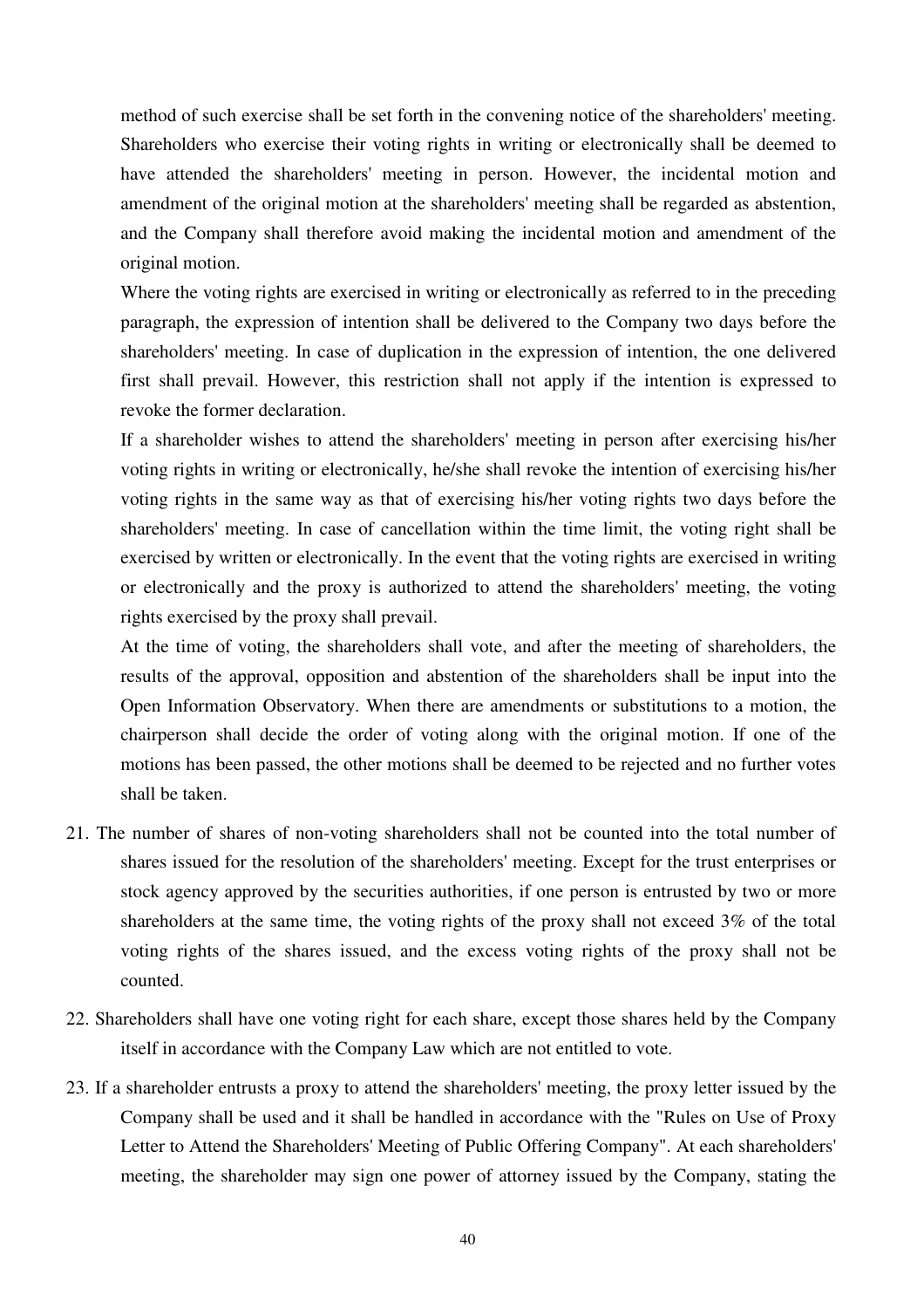method of such exercise shall be set forth in the convening notice of the shareholders' meeting. Shareholders who exercise their voting rights in writing or electronically shall be deemed to have attended the shareholders' meeting in person. However, the incidental motion and amendment of the original motion at the shareholders' meeting shall be regarded as abstention, and the Company shall therefore avoid making the incidental motion and amendment of the original motion.

Where the voting rights are exercised in writing or electronically as referred to in the preceding paragraph, the expression of intention shall be delivered to the Company two days before the shareholders' meeting. In case of duplication in the expression of intention, the one delivered first shall prevail. However, this restriction shall not apply if the intention is expressed to revoke the former declaration.

If a shareholder wishes to attend the shareholders' meeting in person after exercising his/her voting rights in writing or electronically, he/she shall revoke the intention of exercising his/her voting rights in the same way as that of exercising his/her voting rights two days before the shareholders' meeting. In case of cancellation within the time limit, the voting right shall be exercised by written or electronically. In the event that the voting rights are exercised in writing or electronically and the proxy is authorized to attend the shareholders' meeting, the voting rights exercised by the proxy shall prevail.

At the time of voting, the shareholders shall vote, and after the meeting of shareholders, the results of the approval, opposition and abstention of the shareholders shall be input into the Open Information Observatory. When there are amendments or substitutions to a motion, the chairperson shall decide the order of voting along with the original motion. If one of the motions has been passed, the other motions shall be deemed to be rejected and no further votes shall be taken.

21. The number of shares of non-voting shareholders shall not be counted into the total number of shares issued for the resolution of the shareholders' meeting. Except for the trust enterprises or stock agency approved by the securities authorities, if one person is entrusted by two or more shareholders at the same time, the voting rights of the proxy shall not exceed 3% of the total voting rights of the shares issued, and the excess voting rights of the proxy shall not be counted.

22. Shareholders shall have one voting right for each share, except those shares held by the Company itself in accordance with the Company Law which are not entitled to vote.

23. If a shareholder entrusts a proxy to attend the shareholders' meeting, the proxy letter issued by the Company shall be used and it shall be handled in accordance with the "Rules on Use of Proxy Letter to Attend the Shareholders' Meeting of Public Offering Company". At each shareholders' meeting, the shareholder may sign one power of attorney issued by the Company, stating the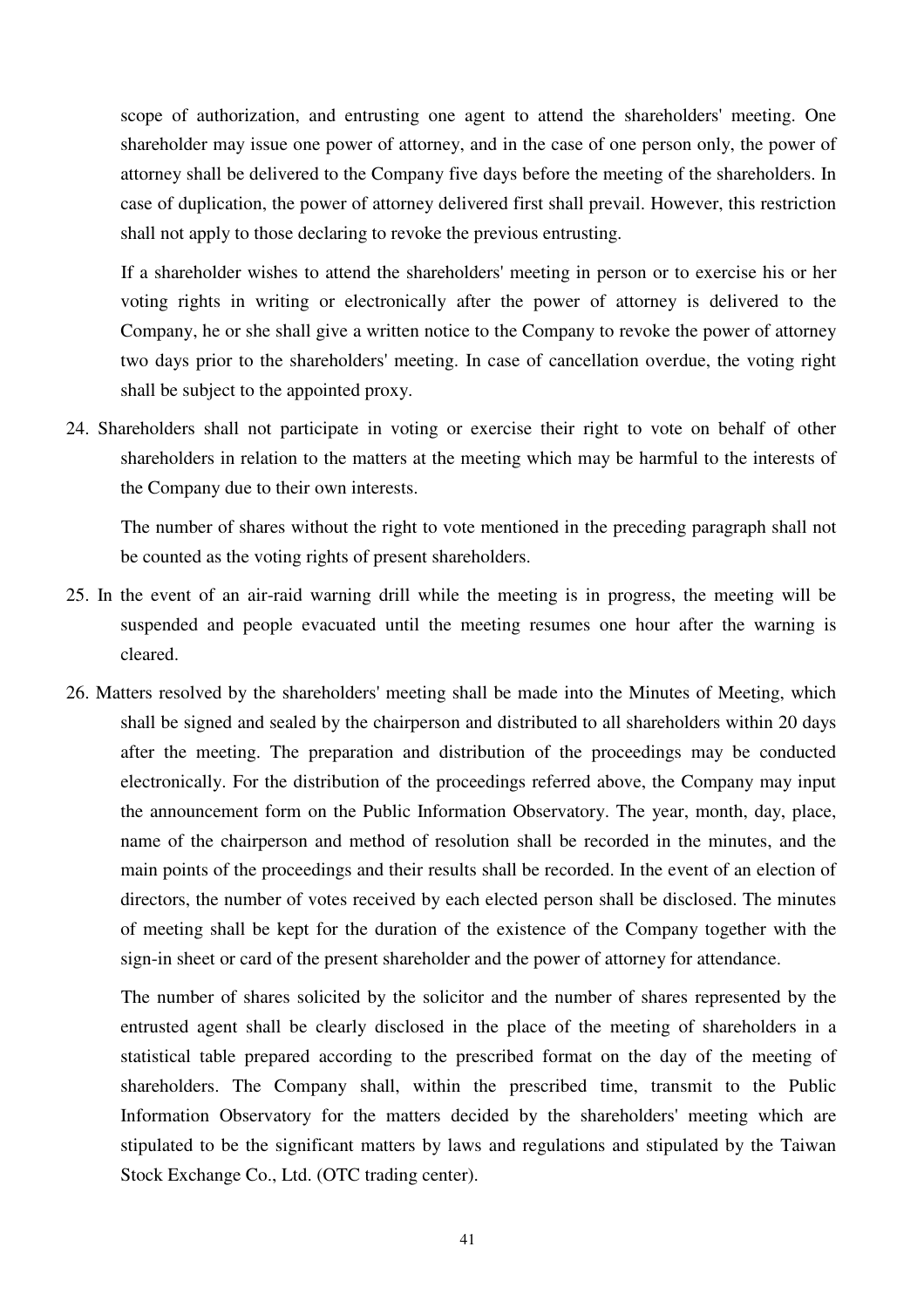scope of authorization, and entrusting one agent to attend the shareholders' meeting. One shareholder may issue one power of attorney, and in the case of one person only, the power of attorney shall be delivered to the Company five days before the meeting of the shareholders. In case of duplication, the power of attorney delivered first shall prevail. However, this restriction shall not apply to those declaring to revoke the previous entrusting.

If a shareholder wishes to attend the shareholders' meeting in person or to exercise his or her voting rights in writing or electronically after the power of attorney is delivered to the Company, he or she shall give a written notice to the Company to revoke the power of attorney two days prior to the shareholders' meeting. In case of cancellation overdue, the voting right shall be subject to the appointed proxy.

24. Shareholders shall not participate in voting or exercise their right to vote on behalf of other shareholders in relation to the matters at the meeting which may be harmful to the interests of the Company due to their own interests.

    The number of shares without the right to vote mentioned in the preceding paragraph shall not be counted as the voting rights of present shareholders.

25. In the event of an air-raid warning drill while the meeting is in progress, the meeting will be suspended and people evacuated until the meeting resumes one hour after the warning is cleared.

26. Matters resolved by the shareholders' meeting shall be made into the Minutes of Meeting, which shall be signed and sealed by the chairperson and distributed to all shareholders within 20 days after the meeting. The preparation and distribution of the proceedings may be conducted electronically. For the distribution of the proceedings referred above, the Company may input the announcement form on the Public Information Observatory. The year, month, day, place, name of the chairperson and method of resolution shall be recorded in the minutes, and the main points of the proceedings and their results shall be recorded. In the event of an election of directors, the number of votes received by each elected person shall be disclosed. The minutes of meeting shall be kept for the duration of the existence of the Company together with the sign-in sheet or card of the present shareholder and the power of attorney for attendance.

    The number of shares solicited by the solicitor and the number of shares represented by the entrusted agent shall be clearly disclosed in the place of the meeting of shareholders in a statistical table prepared according to the prescribed format on the day of the meeting of shareholders. The Company shall, within the prescribed time, transmit to the Public Information Observatory for the matters decided by the shareholders' meeting which are stipulated to be the significant matters by laws and regulations and stipulated by the Taiwan Stock Exchange Co., Ltd. (OTC trading center).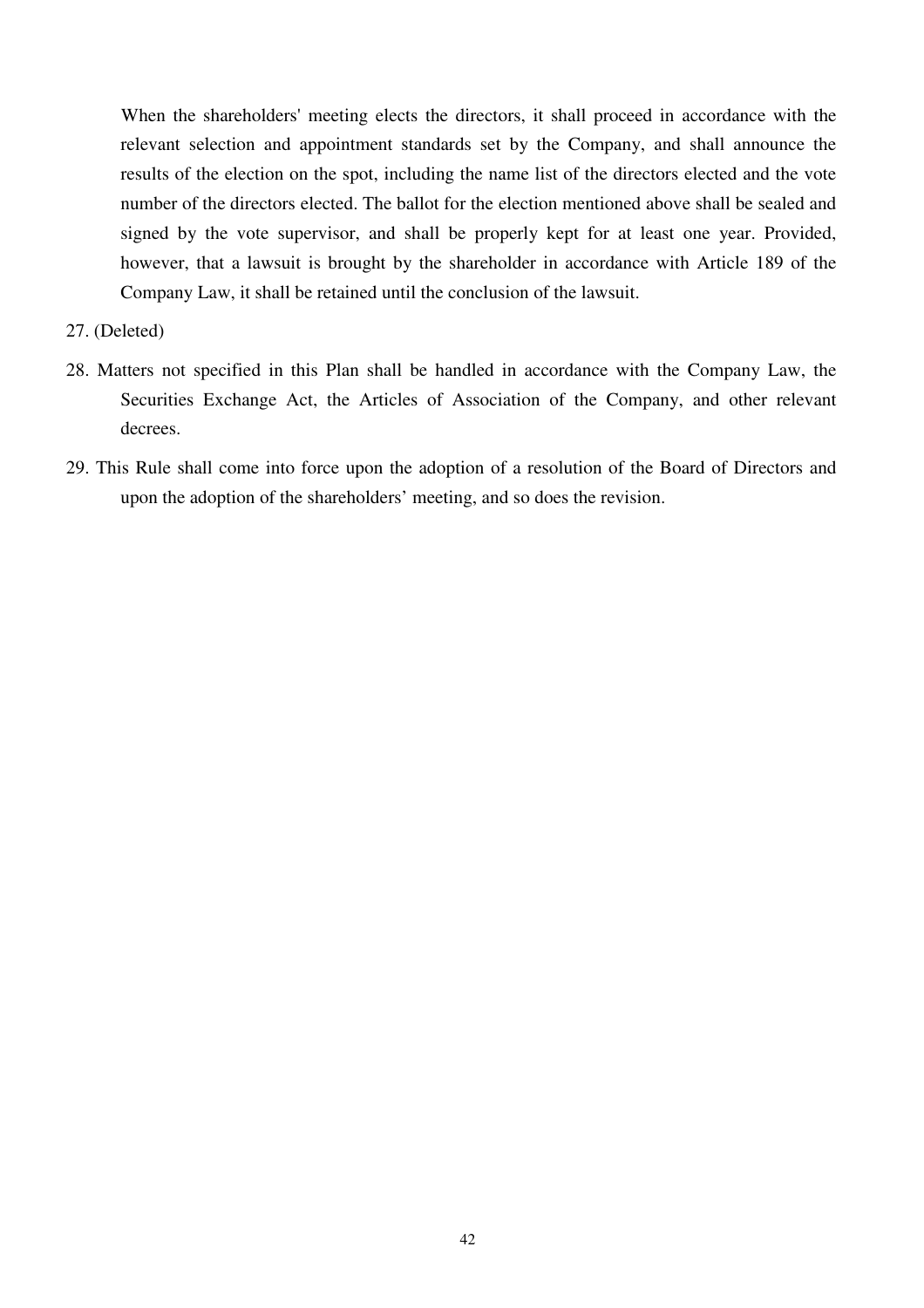When the shareholders' meeting elects the directors, it shall proceed in accordance with the relevant selection and appointment standards set by the Company, and shall announce the results of the election on the spot, including the name list of the directors elected and the vote number of the directors elected. The ballot for the election mentioned above shall be sealed and signed by the vote supervisor, and shall be properly kept for at least one year. Provided, however, that a lawsuit is brought by the shareholder in accordance with Article 189 of the Company Law, it shall be retained until the conclusion of the lawsuit.

27. (Deleted)

28. Matters not specified in this Plan shall be handled in accordance with the Company Law, the Securities Exchange Act, the Articles of Association of the Company, and other relevant decrees.

29. This Rule shall come into force upon the adoption of a resolution of the Board of Directors and upon the adoption of the shareholders’ meeting, and so does the revision.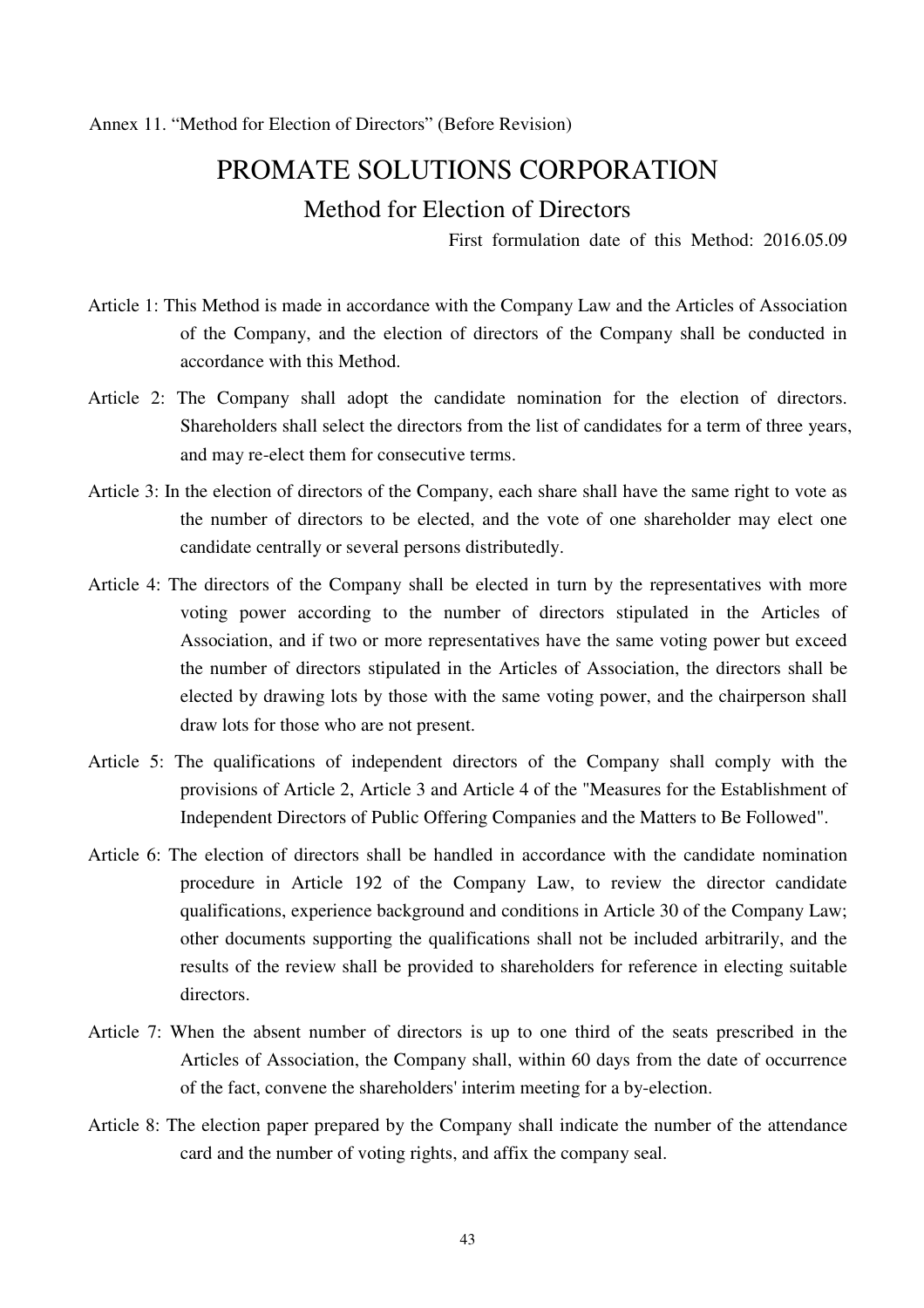Annex 11. “Method for Election of Directors” (Before Revision)

# PROMATE SOLUTIONS CORPORATION

## Method for Election of Directors

First formulation date of this Method: 2016.05.09

Article 1: This Method is made in accordance with the Company Law and the Articles of Association of the Company, and the election of directors of the Company shall be conducted in accordance with this Method.

Article 2: The Company shall adopt the candidate nomination for the election of directors. Shareholders shall select the directors from the list of candidates for a term of three years, and may re-elect them for consecutive terms.

Article 3: In the election of directors of the Company, each share shall have the same right to vote as the number of directors to be elected, and the vote of one shareholder may elect one candidate centrally or several persons distributedly.

Article 4: The directors of the Company shall be elected in turn by the representatives with more voting power according to the number of directors stipulated in the Articles of Association, and if two or more representatives have the same voting power but exceed the number of directors stipulated in the Articles of Association, the directors shall be elected by drawing lots by those with the same voting power, and the chairperson shall draw lots for those who are not present.

Article 5: The qualifications of independent directors of the Company shall comply with the provisions of Article 2, Article 3 and Article 4 of the "Measures for the Establishment of Independent Directors of Public Offering Companies and the Matters to Be Followed".

Article 6: The election of directors shall be handled in accordance with the candidate nomination procedure in Article 192 of the Company Law, to review the director candidate qualifications, experience background and conditions in Article 30 of the Company Law; other documents supporting the qualifications shall not be included arbitrarily, and the results of the review shall be provided to shareholders for reference in electing suitable directors.

Article 7: When the absent number of directors is up to one third of the seats prescribed in the Articles of Association, the Company shall, within 60 days from the date of occurrence of the fact, convene the shareholders' interim meeting for a by-election.

Article 8: The election paper prepared by the Company shall indicate the number of the attendance card and the number of voting rights, and affix the company seal.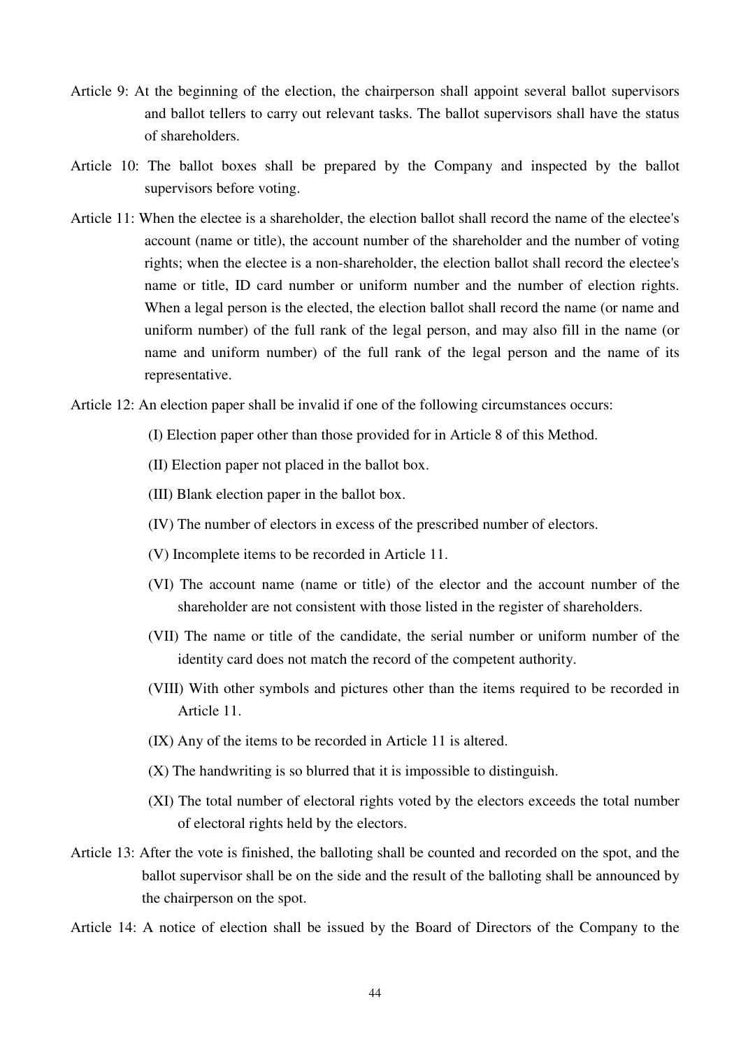Article 9: At the beginning of the election, the chairperson shall appoint several ballot supervisors and ballot tellers to carry out relevant tasks. The ballot supervisors shall have the status of shareholders.

Article 10: The ballot boxes shall be prepared by the Company and inspected by the ballot supervisors before voting.

Article 11: When the electee is a shareholder, the election ballot shall record the name of the electee's account (name or title), the account number of the shareholder and the number of voting rights; when the electee is a non-shareholder, the election ballot shall record the electee's name or title, ID card number or uniform number and the number of election rights. When a legal person is the elected, the election ballot shall record the name (or name and uniform number) of the full rank of the legal person, and may also fill in the name (or name and uniform number) of the full rank of the legal person and the name of its representative.

Article 12: An election paper shall be invalid if one of the following circumstances occurs:

(I) Election paper other than those provided for in Article 8 of this Method.

(II) Election paper not placed in the ballot box.

(III) Blank election paper in the ballot box.

(IV) The number of electors in excess of the prescribed number of electors.

(V) Incomplete items to be recorded in Article 11.

(VI) The account name (name or title) of the elector and the account number of the shareholder are not consistent with those listed in the register of shareholders.

(VII) The name or title of the candidate, the serial number or uniform number of the identity card does not match the record of the competent authority.

(VIII) With other symbols and pictures other than the items required to be recorded in Article 11.

(IX) Any of the items to be recorded in Article 11 is altered.

(X) The handwriting is so blurred that it is impossible to distinguish.

(XI) The total number of electoral rights voted by the electors exceeds the total number of electoral rights held by the electors.

Article 13: After the vote is finished, the balloting shall be counted and recorded on the spot, and the ballot supervisor shall be on the side and the result of the balloting shall be announced by the chairperson on the spot.

Article 14: A notice of election shall be issued by the Board of Directors of the Company to the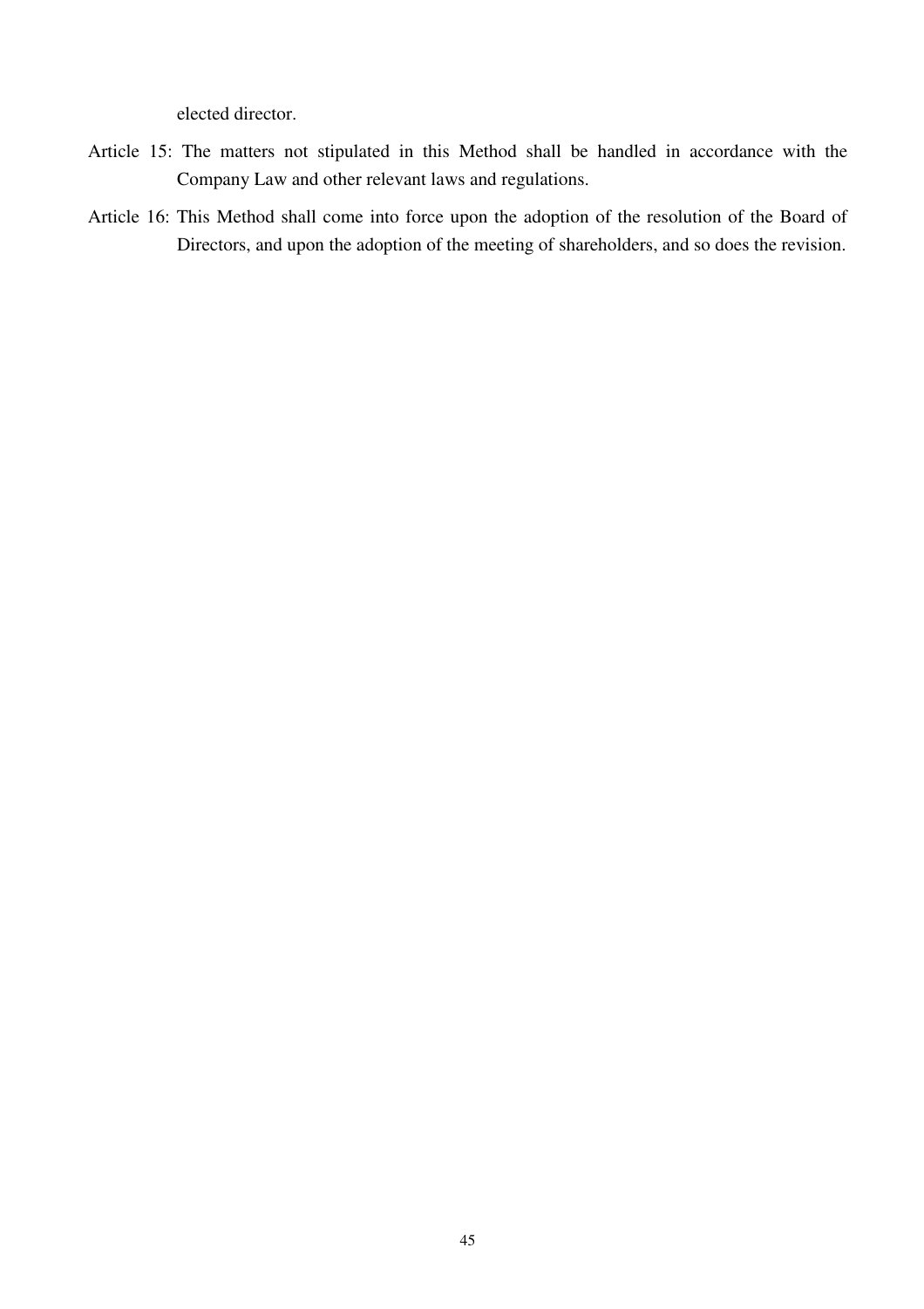elected director.

Article 15: The matters not stipulated in this Method shall be handled in accordance with the Company Law and other relevant laws and regulations.

Article 16: This Method shall come into force upon the adoption of the resolution of the Board of Directors, and upon the adoption of the meeting of shareholders, and so does the revision.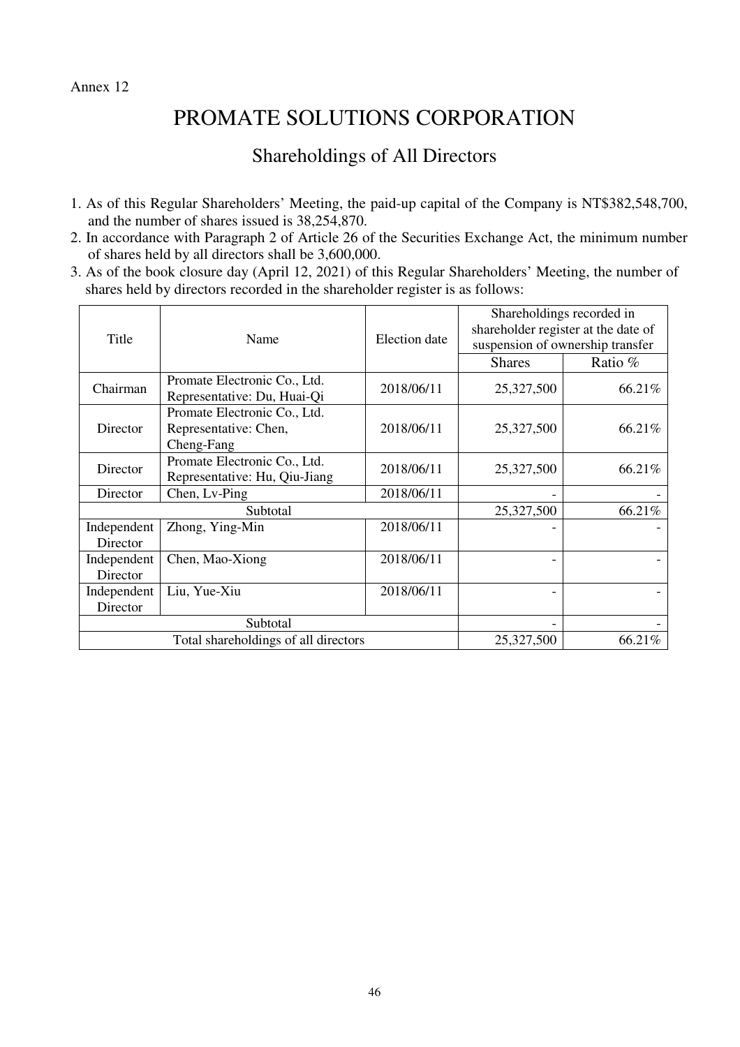Annex 12

# PROMATE SOLUTIONS CORPORATION

## Shareholdings of All Directors

1. As of this Regular Shareholders' Meeting, the paid-up capital of the Company is NT$382,548,700, and the number of shares issued is 38,254,870.
2. In accordance with Paragraph 2 of Article 26 of the Securities Exchange Act, the minimum number of shares held by all directors shall be 3,600,000.
3. As of the book closure day (April 12, 2021) of this Regular Shareholders' Meeting, the number of shares held by directors recorded in the shareholder register is as follows:

| Title | Name | Election date | Shareholdings recorded in shareholder register at the date of suspension of ownership transfer | |
|---|---|---|---|---|
| | | | Shares | Ratio % |
| Chairman | Promate Electronic Co., Ltd. Representative: Du, Huai-Qi | 2018/06/11 | 25,327,500 | 66.21% |
| Director | Promate Electronic Co., Ltd. Representative: Chen, Cheng-Fang | 2018/06/11 | 25,327,500 | 66.21% |
| Director | Promate Electronic Co., Ltd. Representative: Hu, Qiu-Jiang | 2018/06/11 | 25,327,500 | 66.21% |
| Director | Chen, Lv-Ping | 2018/06/11 | - | - |
| Subtotal | | | 25,327,500 | 66.21% |
| Independent Director | Zhong, Ying-Min | 2018/06/11 | - | - |
| Independent Director | Chen, Mao-Xiong | 2018/06/11 | - | - |
| Independent Director | Liu, Yue-Xiu | 2018/06/11 | - | - |
| Subtotal | | | - | - |
| Total shareholdings of all directors | | | 25,327,500 | 66.21% |